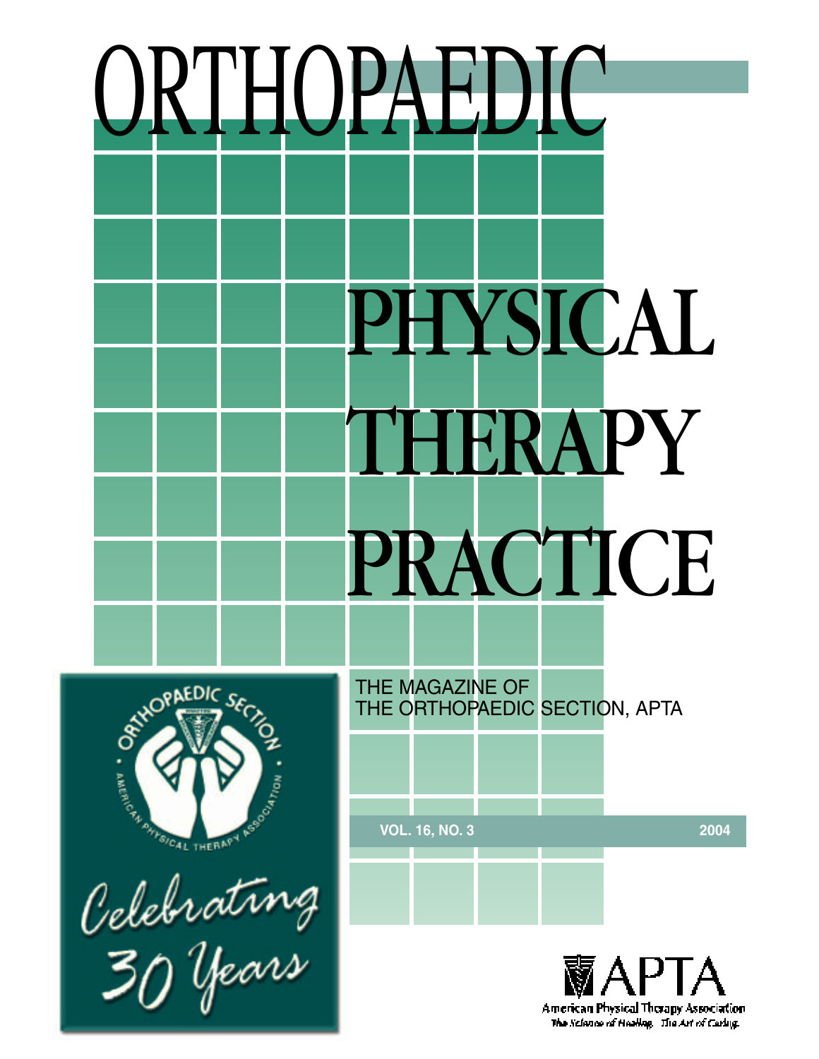# ORTHOPAEDIC PHYSICAL THERAPY PRACTICE

THE MAGAZINE OF
THE ORTHOPAEDIC SECTION, APTA

ORTHOPAEDIC SECTION • AMERICAN PHYSICAL THERAPY ASSOCIATION

*Celebrating 30 Years*

**VOL. 16, NO. 3** **2004**

APTA
American Physical Therapy Association
*The Science of Healing. The Art of Caring.*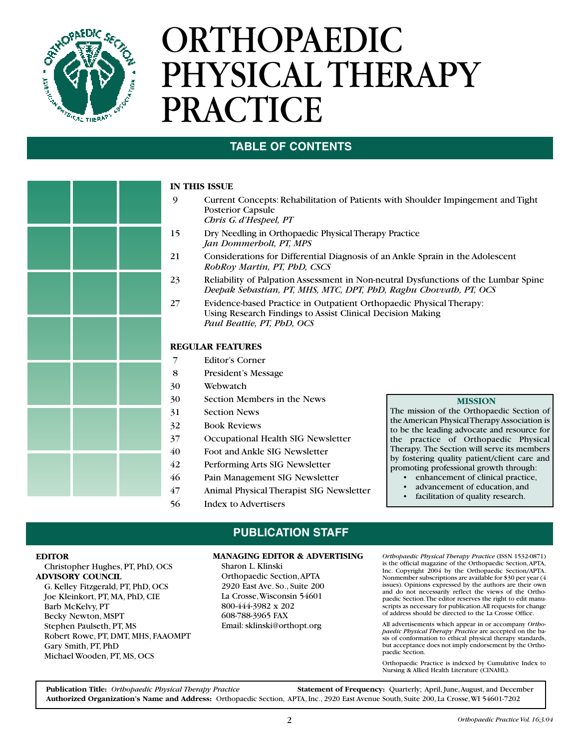# ORTHOPAEDIC PHYSICAL THERAPY PRACTICE

## TABLE OF CONTENTS

### IN THIS ISSUE

9 Current Concepts: Rehabilitation of Patients with Shoulder Impingement and Tight Posterior Capsule
*Chris G. d'Hespeel, PT*

15 Dry Needling in Orthopaedic Physical Therapy Practice
*Jan Dommerholt, PT, MPS*

21 Considerations for Differential Diagnosis of an Ankle Sprain in the Adolescent
*RobRoy Martin, PT, PhD, CSCS*

23 Reliability of Palpation Assessment in Non-neutral Dysfunctions of the Lumbar Spine
*Deepak Sebastian, PT, MHS, MTC, DPT, PhD, Raghu Chovvath, PT, OCS*

27 Evidence-based Practice in Outpatient Orthopaedic Physical Therapy: Using Research Findings to Assist Clinical Decision Making
*Paul Beattie, PT, PhD, OCS*

### REGULAR FEATURES

7 Editor's Corner
8 President's Message
30 Webwatch
30 Section Members in the News
31 Section News
32 Book Reviews
37 Occupational Health SIG Newsletter
40 Foot and Ankle SIG Newsletter
42 Performing Arts SIG Newsletter
46 Pain Management SIG Newsletter
47 Animal Physical Therapist SIG Newsletter
56 Index to Advertisers

### MISSION

The mission of the Orthopaedic Section of the American Physical Therapy Association is to be the leading advocate and resource for the practice of Orthopaedic Physical Therapy. The Section will serve its members by fostering quality patient/client care and promoting professional growth through:

- enhancement of clinical practice,
- advancement of education, and
- facilitation of quality research.

## PUBLICATION STAFF

**EDITOR**
Christopher Hughes, PT, PhD, OCS

**ADVISORY COUNCIL**
G. Kelley Fitzgerald, PT, PhD, OCS
Joe Kleinkort, PT, MA, PhD, CIE
Barb McKelvy, PT
Becky Newton, MSPT
Stephen Paulseth, PT, MS
Robert Rowe, PT, DMT, MHS, FAAOMPT
Gary Smith, PT, PhD
Michael Wooden, PT, MS, OCS

**MANAGING EDITOR & ADVERTISING**
Sharon L. Klinski
Orthopaedic Section, APTA
2920 East Ave. So., Suite 200
La Crosse, Wisconsin 54601
800-444-3982 x 202
608-788-3965 FAX
Email: sklinski@orthopt.org

*Orthopaedic Physical Therapy Practice* (ISSN 1532-0871) is the official magazine of the Orthopaedic Section, APTA, Inc. Copyright 2004 by the Orthopaedic Section/APTA. Nonmember subscriptions are available for $30 per year (4 issues). Opinions expressed by the authors are their own and do not necessarily reflect the views of the Orthopaedic Section. The editor reserves the right to edit manuscripts as necessary for publication. All requests for change of address should be directed to the La Crosse Office.

All advertisements which appear in or accompany *Orthopaedic Physical Therapy Practice* are accepted on the basis of conformation to ethical physical therapy standards, but acceptance does not imply endorsement by the Orthopaedic Section.

Orthopaedic Practice is indexed by Cumulative Index to Nursing & Allied Health Literature (CINAHL).

**Publication Title:** *Orthopaedic Physical Therapy Practice* **Statement of Frequency:** Quarterly; April, June, August, and December
**Authorized Organization's Name and Address:** Orthopaedic Section, APTA, Inc., 2920 East Avenue South, Suite 200, La Crosse, WI 54601-7202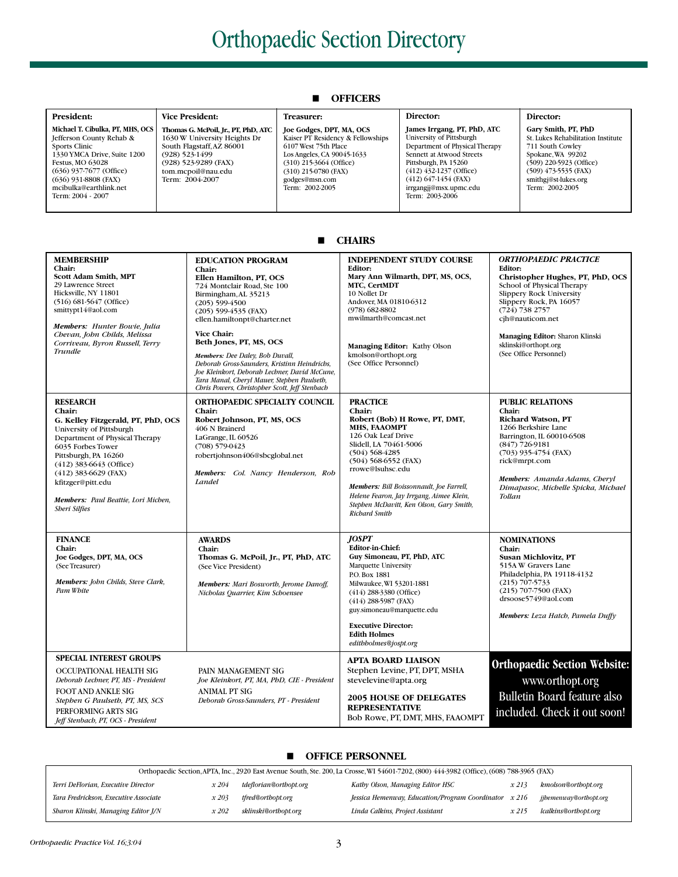# Orthopaedic Section Directory

## OFFICERS

**President:**
**Michael T. Cibulka, PT, MHS, OCS**
Jefferson County Rehab & Sports Clinic
1330 YMCA Drive, Suite 1200
Festus, MO 63028
(636) 937-7677 (Office)
(636) 931-8808 (FAX)
mcibulka@earthlink.net
Term: 2004 - 2007

**Vice President:**
**Thomas G. McPoil, Jr., PT, PhD, ATC**
1630 W University Heights Dr
South Flagstaff, AZ 86001
(928) 523-1499
(928) 523-9289 (FAX)
tom.mcpoil@nau.edu
Term: 2004-2007

**Treasurer:**
**Joe Godges, DPT, MA, OCS**
Kaiser PT Residency & Fellowships
6107 West 75th Place
Los Angeles, CA 90045-1633
(310) 215-3664 (Office)
(310) 215-0780 (FAX)
godges@msn.com
Term: 2002-2005

**Director:**
**James Irrgang, PT, PhD, ATC**
University of Pittsburgh
Department of Physical Therapy
Sennett at Atwood Streets
Pittsburgh, PA 15260
(412) 432-1237 (Office)
(412) 647-1454 (FAX)
irrgangjj@msx.upmc.edu
Term: 2003-2006

**Director:**
**Gary Smith, PT, PhD**
St. Lukes Rehabilitation Institute
711 South Cowley
Spokane, WA 99202
(509) 220-5923 (Office)
(509) 473-5535 (FAX)
smithgj@st-lukes.org
Term: 2002-2005

## CHAIRS

**MEMBERSHIP**
**Chair:**
**Scott Adam Smith, MPT**
29 Lawrence Street
Hicksville, NY 11801
(516) 681-5647 (Office)
smittypt14@aol.com

***Members:*** *Hunter Bowie, Julia Chevan, John Childs, Melissa Corriveau, Byron Russell, Terry Trundle*

**EDUCATION PROGRAM**
**Chair:**
**Ellen Hamilton, PT, OCS**
724 Montclair Road, Ste 100
Birmingham, AL 35213
(205) 599-4500
(205) 599-4535 (FAX)
ellen.hamiltonpt@charter.net

**Vice Chair:**
**Beth Jones, PT, MS, OCS**

***Members:*** *Dee Daley, Bob Duvall, Deborah Gross-Saunders, Kristinn Heinrichs, Joe Kleinkort, Deborah Lechner, David McCune, Tara Manal, Cheryl Mauer, Stephen Paulseth, Chris Powers, Christopher Scott, Jeff Stenbach*

**INDEPENDENT STUDY COURSE**
**Editor:**
**Mary Ann Wilmarth, DPT, MS, OCS, MTC, CertMDT**
10 Nollet Dr
Andover, MA 01810-6312
(978) 682-8802
mwilmarth@comcast.net

**Managing Editor:** Kathy Olson
kmolson@orthopt.org
(See Office Personnel)

***ORTHOPAEDIC PRACTICE***
**Editor:**
**Christopher Hughes, PT, PhD, OCS**
School of Physical Therapy
Slippery Rock University
Slippery Rock, PA 16057
(724) 738 2757
cjh@nauticom.net

**Managing Editor:** Sharon Klinski
sklinski@orthopt.org
(See Office Personnel)

**RESEARCH**
**Chair:**
**G. Kelley Fitzgerald, PT, PhD, OCS**
University of Pittsburgh
Department of Physical Therapy
6035 Forbes Tower
Pittsburgh, PA 16260
(412) 383-6643 (Office)
(412) 383-6629 (FAX)
kfitzger@pitt.edu

***Members:*** *Paul Beattie, Lori Michen, Sheri Silfies*

**ORTHOPAEDIC SPECIALTY COUNCIL**
**Chair:**
**Robert Johnson, PT, MS, OCS**
406 N Brainerd
LaGrange, IL 60526
(708) 579-0423
robertjohnson406@sbcglobal.net

***Members:*** *Col. Nancy Henderson, Rob Landel*

**PRACTICE**
**Chair:**
**Robert (Bob) H Rowe, PT, DMT, MHS, FAAOMPT**
126 Oak Leaf Drive
Slidell, LA 70461-5006
(504) 568-4285
(504) 568-6552 (FAX)
rrowe@lsuhsc.edu

***Members:*** *Bill Boissonnault, Joe Farrell, Helene Fearon, Jay Irrgang, Aimee Klein, Stephen McDavitt, Ken Olson, Gary Smith, Richard Smith*

**PUBLIC RELATIONS**
**Chair:**
**Richard Watson, PT**
1266 Berkshire Lane
Barrington, IL 60010-6508
(847) 726-9181
(703) 935-4754 (FAX)
rick@mrpt.com

***Members:*** *Amanda Adams, Cheryl Dimapasoc, Michelle Spicka, Michael Tollan*

**FINANCE**
**Chair:**
**Joe Godges, DPT, MA, OCS**
(See Treasurer)

***Members:*** *John Childs, Steve Clark, Pam White*

**AWARDS**
**Chair:**
**Thomas G. McPoil, Jr., PT, PhD, ATC**
(See Vice President)

***Members:*** *Mari Bosworth, Jerome Danoff, Nicholas Quarrier, Kim Schoensee*

***JOSPT***
**Editor-in-Chief:**
**Guy Simoneau, PT, PhD, ATC**
Marquette University
P.O. Box 1881
Milwaukee, WI 53201-1881
(414) 288-3380 (Office)
(414) 288-5987 (FAX)
guy.simoneau@marquette.edu

**Executive Director:**
**Edith Holmes**
*edithholmes@jospt.org*

**NOMINATIONS**
**Chair:**
**Susan Michlovitz, PT**
515A W Gravers Lane
Philadelphia, PA 19118-4132
(215) 707-5733
(215) 707-7500 (FAX)
drsoose5749@aol.com

***Members:*** *Leza Hatch, Pamela Duffy*

**SPECIAL INTEREST GROUPS**

OCCUPATIONAL HEALTH SIG
*Deborah Lechner, PT, MS - President*

FOOT AND ANKLE SIG
*Stephen G Paulseth, PT, MS, SCS*

PERFORMING ARTS SIG
*Jeff Stenbach, PT, OCS - President*

PAIN MANAGEMENT SIG
*Joe Kleinkort, PT, MA, PhD, CIE - President*

ANIMAL PT SIG
*Deborah Gross-Saunders, PT - President*

**APTA BOARD LIAISON**
Stephen Levine, PT, DPT, MSHA
stevelevine@apta.org

**2005 HOUSE OF DELEGATES REPRESENTATIVE**
Bob Rowe, PT, DMT, MHS, FAAOMPT

**Orthopaedic Section Website:**
www.orthopt.org
Bulletin Board feature also included. Check it out soon!

## OFFICE PERSONNEL

Orthopaedic Section, APTA, Inc., 2920 East Avenue South, Ste. 200, La Crosse, WI 54601-7202, (800) 444-3982 (Office), (608) 788-3965 (FAX)

| Name | Ext. | Email | Name | Ext. | Email |
|---|---|---|---|---|---|
| *Terri DeFlorian, Executive Director* | *x 204* | *tdeflorian@orthopt.org* | *Kathy Olson, Managing Editor HSC* | *x 213* | *kmolson@orthopt.org* |
| *Tara Fredrickson, Executive Associate* | *x 203* | *tfred@orthopt.org* | *Jessica Hemenway, Education/Program Coordinator* | *x 216* | *jjhemenway@orthopt.org* |
| *Sharon Klinski, Managing Editor J/N* | *x 202* | *sklinski@orthopt.org* | *Linda Calkins, Project Assistant* | *x 215* | *lcalkins@orthopt.org* |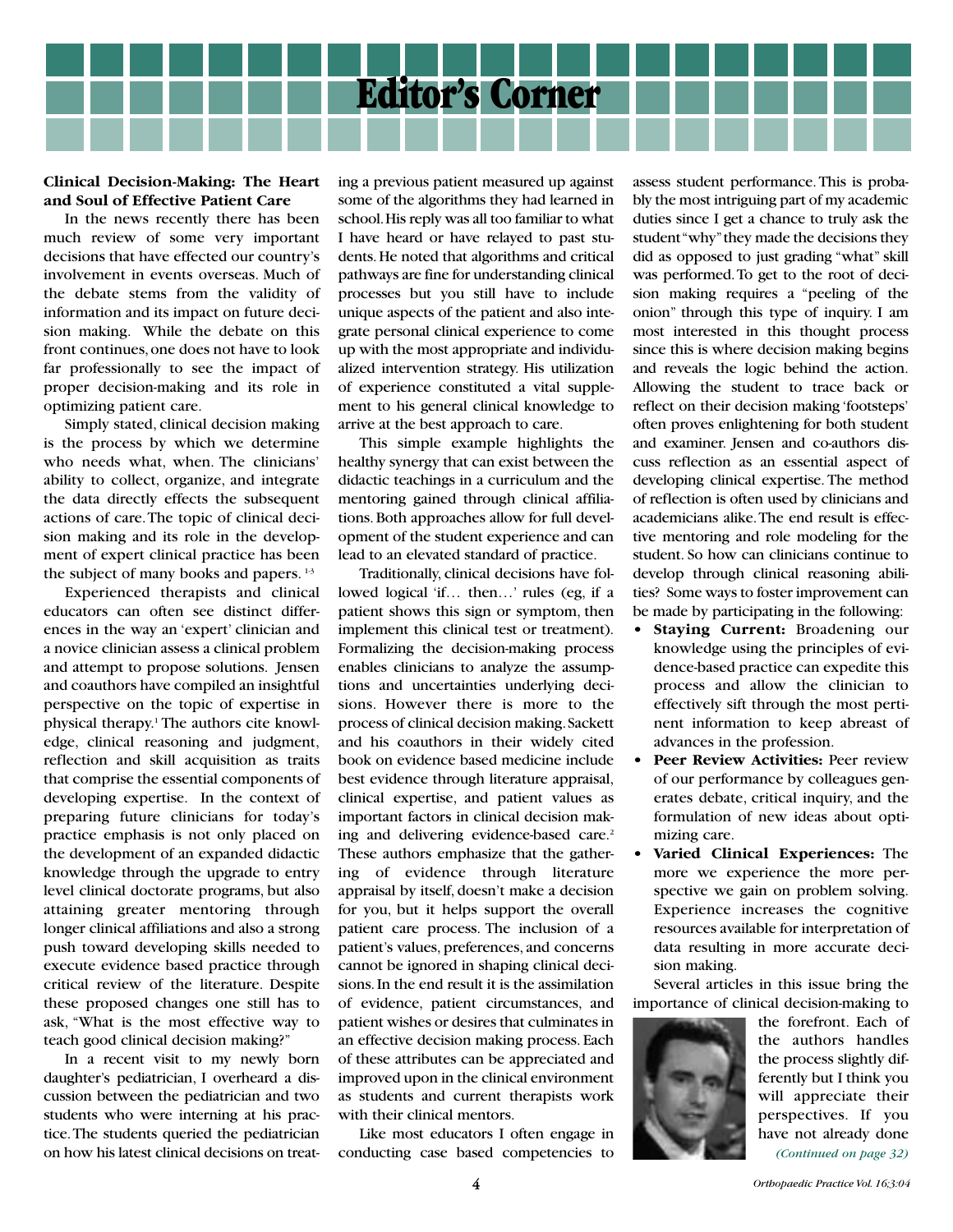# Editor's Corner

**Clinical Decision-Making: The Heart and Soul of Effective Patient Care**

In the news recently there has been much review of some very important decisions that have effected our country's involvement in events overseas. Much of the debate stems from the validity of information and its impact on future decision making. While the debate on this front continues, one does not have to look far professionally to see the impact of proper decision-making and its role in optimizing patient care.

Simply stated, clinical decision making is the process by which we determine who needs what, when. The clinicians' ability to collect, organize, and integrate the data directly effects the subsequent actions of care. The topic of clinical decision making and its role in the development of expert clinical practice has been the subject of many books and papers.[1-3]

Experienced therapists and clinical educators can often see distinct differences in the way an 'expert' clinician and a novice clinician assess a clinical problem and attempt to propose solutions. Jensen and coauthors have compiled an insightful perspective on the topic of expertise in physical therapy.[1] The authors cite knowledge, clinical reasoning and judgment, reflection and skill acquisition as traits that comprise the essential components of developing expertise. In the context of preparing future clinicians for today's practice emphasis is not only placed on the development of an expanded didactic knowledge through the upgrade to entry level clinical doctorate programs, but also attaining greater mentoring through longer clinical affiliations and also a strong push toward developing skills needed to execute evidence based practice through critical review of the literature. Despite these proposed changes one still has to ask, "What is the most effective way to teach good clinical decision making?"

In a recent visit to my newly born daughter's pediatrician, I overheard a discussion between the pediatrician and two students who were interning at his practice. The students queried the pediatrician on how his latest clinical decisions on treating a previous patient measured up against some of the algorithms they had learned in school. His reply was all too familiar to what I have heard or have relayed to past students. He noted that algorithms and critical pathways are fine for understanding clinical processes but you still have to include unique aspects of the patient and also integrate personal clinical experience to come up with the most appropriate and individualized intervention strategy. His utilization of experience constituted a vital supplement to his general clinical knowledge to arrive at the best approach to care.

This simple example highlights the healthy synergy that can exist between the didactic teachings in a curriculum and the mentoring gained through clinical affiliations. Both approaches allow for full development of the student experience and can lead to an elevated standard of practice.

Traditionally, clinical decisions have followed logical 'if… then…' rules (eg, if a patient shows this sign or symptom, then implement this clinical test or treatment). Formalizing the decision-making process enables clinicians to analyze the assumptions and uncertainties underlying decisions. However there is more to the process of clinical decision making. Sackett and his coauthors in their widely cited book on evidence based medicine include best evidence through literature appraisal, clinical expertise, and patient values as important factors in clinical decision making and delivering evidence-based care.[2] These authors emphasize that the gathering of evidence through literature appraisal by itself, doesn't make a decision for you, but it helps support the overall patient care process. The inclusion of a patient's values, preferences, and concerns cannot be ignored in shaping clinical decisions. In the end result it is the assimilation of evidence, patient circumstances, and patient wishes or desires that culminates in an effective decision making process. Each of these attributes can be appreciated and improved upon in the clinical environment as students and current therapists work with their clinical mentors.

Like most educators I often engage in conducting case based competencies to assess student performance. This is probably the most intriguing part of my academic duties since I get a chance to truly ask the student "why" they made the decisions they did as opposed to just grading "what" skill was performed. To get to the root of decision making requires a "peeling of the onion" through this type of inquiry. I am most interested in this thought process since this is where decision making begins and reveals the logic behind the action. Allowing the student to trace back or reflect on their decision making 'footsteps' often proves enlightening for both student and examiner. Jensen and co-authors discuss reflection as an essential aspect of developing clinical expertise. The method of reflection is often used by clinicians and academicians alike. The end result is effective mentoring and role modeling for the student. So how can clinicians continue to develop through clinical reasoning abilities? Some ways to foster improvement can be made by participating in the following:

- **Staying Current:** Broadening our knowledge using the principles of evidence-based practice can expedite this process and allow the clinician to effectively sift through the most pertinent information to keep abreast of advances in the profession.
- **Peer Review Activities:** Peer review of our performance by colleagues generates debate, critical inquiry, and the formulation of new ideas about optimizing care.
- **Varied Clinical Experiences:** The more we experience the more perspective we gain on problem solving. Experience increases the cognitive resources available for interpretation of data resulting in more accurate decision making.

Several articles in this issue bring the importance of clinical decision-making to the forefront. Each of the authors handles the process slightly differently but I think you will appreciate their perspectives. If you have not already done

*(Continued on page 32)*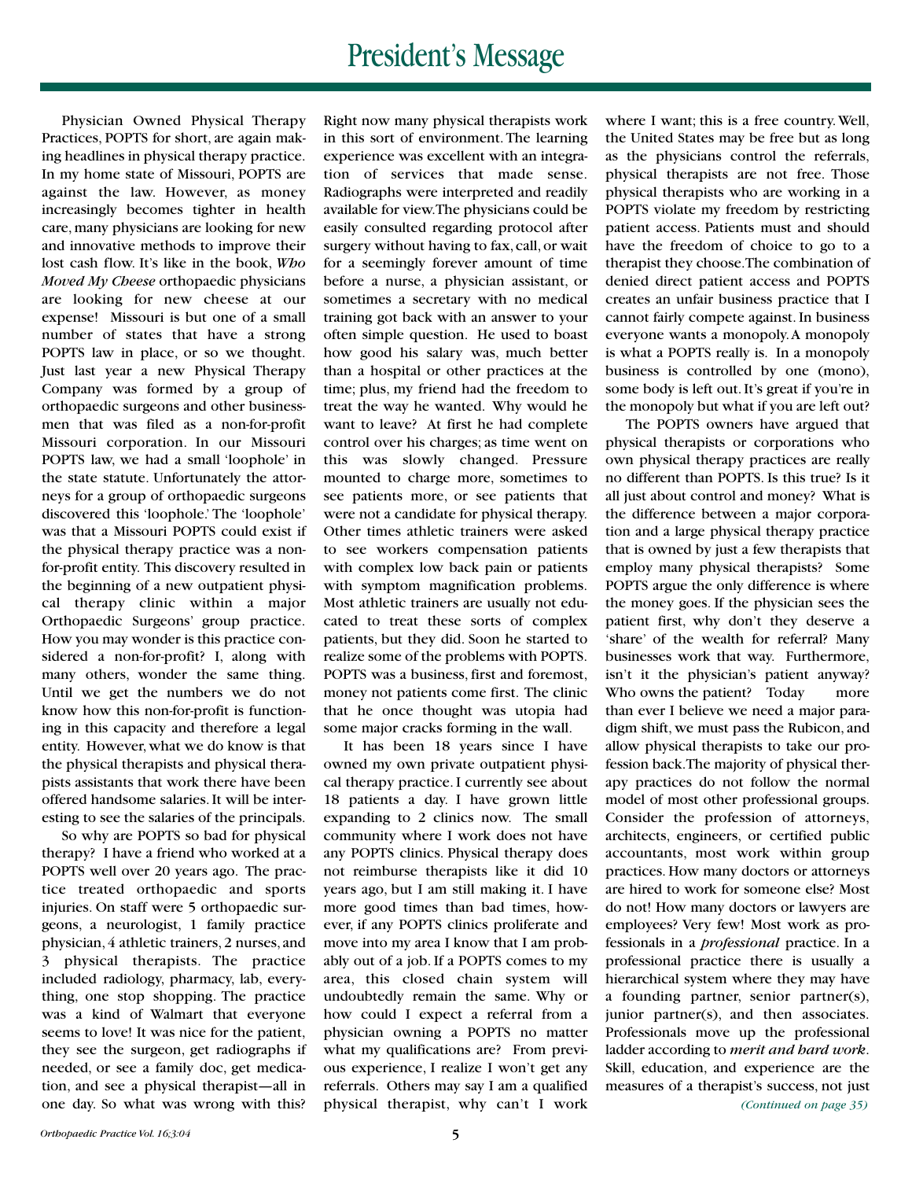# President's Message

Physician Owned Physical Therapy Practices, POPTS for short, are again making headlines in physical therapy practice. In my home state of Missouri, POPTS are against the law. However, as money increasingly becomes tighter in health care, many physicians are looking for new and innovative methods to improve their lost cash flow. It's like in the book, *Who Moved My Cheese* orthopaedic physicians are looking for new cheese at our expense! Missouri is but one of a small number of states that have a strong POPTS law in place, or so we thought. Just last year a new Physical Therapy Company was formed by a group of orthopaedic surgeons and other businessmen that was filed as a non-for-profit Missouri corporation. In our Missouri POPTS law, we had a small 'loophole' in the state statute. Unfortunately the attorneys for a group of orthopaedic surgeons discovered this 'loophole.' The 'loophole' was that a Missouri POPTS could exist if the physical therapy practice was a non-for-profit entity. This discovery resulted in the beginning of a new outpatient physical therapy clinic within a major Orthopaedic Surgeons' group practice. How you may wonder is this practice considered a non-for-profit? I, along with many others, wonder the same thing. Until we get the numbers we do not know how this non-for-profit is functioning in this capacity and therefore a legal entity. However, what we do know is that the physical therapists and physical therapists assistants that work there have been offered handsome salaries. It will be interesting to see the salaries of the principals.

So why are POPTS so bad for physical therapy? I have a friend who worked at a POPTS well over 20 years ago. The practice treated orthopaedic and sports injuries. On staff were 5 orthopaedic surgeons, a neurologist, 1 family practice physician, 4 athletic trainers, 2 nurses, and 3 physical therapists. The practice included radiology, pharmacy, lab, everything, one stop shopping. The practice was a kind of Walmart that everyone seems to love! It was nice for the patient, they see the surgeon, get radiographs if needed, or see a family doc, get medication, and see a physical therapist—all in one day. So what was wrong with this? Right now many physical therapists work in this sort of environment. The learning experience was excellent with an integration of services that made sense. Radiographs were interpreted and readily available for view. The physicians could be easily consulted regarding protocol after surgery without having to fax, call, or wait for a seemingly forever amount of time before a nurse, a physician assistant, or sometimes a secretary with no medical training got back with an answer to your often simple question. He used to boast how good his salary was, much better than a hospital or other practices at the time; plus, my friend had the freedom to treat the way he wanted. Why would he want to leave? At first he had complete control over his charges; as time went on this was slowly changed. Pressure mounted to charge more, sometimes to see patients more, or see patients that were not a candidate for physical therapy. Other times athletic trainers were asked to see workers compensation patients with complex low back pain or patients with symptom magnification problems. Most athletic trainers are usually not educated to treat these sorts of complex patients, but they did. Soon he started to realize some of the problems with POPTS. POPTS was a business, first and foremost, money not patients come first. The clinic that he once thought was utopia had some major cracks forming in the wall.

It has been 18 years since I have owned my own private outpatient physical therapy practice. I currently see about 18 patients a day. I have grown little expanding to 2 clinics now. The small community where I work does not have any POPTS clinics. Physical therapy does not reimburse therapists like it did 10 years ago, but I am still making it. I have more good times than bad times, however, if any POPTS clinics proliferate and move into my area I know that I am probably out of a job. If a POPTS comes to my area, this closed chain system will undoubtedly remain the same. Why or how could I expect a referral from a physician owning a POPTS no matter what my qualifications are? From previous experience, I realize I won't get any referrals. Others may say I am a qualified physical therapist, why can't I work where I want; this is a free country. Well, the United States may be free but as long as the physicians control the referrals, physical therapists are not free. Those physical therapists who are working in a POPTS violate my freedom by restricting patient access. Patients must and should have the freedom of choice to go to a therapist they choose. The combination of denied direct patient access and POPTS creates an unfair business practice that I cannot fairly compete against. In business everyone wants a monopoly. A monopoly is what a POPTS really is. In a monopoly business is controlled by one (mono), some body is left out. It's great if you're in the monopoly but what if you are left out?

The POPTS owners have argued that physical therapists or corporations who own physical therapy practices are really no different than POPTS. Is this true? Is it all just about control and money? What is the difference between a major corporation and a large physical therapy practice that is owned by just a few therapists that employ many physical therapists? Some POPTS argue the only difference is where the money goes. If the physician sees the patient first, why don't they deserve a 'share' of the wealth for referral? Many businesses work that way. Furthermore, isn't it the physician's patient anyway? Who owns the patient? Today more than ever I believe we need a major paradigm shift, we must pass the Rubicon, and allow physical therapists to take our profession back. The majority of physical therapy practices do not follow the normal model of most other professional groups. Consider the profession of attorneys, architects, engineers, or certified public accountants, most work within group practices. How many doctors or attorneys are hired to work for someone else? Most do not! How many doctors or lawyers are employees? Very few! Most work as professionals in a *professional* practice. In a professional practice there is usually a hierarchical system where they may have a founding partner, senior partner(s), junior partner(s), and then associates. Professionals move up the professional ladder according to *merit and hard work*. Skill, education, and experience are the measures of a therapist's success, not just

*(Continued on page 35)*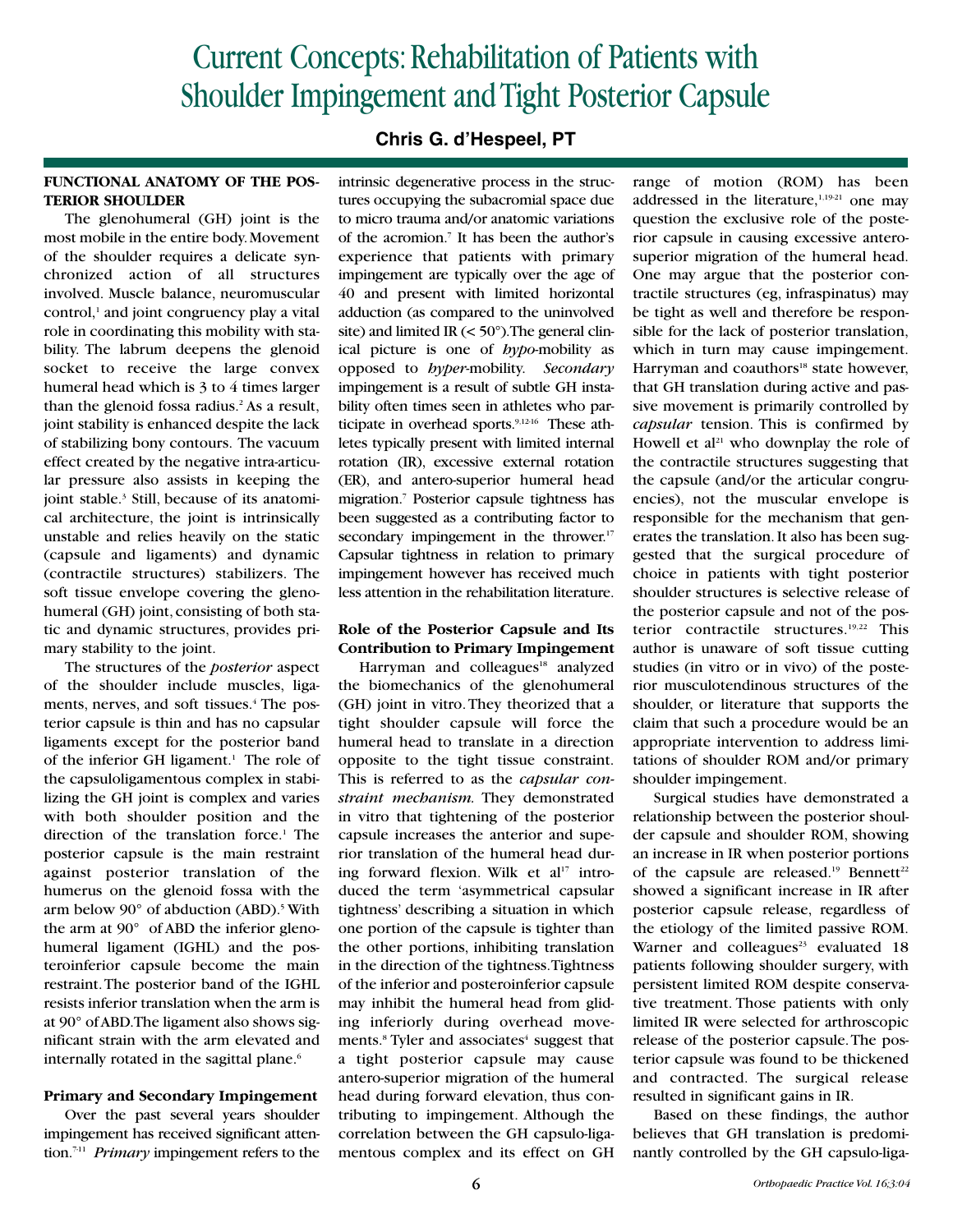# Current Concepts: Rehabilitation of Patients with Shoulder Impingement and Tight Posterior Capsule

**Chris G. d'Hespeel, PT**

## FUNCTIONAL ANATOMY OF THE POSTERIOR SHOULDER

The glenohumeral (GH) joint is the most mobile in the entire body. Movement of the shoulder requires a delicate synchronized action of all structures involved. Muscle balance, neuromuscular control,[1] and joint congruency play a vital role in coordinating this mobility with stability. The labrum deepens the glenoid socket to receive the large convex humeral head which is 3 to 4 times larger than the glenoid fossa radius.[2] As a result, joint stability is enhanced despite the lack of stabilizing bony contours. The vacuum effect created by the negative intra-articular pressure also assists in keeping the joint stable.[3] Still, because of its anatomical architecture, the joint is intrinsically unstable and relies heavily on the static (capsule and ligaments) and dynamic (contractile structures) stabilizers. The soft tissue envelope covering the glenohumeral (GH) joint, consisting of both static and dynamic structures, provides primary stability to the joint.

The structures of the *posterior* aspect of the shoulder include muscles, ligaments, nerves, and soft tissues.[4] The posterior capsule is thin and has no capsular ligaments except for the posterior band of the inferior GH ligament.[1] The role of the capsuloligamentous complex in stabilizing the GH joint is complex and varies with both shoulder position and the direction of the translation force.[1] The posterior capsule is the main restraint against posterior translation of the humerus on the glenoid fossa with the arm below 90° of abduction (ABD).[5] With the arm at 90° of ABD the inferior glenohumeral ligament (IGHL) and the posteroinferior capsule become the main restraint. The posterior band of the IGHL resists inferior translation when the arm is at 90° of ABD. The ligament also shows significant strain with the arm elevated and internally rotated in the sagittal plane.[6]

### Primary and Secondary Impingement

Over the past several years shoulder impingement has received significant attention.[7-11] *Primary* impingement refers to the intrinsic degenerative process in the structures occupying the subacromial space due to micro trauma and/or anatomic variations of the acromion.[7] It has been the author's experience that patients with primary impingement are typically over the age of 40 and present with limited horizontal adduction (as compared to the uninvolved site) and limited IR (< 50°). The general clinical picture is one of *hypo*-mobility as opposed to *hyper*-mobility. *Secondary* impingement is a result of subtle GH instability often times seen in athletes who participate in overhead sports.[9,12-16] These athletes typically present with limited internal rotation (IR), excessive external rotation (ER), and antero-superior humeral head migration.[7] Posterior capsule tightness has been suggested as a contributing factor to secondary impingement in the thrower.[17] Capsular tightness in relation to primary impingement however has received much less attention in the rehabilitation literature.

### Role of the Posterior Capsule and Its Contribution to Primary Impingement

Harryman and colleagues[18] analyzed the biomechanics of the glenohumeral (GH) joint in vitro. They theorized that a tight shoulder capsule will force the humeral head to translate in a direction opposite to the tight tissue constraint. This is referred to as the *capsular constraint mechanism.* They demonstrated in vitro that tightening of the posterior capsule increases the anterior and superior translation of the humeral head during forward flexion. Wilk et al[17] introduced the term 'asymmetrical capsular tightness' describing a situation in which one portion of the capsule is tighter than the other portions, inhibiting translation in the direction of the tightness. Tightness of the inferior and posteroinferior capsule may inhibit the humeral head from gliding inferiorly during overhead movements.[8] Tyler and associates[4] suggest that a tight posterior capsule may cause antero-superior migration of the humeral head during forward elevation, thus contributing to impingement. Although the correlation between the GH capsulo-ligamentous complex and its effect on GH range of motion (ROM) has been addressed in the literature,[1,19-21] one may question the exclusive role of the posterior capsule in causing excessive antero-superior migration of the humeral head. One may argue that the posterior contractile structures (eg, infraspinatus) may be tight as well and therefore be responsible for the lack of posterior translation, which in turn may cause impingement. Harryman and coauthors[18] state however, that GH translation during active and passive movement is primarily controlled by *capsular* tension. This is confirmed by Howell et al[21] who downplay the role of the contractile structures suggesting that the capsule (and/or the articular congruencies), not the muscular envelope is responsible for the mechanism that generates the translation. It also has been suggested that the surgical procedure of choice in patients with tight posterior shoulder structures is selective release of the posterior capsule and not of the posterior contractile structures.[19,22] This author is unaware of soft tissue cutting studies (in vitro or in vivo) of the posterior musculotendinous structures of the shoulder, or literature that supports the claim that such a procedure would be an appropriate intervention to address limitations of shoulder ROM and/or primary shoulder impingement.

Surgical studies have demonstrated a relationship between the posterior shoulder capsule and shoulder ROM, showing an increase in IR when posterior portions of the capsule are released.[19] Bennett[22] showed a significant increase in IR after posterior capsule release, regardless of the etiology of the limited passive ROM. Warner and colleagues[23] evaluated 18 patients following shoulder surgery, with persistent limited ROM despite conservative treatment. Those patients with only limited IR were selected for arthroscopic release of the posterior capsule. The posterior capsule was found to be thickened and contracted. The surgical release resulted in significant gains in IR.

Based on these findings, the author believes that GH translation is predominantly controlled by the GH capsulo-liga-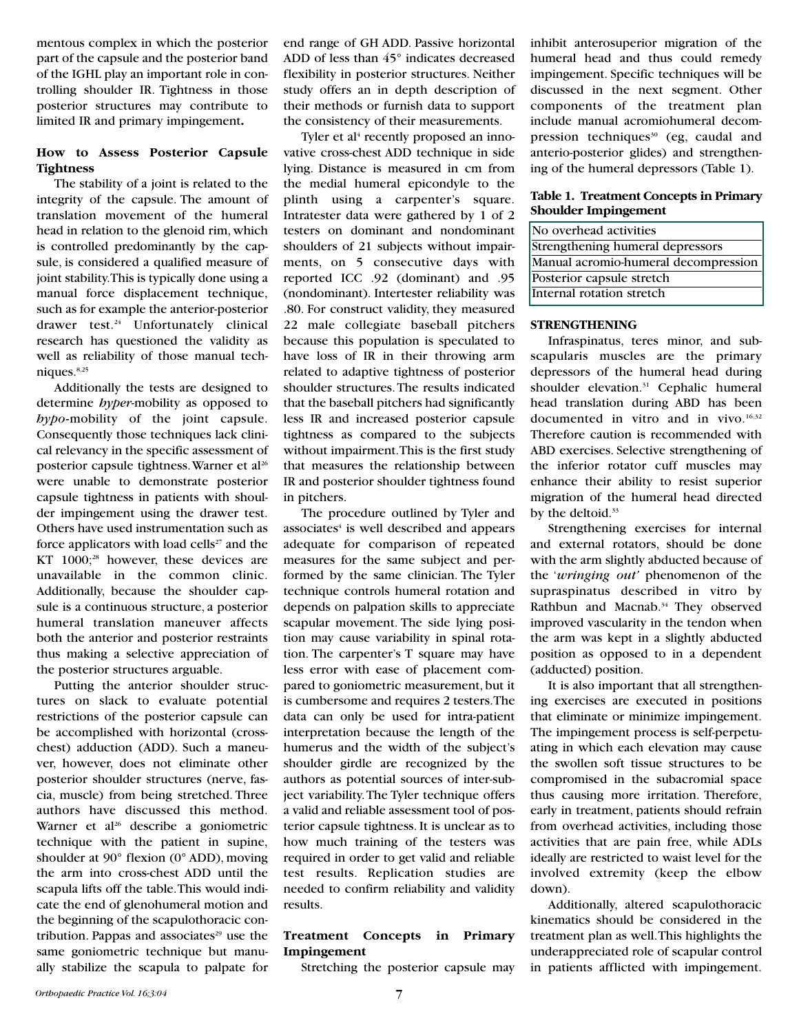mentous complex in which the posterior part of the capsule and the posterior band of the IGHL play an important role in controlling shoulder IR. Tightness in those posterior structures may contribute to limited IR and primary impingement**.**

### How to Assess Posterior Capsule Tightness

The stability of a joint is related to the integrity of the capsule. The amount of translation movement of the humeral head in relation to the glenoid rim, which is controlled predominantly by the capsule, is considered a qualified measure of joint stability. This is typically done using a manual force displacement technique, such as for example the anterior-posterior drawer test.[24] Unfortunately clinical research has questioned the validity as well as reliability of those manual techniques.[8,25]

Additionally the tests are designed to determine *hyper*-mobility as opposed to *hypo*-mobility of the joint capsule. Consequently those techniques lack clinical relevancy in the specific assessment of posterior capsule tightness. Warner et al[26] were unable to demonstrate posterior capsule tightness in patients with shoulder impingement using the drawer test. Others have used instrumentation such as force applicators with load cells[27] and the KT 1000;[28] however, these devices are unavailable in the common clinic. Additionally, because the shoulder capsule is a continuous structure, a posterior humeral translation maneuver affects both the anterior and posterior restraints thus making a selective appreciation of the posterior structures arguable.

Putting the anterior shoulder structures on slack to evaluate potential restrictions of the posterior capsule can be accomplished with horizontal (cross-chest) adduction (ADD). Such a maneuver, however, does not eliminate other posterior shoulder structures (nerve, fascia, muscle) from being stretched. Three authors have discussed this method. Warner et al[26] describe a goniometric technique with the patient in supine, shoulder at 90° flexion (0° ADD), moving the arm into cross-chest ADD until the scapula lifts off the table. This would indicate the end of glenohumeral motion and the beginning of the scapulothoracic contribution. Pappas and associates[29] use the same goniometric technique but manually stabilize the scapula to palpate for end range of GH ADD. Passive horizontal ADD of less than 45° indicates decreased flexibility in posterior structures. Neither study offers an in depth description of their methods or furnish data to support the consistency of their measurements.

Tyler et al[4] recently proposed an innovative cross-chest ADD technique in side lying. Distance is measured in cm from the medial humeral epicondyle to the plinth using a carpenter's square. Intratester data were gathered by 1 of 2 testers on dominant and nondominant shoulders of 21 subjects without impairments, on 5 consecutive days with reported ICC .92 (dominant) and .95 (nondominant). Intertester reliability was .80. For construct validity, they measured 22 male collegiate baseball pitchers because this population is speculated to have loss of IR in their throwing arm related to adaptive tightness of posterior shoulder structures. The results indicated that the baseball pitchers had significantly less IR and increased posterior capsule tightness as compared to the subjects without impairment. This is the first study that measures the relationship between IR and posterior shoulder tightness found in pitchers.

The procedure outlined by Tyler and associates[4] is well described and appears adequate for comparison of repeated measures for the same subject and performed by the same clinician. The Tyler technique controls humeral rotation and depends on palpation skills to appreciate scapular movement. The side lying position may cause variability in spinal rotation. The carpenter's T square may have less error with ease of placement compared to goniometric measurement, but it is cumbersome and requires 2 testers. The data can only be used for intra-patient interpretation because the length of the humerus and the width of the subject's shoulder girdle are recognized by the authors as potential sources of inter-subject variability. The Tyler technique offers a valid and reliable assessment tool of posterior capsule tightness. It is unclear as to how much training of the testers was required in order to get valid and reliable test results. Replication studies are needed to confirm reliability and validity results.

### Treatment Concepts in Primary Impingement

Stretching the posterior capsule may inhibit anterosuperior migration of the humeral head and thus could remedy impingement. Specific techniques will be discussed in the next segment. Other components of the treatment plan include manual acromiohumeral decompression techniques[30] (eg, caudal and anterio-posterior glides) and strengthening of the humeral depressors (Table 1).

**Table 1. Treatment Concepts in Primary Shoulder Impingement**

| Treatment Concepts |
|---|
| No overhead activities |
| Strengthening humeral depressors |
| Manual acromio-humeral decompression |
| Posterior capsule stretch |
| Internal rotation stretch |

### STRENGTHENING

Infraspinatus, teres minor, and subscapularis muscles are the primary depressors of the humeral head during shoulder elevation.[31] Cephalic humeral head translation during ABD has been documented in vitro and in vivo.[16,32] Therefore caution is recommended with ABD exercises. Selective strengthening of the inferior rotator cuff muscles may enhance their ability to resist superior migration of the humeral head directed by the deltoid.[33]

Strengthening exercises for internal and external rotators, should be done with the arm slightly abducted because of the '*wringing out*' phenomenon of the supraspinatus described in vitro by Rathbun and Macnab.[34] They observed improved vascularity in the tendon when the arm was kept in a slightly abducted position as opposed to in a dependent (adducted) position.

It is also important that all strengthening exercises are executed in positions that eliminate or minimize impingement. The impingement process is self-perpetuating in which each elevation may cause the swollen soft tissue structures to be compromised in the subacromial space thus causing more irritation. Therefore, early in treatment, patients should refrain from overhead activities, including those activities that are pain free, while ADLs ideally are restricted to waist level for the involved extremity (keep the elbow down).

Additionally, altered scapulothoracic kinematics should be considered in the treatment plan as well. This highlights the underappreciated role of scapular control in patients afflicted with impingement.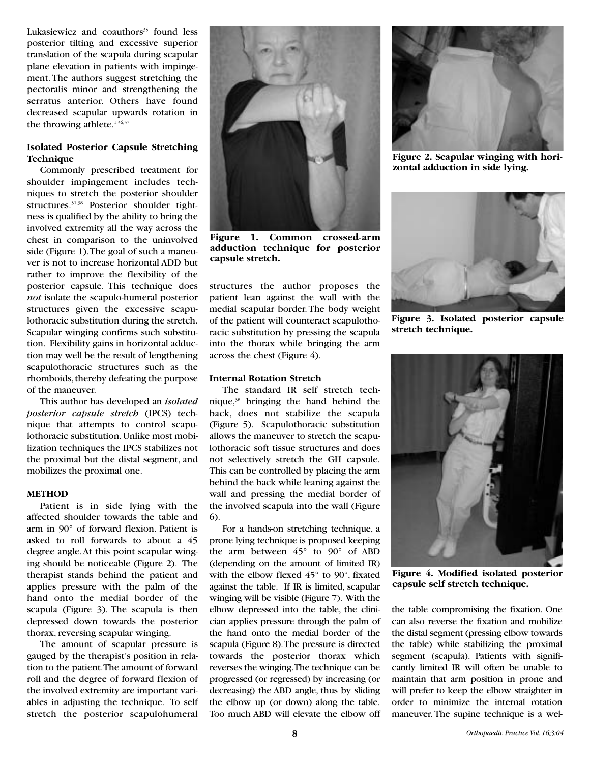Lukasiewicz and coauthors[35] found less posterior tilting and excessive superior translation of the scapula during scapular plane elevation in patients with impingement. The authors suggest stretching the pectoralis minor and strengthening the serratus anterior. Others have found decreased scapular upwards rotation in the throwing athlete.[1,36,37]

### Isolated Posterior Capsule Stretching Technique

Commonly prescribed treatment for shoulder impingement includes techniques to stretch the posterior shoulder structures.[31,38] Posterior shoulder tightness is qualified by the ability to bring the involved extremity all the way across the chest in comparison to the uninvolved side (Figure 1). The goal of such a maneuver is not to increase horizontal ADD but rather to improve the flexibility of the posterior capsule. This technique does *not* isolate the scapulo-humeral posterior structures given the excessive scapulothoracic substitution during the stretch. Scapular winging confirms such substitution. Flexibility gains in horizontal adduction may well be the result of lengthening scapulothoracic structures such as the rhomboids, thereby defeating the purpose of the maneuver.

This author has developed an *isolated posterior capsule stretch* (IPCS) technique that attempts to control scapulothoracic substitution. Unlike most mobilization techniques the IPCS stabilizes not the proximal but the distal segment, and mobilizes the proximal one.

**Figure 1. Common crossed-arm adduction technique for posterior capsule stretch.**

**Figure 2. Scapular winging with horizontal adduction in side lying.**

**Figure 3. Isolated posterior capsule stretch technique.**

**Figure 4. Modified isolated posterior capsule self stretch technique.**

### METHOD

Patient is in side lying with the affected shoulder towards the table and arm in 90° of forward flexion. Patient is asked to roll forwards to about a 45 degree angle. At this point scapular winging should be noticeable (Figure 2). The therapist stands behind the patient and applies pressure with the palm of the hand onto the medial border of the scapula (Figure 3). The scapula is then depressed down towards the posterior thorax, reversing scapular winging.

The amount of scapular pressure is gauged by the therapist's position in relation to the patient. The amount of forward roll and the degree of forward flexion of the involved extremity are important variables in adjusting the technique. To self stretch the posterior scapulohumeral structures the author proposes the patient lean against the wall with the medial scapular border. The body weight of the patient will counteract scapulothoracic substitution by pressing the scapula into the thorax while bringing the arm across the chest (Figure 4).

### Internal Rotation Stretch

The standard IR self stretch technique,[38] bringing the hand behind the back, does not stabilize the scapula (Figure 5). Scapulothoracic substitution allows the maneuver to stretch the scapulothoracic soft tissue structures and does not selectively stretch the GH capsule. This can be controlled by placing the arm behind the back while leaning against the wall and pressing the medial border of the involved scapula into the wall (Figure 6).

For a hands-on stretching technique, a prone lying technique is proposed keeping the arm between 45° to 90° of ABD (depending on the amount of limited IR) with the elbow flexed 45° to 90°, fixated against the table. If IR is limited, scapular winging will be visible (Figure 7). With the elbow depressed into the table, the clinician applies pressure through the palm of the hand onto the medial border of the scapula (Figure 8). The pressure is directed towards the posterior thorax which reverses the winging. The technique can be progressed (or regressed) by increasing (or decreasing) the ABD angle, thus by sliding the elbow up (or down) along the table. Too much ABD will elevate the elbow off the table compromising the fixation. One can also reverse the fixation and mobilize the distal segment (pressing elbow towards the table) while stabilizing the proximal segment (scapula). Patients with significantly limited IR will often be unable to maintain that arm position in prone and will prefer to keep the elbow straighter in order to minimize the internal rotation maneuver. The supine technique is a wel-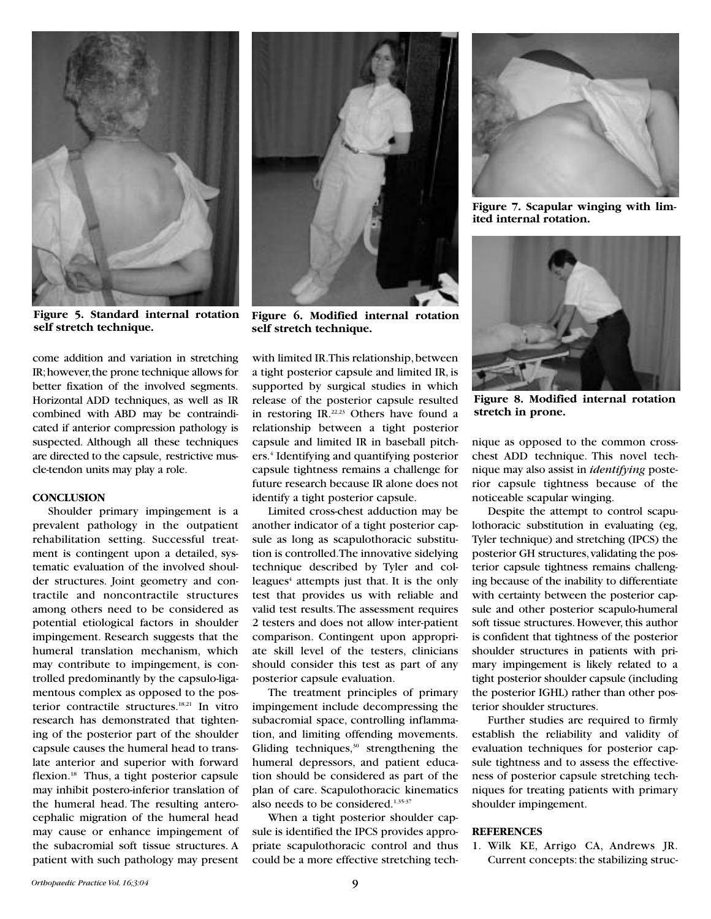Figure 5. Standard internal rotation self stretch technique.

Figure 6. Modified internal rotation self stretch technique.

Figure 7. Scapular winging with limited internal rotation.

Figure 8. Modified internal rotation stretch in prone.

come addition and variation in stretching IR; however, the prone technique allows for better fixation of the involved segments. Horizontal ADD techniques, as well as IR combined with ABD may be contraindicated if anterior compression pathology is suspected. Although all these techniques are directed to the capsule, restrictive muscle-tendon units may play a role.

## CONCLUSION

Shoulder primary impingement is a prevalent pathology in the outpatient rehabilitation setting. Successful treatment is contingent upon a detailed, systematic evaluation of the involved shoulder structures. Joint geometry and contractile and noncontractile structures among others need to be considered as potential etiological factors in shoulder impingement. Research suggests that the humeral translation mechanism, which may contribute to impingement, is controlled predominantly by the capsulo-ligamentous complex as opposed to the posterior contractile structures.[18,21] In vitro research has demonstrated that tightening of the posterior part of the shoulder capsule causes the humeral head to translate anterior and superior with forward flexion.[18] Thus, a tight posterior capsule may inhibit postero-inferior translation of the humeral head. The resulting anterocephalic migration of the humeral head may cause or enhance impingement of the subacromial soft tissue structures. A patient with such pathology may present with limited IR. This relationship, between a tight posterior capsule and limited IR, is supported by surgical studies in which release of the posterior capsule resulted in restoring IR.[22,23] Others have found a relationship between a tight posterior capsule and limited IR in baseball pitchers.[4] Identifying and quantifying posterior capsule tightness remains a challenge for future research because IR alone does not identify a tight posterior capsule.

Limited cross-chest adduction may be another indicator of a tight posterior capsule as long as scapulothoracic substitution is controlled. The innovative sidelying technique described by Tyler and colleagues[4] attempts just that. It is the only test that provides us with reliable and valid test results. The assessment requires 2 testers and does not allow inter-patient comparison. Contingent upon appropriate skill level of the testers, clinicians should consider this test as part of any posterior capsule evaluation.

The treatment principles of primary impingement include decompressing the subacromial space, controlling inflammation, and limiting offending movements. Gliding techniques,[30] strengthening the humeral depressors, and patient education should be considered as part of the plan of care. Scapulothoracic kinematics also needs to be considered.[1,35-37]

When a tight posterior shoulder capsule is identified the IPCS provides appropriate scapulothoracic control and thus could be a more effective stretching technique as opposed to the common cross-chest ADD technique. This novel technique may also assist in *identifying* posterior capsule tightness because of the noticeable scapular winging.

Despite the attempt to control scapulothoracic substitution in evaluating (eg, Tyler technique) and stretching (IPCS) the posterior GH structures, validating the posterior capsule tightness remains challenging because of the inability to differentiate with certainty between the posterior capsule and other posterior scapulo-humeral soft tissue structures. However, this author is confident that tightness of the posterior shoulder structures in patients with primary impingement is likely related to a tight posterior shoulder capsule (including the posterior IGHL) rather than other posterior shoulder structures.

Further studies are required to firmly establish the reliability and validity of evaluation techniques for posterior capsule tightness and to assess the effectiveness of posterior capsule stretching techniques for treating patients with primary shoulder impingement.

## REFERENCES

1. Wilk KE, Arrigo CA, Andrews JR. Current concepts: the stabilizing struc-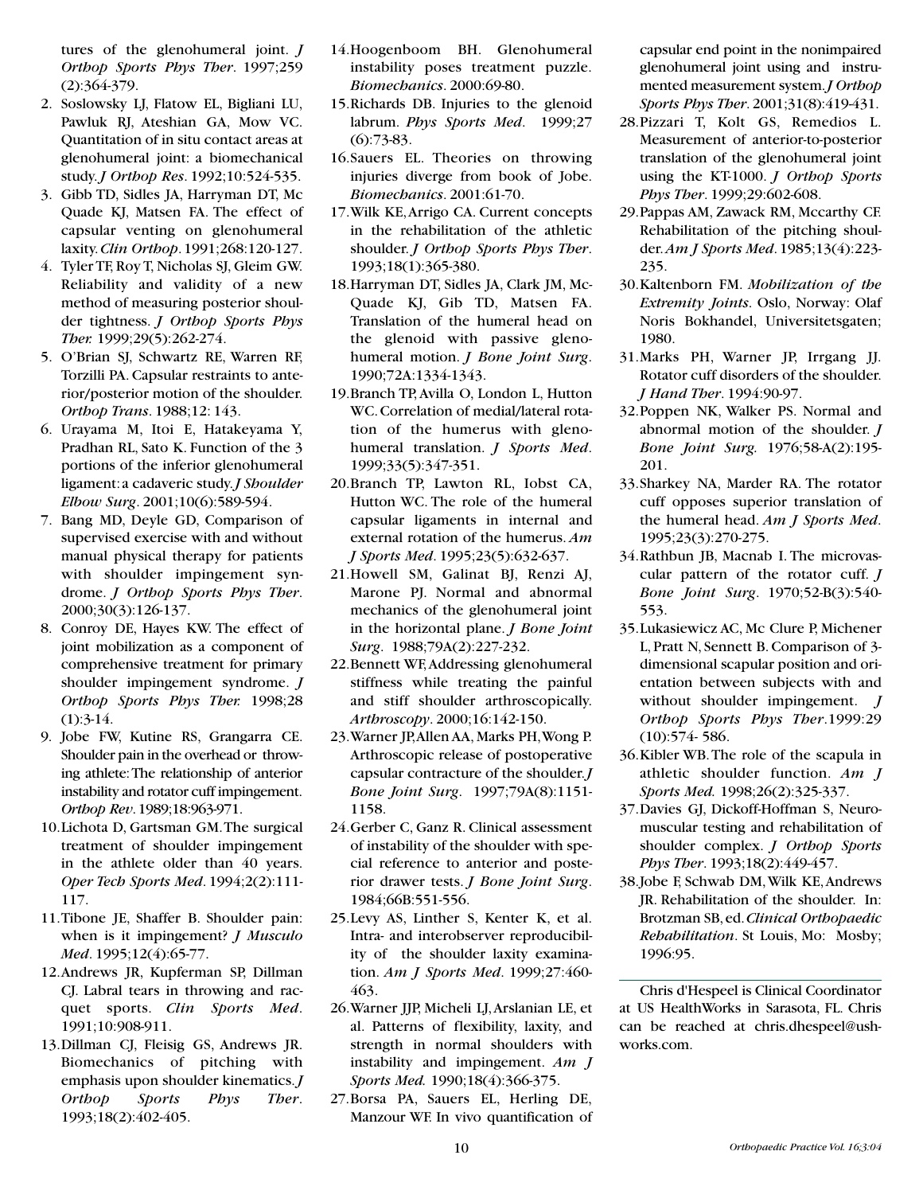tures of the glenohumeral joint. *J Orthop Sports Phys Ther*. 1997;259 (2):364-379.

2. Soslowsky LJ, Flatow EL, Bigliani LU, Pawluk RJ, Ateshian GA, Mow VC. Quantitation of in situ contact areas at glenohumeral joint: a biomechanical study. *J Orthop Res*. 1992;10:524-535.
3. Gibb TD, Sidles JA, Harryman DT, Mc Quade KJ, Matsen FA. The effect of capsular venting on glenohumeral laxity. *Clin Orthop*. 1991;268:120-127.
4. Tyler TF, Roy T, Nicholas SJ, Gleim GW. Reliability and validity of a new method of measuring posterior shoulder tightness. *J Orthop Sports Phys Ther.* 1999;29(5):262-274.
5. O'Brian SJ, Schwartz RE, Warren RF, Torzilli PA. Capsular restraints to anterior/posterior motion of the shoulder. *Orthop Trans*. 1988;12: 143.
6. Urayama M, Itoi E, Hatakeyama Y, Pradhan RL, Sato K. Function of the 3 portions of the inferior glenohumeral ligament: a cadaveric study. *J Shoulder Elbow Surg*. 2001;10(6):589-594.
7. Bang MD, Deyle GD, Comparison of supervised exercise with and without manual physical therapy for patients with shoulder impingement syndrome. *J Orthop Sports Phys Ther*. 2000;30(3):126-137.
8. Conroy DE, Hayes KW. The effect of joint mobilization as a component of comprehensive treatment for primary shoulder impingement syndrome. *J Orthop Sports Phys Ther.* 1998;28 (1):3-14.
9. Jobe FW, Kutine RS, Grangarra CE. Shoulder pain in the overhead or throwing athlete: The relationship of anterior instability and rotator cuff impingement. *Orthop Rev*. 1989;18:963-971.
10. Lichota D, Gartsman GM. The surgical treatment of shoulder impingement in the athlete older than 40 years. *Oper Tech Sports Med*. 1994;2(2):111-117.
11. Tibone JE, Shaffer B. Shoulder pain: when is it impingement? *J Musculo Med*. 1995;12(4):65-77.
12. Andrews JR, Kupferman SP, Dillman CJ. Labral tears in throwing and racquet sports. *Clin Sports Med*. 1991;10:908-911.
13. Dillman CJ, Fleisig GS, Andrews JR. Biomechanics of pitching with emphasis upon shoulder kinematics. *J Orthop Sports Phys Ther*. 1993;18(2):402-405.
14. Hoogenboom BH. Glenohumeral instability poses treatment puzzle. *Biomechanics*. 2000:69-80.
15. Richards DB. Injuries to the glenoid labrum. *Phys Sports Med*. 1999;27 (6):73-83.
16. Sauers EL. Theories on throwing injuries diverge from book of Jobe. *Biomechanics*. 2001:61-70.
17. Wilk KE, Arrigo CA. Current concepts in the rehabilitation of the athletic shoulder. *J Orthop Sports Phys Ther*. 1993;18(1):365-380.
18. Harryman DT, Sidles JA, Clark JM, McQuade KJ, Gib TD, Matsen FA. Translation of the humeral head on the glenoid with passive glenohumeral motion. *J Bone Joint Surg*. 1990;72A:1334-1343.
19. Branch TP, Avilla O, London L, Hutton WC. Correlation of medial/lateral rotation of the humerus with glenohumeral translation. *J Sports Med*. 1999;33(5):347-351.
20. Branch TP, Lawton RL, Iobst CA, Hutton WC. The role of the humeral capsular ligaments in internal and external rotation of the humerus. *Am J Sports Med*. 1995;23(5):632-637.
21. Howell SM, Galinat BJ, Renzi AJ, Marone PJ. Normal and abnormal mechanics of the glenohumeral joint in the horizontal plane. *J Bone Joint Surg*. 1988;79A(2):227-232.
22. Bennett WF, Addressing glenohumeral stiffness while treating the painful and stiff shoulder arthroscopically. *Arthroscopy*. 2000;16:142-150.
23. Warner JP, Allen AA, Marks PH, Wong P. Arthroscopic release of postoperative capsular contracture of the shoulder. *J Bone Joint Surg*. 1997;79A(8):1151-1158.
24. Gerber C, Ganz R. Clinical assessment of instability of the shoulder with special reference to anterior and posterior drawer tests. *J Bone Joint Surg*. 1984;66B:551-556.
25. Levy AS, Linther S, Kenter K, et al. Intra- and interobserver reproducibility of the shoulder laxity examination. *Am J Sports Med*. 1999;27:460-463.
26. Warner JJP, Micheli LJ, Arslanian LE, et al. Patterns of flexibility, laxity, and strength in normal shoulders with instability and impingement. *Am J Sports Med.* 1990;18(4):366-375.
27. Borsa PA, Sauers EL, Herling DE, Manzour WF. In vivo quantification of capsular end point in the nonimpaired glenohumeral joint using and instrumented measurement system. *J Orthop Sports Phys Ther*. 2001;31(8):419-431.
28. Pizzari T, Kolt GS, Remedios L. Measurement of anterior-to-posterior translation of the glenohumeral joint using the KT-1000. *J Orthop Sports Phys Ther*. 1999;29:602-608.
29. Pappas AM, Zawack RM, Mccarthy CF. Rehabilitation of the pitching shoulder. *Am J Sports Med*. 1985;13(4):223-235.
30. Kaltenborn FM. *Mobilization of the Extremity Joints*. Oslo, Norway: Olaf Noris Bokhandel, Universitetsgaten; 1980.
31. Marks PH, Warner JP, Irrgang JJ. Rotator cuff disorders of the shoulder. *J Hand Ther*. 1994:90-97.
32. Poppen NK, Walker PS. Normal and abnormal motion of the shoulder. *J Bone Joint Surg.* 1976;58-A(2):195-201.
33. Sharkey NA, Marder RA. The rotator cuff opposes superior translation of the humeral head. *Am J Sports Med*. 1995;23(3):270-275.
34. Rathbun JB, Macnab I. The microvascular pattern of the rotator cuff. *J Bone Joint Surg*. 1970;52-B(3):540-553.
35. Lukasiewicz AC, Mc Clure P, Michener L, Pratt N, Sennett B. Comparison of 3-dimensional scapular position and orientation between subjects with and without shoulder impingement. *J Orthop Sports Phys Ther*.1999:29 (10):574- 586.
36. Kibler WB. The role of the scapula in athletic shoulder function. *Am J Sports Med.* 1998;26(2):325-337.
37. Davies GJ, Dickoff-Hoffman S, Neuromuscular testing and rehabilitation of shoulder complex. *J Orthop Sports Phys Ther*. 1993;18(2):449-457.
38. Jobe F, Schwab DM, Wilk KE, Andrews JR. Rehabilitation of the shoulder. In: Brotzman SB, ed. *Clinical Orthopaedic Rehabilitation*. St Louis, Mo: Mosby; 1996:95.

---

Chris d'Hespeel is Clinical Coordinator at US HealthWorks in Sarasota, FL. Chris can be reached at chris.dhespeel@ushworks.com.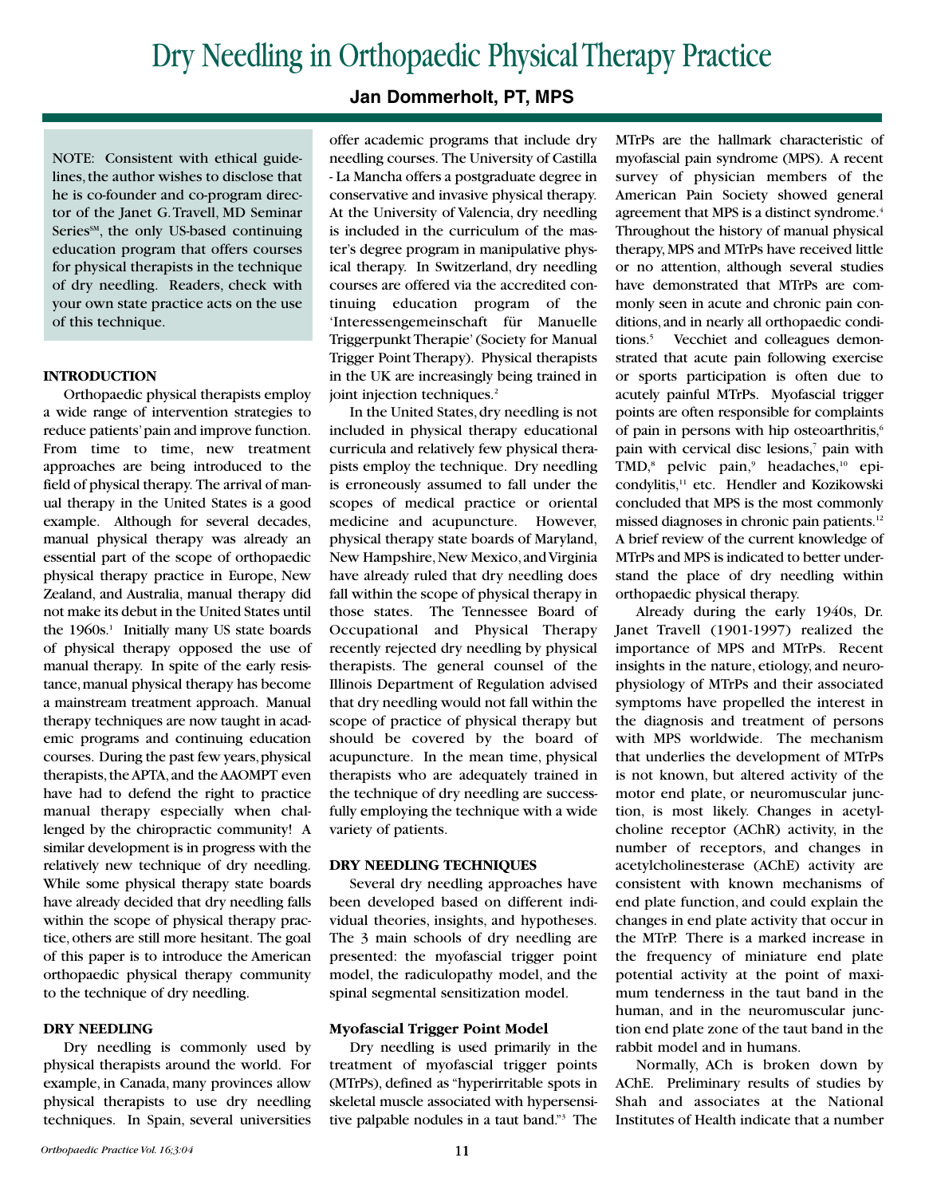# Dry Needling in Orthopaedic Physical Therapy Practice

**Jan Dommerholt, PT, MPS**

NOTE: Consistent with ethical guidelines, the author wishes to disclose that he is co-founder and co-program director of the Janet G. Travell, MD Seminar Series℠, the only US-based continuing education program that offers courses for physical therapists in the technique of dry needling. Readers, check with your own state practice acts on the use of this technique.

## INTRODUCTION

Orthopaedic physical therapists employ a wide range of intervention strategies to reduce patients' pain and improve function. From time to time, new treatment approaches are being introduced to the field of physical therapy. The arrival of manual therapy in the United States is a good example. Although for several decades, manual physical therapy was already an essential part of the scope of orthopaedic physical therapy practice in Europe, New Zealand, and Australia, manual therapy did not make its debut in the United States until the 1960s.[1] Initially many US state boards of physical therapy opposed the use of manual therapy. In spite of the early resistance, manual physical therapy has become a mainstream treatment approach. Manual therapy techniques are now taught in academic programs and continuing education courses. During the past few years, physical therapists, the APTA, and the AAOMPT even have had to defend the right to practice manual therapy especially when challenged by the chiropractic community! A similar development is in progress with the relatively new technique of dry needling. While some physical therapy state boards have already decided that dry needling falls within the scope of physical therapy practice, others are still more hesitant. The goal of this paper is to introduce the American orthopaedic physical therapy community to the technique of dry needling.

## DRY NEEDLING

Dry needling is commonly used by physical therapists around the world. For example, in Canada, many provinces allow physical therapists to use dry needling techniques. In Spain, several universities offer academic programs that include dry needling courses. The University of Castilla - La Mancha offers a postgraduate degree in conservative and invasive physical therapy. At the University of Valencia, dry needling is included in the curriculum of the master's degree program in manipulative physical therapy. In Switzerland, dry needling courses are offered via the accredited continuing education program of the 'Interessengemeinschaft für Manuelle Triggerpunkt Therapie' (Society for Manual Trigger Point Therapy). Physical therapists in the UK are increasingly being trained in joint injection techniques.[2]

In the United States, dry needling is not included in physical therapy educational curricula and relatively few physical therapists employ the technique. Dry needling is erroneously assumed to fall under the scopes of medical practice or oriental medicine and acupuncture. However, physical therapy state boards of Maryland, New Hampshire, New Mexico, and Virginia have already ruled that dry needling does fall within the scope of physical therapy in those states. The Tennessee Board of Occupational and Physical Therapy recently rejected dry needling by physical therapists. The general counsel of the Illinois Department of Regulation advised that dry needling would not fall within the scope of practice of physical therapy but should be covered by the board of acupuncture. In the mean time, physical therapists who are adequately trained in the technique of dry needling are successfully employing the technique with a wide variety of patients.

## DRY NEEDLING TECHNIQUES

Several dry needling approaches have been developed based on different individual theories, insights, and hypotheses. The 3 main schools of dry needling are presented: the myofascial trigger point model, the radiculopathy model, and the spinal segmental sensitization model.

### Myofascial Trigger Point Model

Dry needling is used primarily in the treatment of myofascial trigger points (MTrPs), defined as "hyperirritable spots in skeletal muscle associated with hypersensitive palpable nodules in a taut band."[3] The MTrPs are the hallmark characteristic of myofascial pain syndrome (MPS). A recent survey of physician members of the American Pain Society showed general agreement that MPS is a distinct syndrome.[4] Throughout the history of manual physical therapy, MPS and MTrPs have received little or no attention, although several studies have demonstrated that MTrPs are commonly seen in acute and chronic pain conditions, and in nearly all orthopaedic conditions.[5] Vecchiet and colleagues demonstrated that acute pain following exercise or sports participation is often due to acutely painful MTrPs. Myofascial trigger points are often responsible for complaints of pain in persons with hip osteoarthritis,[6] pain with cervical disc lesions,[7] pain with TMD,[8] pelvic pain,[9] headaches,[10] epicondylitis,[11] etc. Hendler and Kozikowski concluded that MPS is the most commonly missed diagnoses in chronic pain patients.[12] A brief review of the current knowledge of MTrPs and MPS is indicated to better understand the place of dry needling within orthopaedic physical therapy.

Already during the early 1940s, Dr. Janet Travell (1901-1997) realized the importance of MPS and MTrPs. Recent insights in the nature, etiology, and neurophysiology of MTrPs and their associated symptoms have propelled the interest in the diagnosis and treatment of persons with MPS worldwide. The mechanism that underlies the development of MTrPs is not known, but altered activity of the motor end plate, or neuromuscular junction, is most likely. Changes in acetylcholine receptor (AChR) activity, in the number of receptors, and changes in acetylcholinesterase (AChE) activity are consistent with known mechanisms of end plate function, and could explain the changes in end plate activity that occur in the MTrP. There is a marked increase in the frequency of miniature end plate potential activity at the point of maximum tenderness in the taut band in the human, and in the neuromuscular junction end plate zone of the taut band in the rabbit model and in humans.

Normally, ACh is broken down by AChE. Preliminary results of studies by Shah and associates at the National Institutes of Health indicate that a number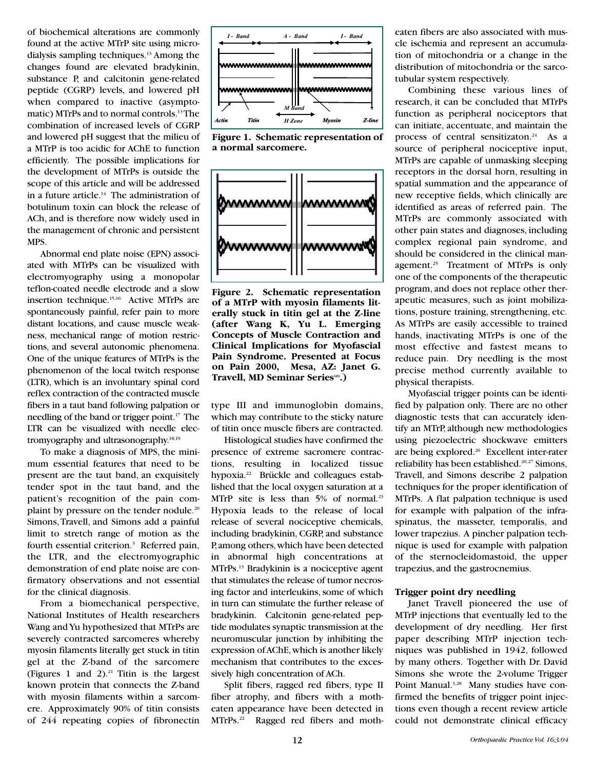of biochemical alterations are commonly found at the active MTrP site using microdialysis sampling techniques.[13] Among the changes found are elevated bradykinin, substance P, and calcitonin gene-related peptide (CGRP) levels, and lowered pH when compared to inactive (asymptomatic) MTrPs and to normal controls.[13] The combination of increased levels of CGRP and lowered pH suggest that the milieu of a MTrP is too acidic for AChE to function efficiently. The possible implications for the development of MTrPs is outside the scope of this article and will be addressed in a future article.[14] The administration of botulinum toxin can block the release of ACh, and is therefore now widely used in the management of chronic and persistent MPS.

Abnormal end plate noise (EPN) associated with MTrPs can be visualized with electromyography using a monopolar teflon-coated needle electrode and a slow insertion technique.[15,16] Active MTrPs are spontaneously painful, refer pain to more distant locations, and cause muscle weakness, mechanical range of motion restrictions, and several autonomic phenomena. One of the unique features of MTrPs is the phenomenon of the local twitch response (LTR), which is an involuntary spinal cord reflex contraction of the contracted muscle fibers in a taut band following palpation or needling of the band or trigger point.[17] The LTR can be visualized with needle electromyography and ultrasonography.[18,19]

To make a diagnosis of MPS, the minimum essential features that need to be present are the taut band, an exquisitely tender spot in the taut band, and the patient's recognition of the pain complaint by pressure on the tender nodule.[20] Simons, Travell, and Simons add a painful limit to stretch range of motion as the fourth essential criterion.[3] Referred pain, the LTR, and the electromyographic demonstration of end plate noise are confirmatory observations and not essential for the clinical diagnosis.

From a biomechanical perspective, National Institutes of Health researchers Wang and Yu hypothesized that MTrPs are severely contracted sarcomeres whereby myosin filaments literally get stuck in titin gel at the Z-band of the sarcomere (Figures 1 and 2).[21] Titin is the largest known protein that connects the Z-band with myosin filaments within a sarcomere. Approximately 90% of titin consists of 244 repeating copies of fibronectin type III and immunoglobin domains, which may contribute to the sticky nature of titin once muscle fibers are contracted.

**Figure 1. Schematic representation of a normal sarcomere.**

**Figure 2. Schematic representation of a MTrP with myosin filaments literally stuck in titin gel at the Z-line (after Wang K, Yu L. Emerging Concepts of Muscle Contraction and Clinical Implications for Myofascial Pain Syndrome. Presented at Focus on Pain 2000, Mesa, AZ: Janet G. Travell, MD Seminar Series[sm].)**

Histological studies have confirmed the presence of extreme sacromere contractions, resulting in localized tissue hypoxia.[22] Brückle and colleagues established that the local oxygen saturation at a MTrP site is less than 5% of normal.[23] Hypoxia leads to the release of local release of several nociceptive chemicals, including bradykinin, CGRP, and substance P, among others, which have been detected in abnormal high concentrations at MTrPs.[13] Bradykinin is a nociceptive agent that stimulates the release of tumor necrosing factor and interleukins, some of which in turn can stimulate the further release of bradykinin. Calcitonin gene-related peptide modulates synaptic transmission at the neuromuscular junction by inhibiting the expression of AChE, which is another likely mechanism that contributes to the excessively high concentration of ACh.

Split fibers, ragged red fibers, type II fiber atrophy, and fibers with a moth-eaten appearance have been detected in MTrPs.[22] Ragged red fibers and moth-eaten fibers are also associated with muscle ischemia and represent an accumulation of mitochondria or a change in the distribution of mitochondria or the sarcotubular system respectively.

Combining these various lines of research, it can be concluded that MTrPs function as peripheral nociceptors that can initiate, accentuate, and maintain the process of central sensitizaton.[24] As a source of peripheral nociceptive input, MTrPs are capable of unmasking sleeping receptors in the dorsal horn, resulting in spatial summation and the appearance of new receptive fields, which clinically are identified as areas of referred pain. The MTrPs are commonly associated with other pain states and diagnoses, including complex regional pain syndrome, and should be considered in the clinical management.[25] Treatment of MTrPs is only one of the components of the therapeutic program, and does not replace other therapeutic measures, such as joint mobilizations, posture training, strengthening, etc. As MTrPs are easily accessible to trained hands, inactivating MTrPs is one of the most effective and fastest means to reduce pain. Dry needling is the most precise method currently available to physical therapists.

Myofascial trigger points can be identified by palpation only. There are no other diagnostic tests that can accurately identify an MTrP, although new methodologies using piezoelectric shockwave emitters are being explored.[26] Excellent inter-rater reliability has been established.[20,27] Simons, Travell, and Simons describe 2 palpation techniques for the proper identification of MTrPs. A flat palpation technique is used for example with palpation of the infraspinatus, the masseter, temporalis, and lower trapezius. A pincher palpation technique is used for example with palpation of the sternocleidomastoid, the upper trapezius, and the gastrocnemius.

### Trigger point dry needling

Janet Travell pioneered the use of MTrP injections that eventually led to the development of dry needling. Her first paper describing MTrP injection techniques was published in 1942, followed by many others. Together with Dr. David Simons she wrote the 2-volume Trigger Point Manual.[3,28] Many studies have confirmed the benefits of trigger point injections even though a recent review article could not demonstrate clinical efficacy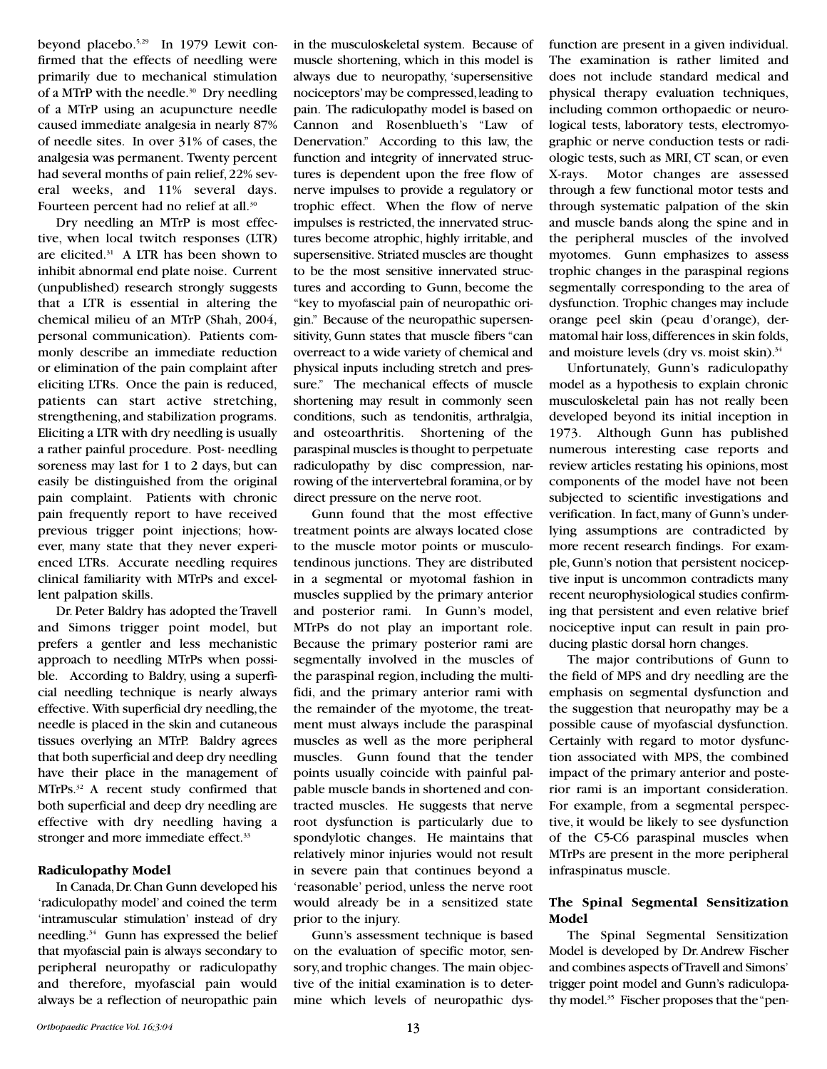beyond placebo.[5,29] In 1979 Lewit confirmed that the effects of needling were primarily due to mechanical stimulation of a MTrP with the needle.[30] Dry needling of a MTrP using an acupuncture needle caused immediate analgesia in nearly 87% of needle sites. In over 31% of cases, the analgesia was permanent. Twenty percent had several months of pain relief, 22% several weeks, and 11% several days. Fourteen percent had no relief at all.[30]

Dry needling an MTrP is most effective, when local twitch responses (LTR) are elicited.[31] A LTR has been shown to inhibit abnormal end plate noise. Current (unpublished) research strongly suggests that a LTR is essential in altering the chemical milieu of an MTrP (Shah, 2004, personal communication). Patients commonly describe an immediate reduction or elimination of the pain complaint after eliciting LTRs. Once the pain is reduced, patients can start active stretching, strengthening, and stabilization programs. Eliciting a LTR with dry needling is usually a rather painful procedure. Post- needling soreness may last for 1 to 2 days, but can easily be distinguished from the original pain complaint. Patients with chronic pain frequently report to have received previous trigger point injections; however, many state that they never experienced LTRs. Accurate needling requires clinical familiarity with MTrPs and excellent palpation skills.

Dr. Peter Baldry has adopted the Travell and Simons trigger point model, but prefers a gentler and less mechanistic approach to needling MTrPs when possible. According to Baldry, using a superficial needling technique is nearly always effective. With superficial dry needling, the needle is placed in the skin and cutaneous tissues overlying an MTrP. Baldry agrees that both superficial and deep dry needling have their place in the management of MTrPs.[32] A recent study confirmed that both superficial and deep dry needling are effective with dry needling having a stronger and more immediate effect.[33]

**Radiculopathy Model**

In Canada, Dr. Chan Gunn developed his 'radiculopathy model' and coined the term 'intramuscular stimulation' instead of dry needling.[34] Gunn has expressed the belief that myofascial pain is always secondary to peripheral neuropathy or radiculopathy and therefore, myofascial pain would always be a reflection of neuropathic pain in the musculoskeletal system. Because of muscle shortening, which in this model is always due to neuropathy, 'supersensitive nociceptors' may be compressed, leading to pain. The radiculopathy model is based on Cannon and Rosenblueth's "Law of Denervation." According to this law, the function and integrity of innervated structures is dependent upon the free flow of nerve impulses to provide a regulatory or trophic effect. When the flow of nerve impulses is restricted, the innervated structures become atrophic, highly irritable, and supersensitive. Striated muscles are thought to be the most sensitive innervated structures and according to Gunn, become the "key to myofascial pain of neuropathic origin." Because of the neuropathic supersensitivity, Gunn states that muscle fibers "can overreact to a wide variety of chemical and physical inputs including stretch and pressure." The mechanical effects of muscle shortening may result in commonly seen conditions, such as tendonitis, arthralgia, and osteoarthritis. Shortening of the paraspinal muscles is thought to perpetuate radiculopathy by disc compression, narrowing of the intervertebral foramina, or by direct pressure on the nerve root.

Gunn found that the most effective treatment points are always located close to the muscle motor points or musculotendinous junctions. They are distributed in a segmental or myotomal fashion in muscles supplied by the primary anterior and posterior rami. In Gunn's model, MTrPs do not play an important role. Because the primary posterior rami are segmentally involved in the muscles of the paraspinal region, including the multifidi, and the primary anterior rami with the remainder of the myotome, the treatment must always include the paraspinal muscles as well as the more peripheral muscles. Gunn found that the tender points usually coincide with painful palpable muscle bands in shortened and contracted muscles. He suggests that nerve root dysfunction is particularly due to spondylotic changes. He maintains that relatively minor injuries would not result in severe pain that continues beyond a 'reasonable' period, unless the nerve root would already be in a sensitized state prior to the injury.

Gunn's assessment technique is based on the evaluation of specific motor, sensory, and trophic changes. The main objective of the initial examination is to determine which levels of neuropathic dysfunction are present in a given individual. The examination is rather limited and does not include standard medical and physical therapy evaluation techniques, including common orthopaedic or neurological tests, laboratory tests, electromyographic or nerve conduction tests or radiologic tests, such as MRI, CT scan, or even X-rays. Motor changes are assessed through a few functional motor tests and through systematic palpation of the skin and muscle bands along the spine and in the peripheral muscles of the involved myotomes. Gunn emphasizes to assess trophic changes in the paraspinal regions segmentally corresponding to the area of dysfunction. Trophic changes may include orange peel skin (peau d'orange), dermatomal hair loss, differences in skin folds, and moisture levels (dry vs. moist skin).[34]

Unfortunately, Gunn's radiculopathy model as a hypothesis to explain chronic musculoskeletal pain has not really been developed beyond its initial inception in 1973. Although Gunn has published numerous interesting case reports and review articles restating his opinions, most components of the model have not been subjected to scientific investigations and verification. In fact, many of Gunn's underlying assumptions are contradicted by more recent research findings. For example, Gunn's notion that persistent nociceptive input is uncommon contradicts many recent neurophysiological studies confirming that persistent and even relative brief nociceptive input can result in pain producing plastic dorsal horn changes.

The major contributions of Gunn to the field of MPS and dry needling are the emphasis on segmental dysfunction and the suggestion that neuropathy may be a possible cause of myofascial dysfunction. Certainly with regard to motor dysfunction associated with MPS, the combined impact of the primary anterior and posterior rami is an important consideration. For example, from a segmental perspective, it would be likely to see dysfunction of the C5-C6 paraspinal muscles when MTrPs are present in the more peripheral infraspinatus muscle.

**The Spinal Segmental Sensitization Model**

The Spinal Segmental Sensitization Model is developed by Dr. Andrew Fischer and combines aspects of Travell and Simons' trigger point model and Gunn's radiculopathy model.[35] Fischer proposes that the "pen-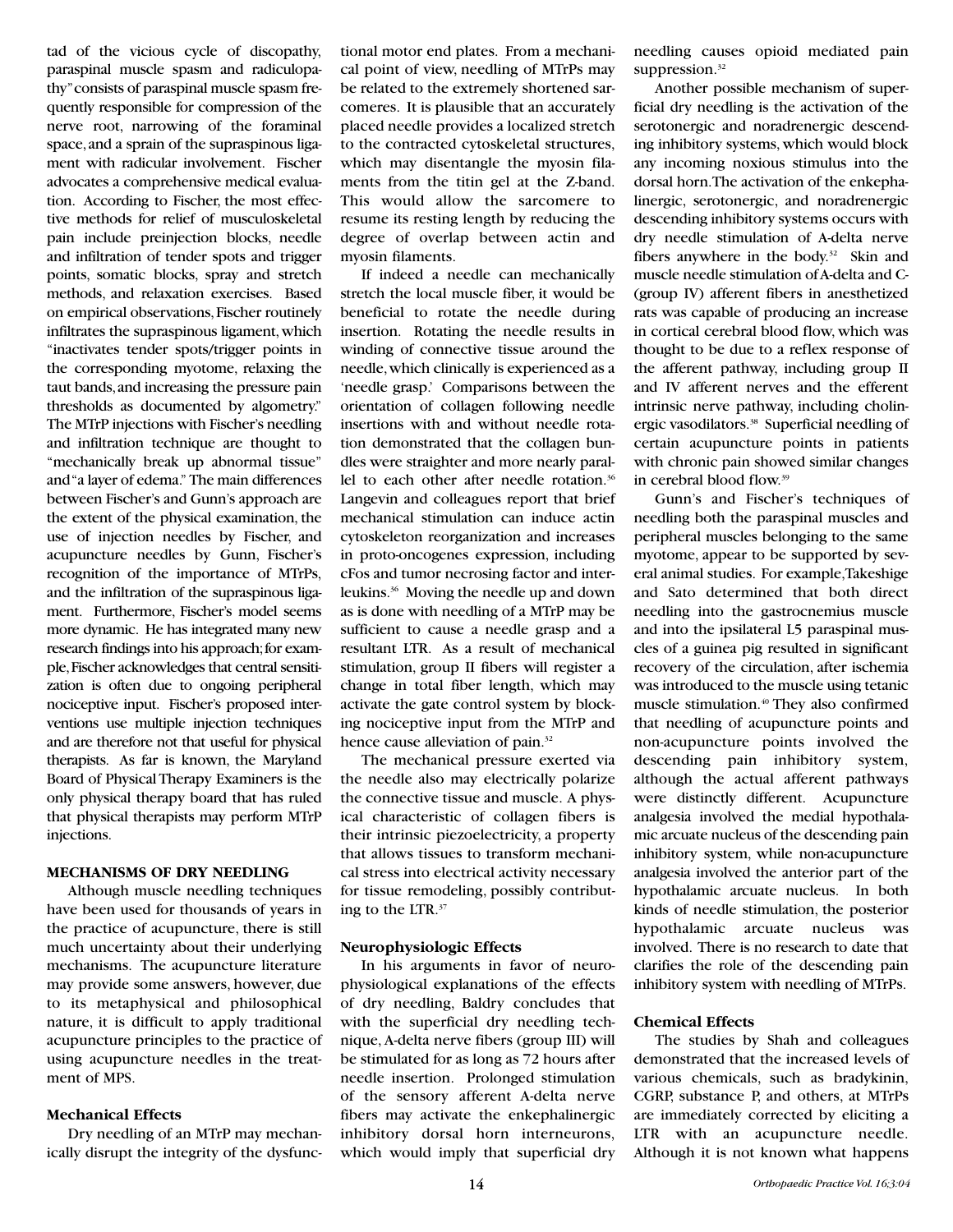tad of the vicious cycle of discopathy, paraspinal muscle spasm and radiculopathy" consists of paraspinal muscle spasm frequently responsible for compression of the nerve root, narrowing of the foraminal space, and a sprain of the supraspinous ligament with radicular involvement. Fischer advocates a comprehensive medical evaluation. According to Fischer, the most effective methods for relief of musculoskeletal pain include preinjection blocks, needle and infiltration of tender spots and trigger points, somatic blocks, spray and stretch methods, and relaxation exercises. Based on empirical observations, Fischer routinely infiltrates the supraspinous ligament, which "inactivates tender spots/trigger points in the corresponding myotome, relaxing the taut bands, and increasing the pressure pain thresholds as documented by algometry." The MTrP injections with Fischer's needling and infiltration technique are thought to "mechanically break up abnormal tissue" and "a layer of edema." The main differences between Fischer's and Gunn's approach are the extent of the physical examination, the use of injection needles by Fischer, and acupuncture needles by Gunn, Fischer's recognition of the importance of MTrPs, and the infiltration of the supraspinous ligament. Furthermore, Fischer's model seems more dynamic. He has integrated many new research findings into his approach; for example, Fischer acknowledges that central sensitization is often due to ongoing peripheral nociceptive input. Fischer's proposed interventions use multiple injection techniques and are therefore not that useful for physical therapists. As far is known, the Maryland Board of Physical Therapy Examiners is the only physical therapy board that has ruled that physical therapists may perform MTrP injections.

## MECHANISMS OF DRY NEEDLING

Although muscle needling techniques have been used for thousands of years in the practice of acupuncture, there is still much uncertainty about their underlying mechanisms. The acupuncture literature may provide some answers, however, due to its metaphysical and philosophical nature, it is difficult to apply traditional acupuncture principles to the practice of using acupuncture needles in the treatment of MPS.

### Mechanical Effects

Dry needling of an MTrP may mechanically disrupt the integrity of the dysfunctional motor end plates. From a mechanical point of view, needling of MTrPs may be related to the extremely shortened sarcomeres. It is plausible that an accurately placed needle provides a localized stretch to the contracted cytoskeletal structures, which may disentangle the myosin filaments from the titin gel at the Z-band. This would allow the sarcomere to resume its resting length by reducing the degree of overlap between actin and myosin filaments.

If indeed a needle can mechanically stretch the local muscle fiber, it would be beneficial to rotate the needle during insertion. Rotating the needle results in winding of connective tissue around the needle, which clinically is experienced as a 'needle grasp.' Comparisons between the orientation of collagen following needle insertions with and without needle rotation demonstrated that the collagen bundles were straighter and more nearly parallel to each other after needle rotation.[36] Langevin and colleagues report that brief mechanical stimulation can induce actin cytoskeleton reorganization and increases in proto-oncogenes expression, including cFos and tumor necrosing factor and interleukins.[36] Moving the needle up and down as is done with needling of a MTrP may be sufficient to cause a needle grasp and a resultant LTR. As a result of mechanical stimulation, group II fibers will register a change in total fiber length, which may activate the gate control system by blocking nociceptive input from the MTrP and hence cause alleviation of pain.[32]

The mechanical pressure exerted via the needle also may electrically polarize the connective tissue and muscle. A physical characteristic of collagen fibers is their intrinsic piezoelectricity, a property that allows tissues to transform mechanical stress into electrical activity necessary for tissue remodeling, possibly contributing to the LTR.[37]

### Neurophysiologic Effects

In his arguments in favor of neurophysiological explanations of the effects of dry needling, Baldry concludes that with the superficial dry needling technique, A-delta nerve fibers (group III) will be stimulated for as long as 72 hours after needle insertion. Prolonged stimulation of the sensory afferent A-delta nerve fibers may activate the enkephalinergic inhibitory dorsal horn interneurons, which would imply that superficial dry needling causes opioid mediated pain suppression.[32]

Another possible mechanism of superficial dry needling is the activation of the serotonergic and noradrenergic descending inhibitory systems, which would block any incoming noxious stimulus into the dorsal horn. The activation of the enkephalinergic, serotonergic, and noradrenergic descending inhibitory systems occurs with dry needle stimulation of A-delta nerve fibers anywhere in the body.[32] Skin and muscle needle stimulation of A-delta and C-(group IV) afferent fibers in anesthetized rats was capable of producing an increase in cortical cerebral blood flow, which was thought to be due to a reflex response of the afferent pathway, including group II and IV afferent nerves and the efferent intrinsic nerve pathway, including cholinergic vasodilators.[38] Superficial needling of certain acupuncture points in patients with chronic pain showed similar changes in cerebral blood flow.[39]

Gunn's and Fischer's techniques of needling both the paraspinal muscles and peripheral muscles belonging to the same myotome, appear to be supported by several animal studies. For example, Takeshige and Sato determined that both direct needling into the gastrocnemius muscle and into the ipsilateral L5 paraspinal muscles of a guinea pig resulted in significant recovery of the circulation, after ischemia was introduced to the muscle using tetanic muscle stimulation.[40] They also confirmed that needling of acupuncture points and non-acupuncture points involved the descending pain inhibitory system, although the actual afferent pathways were distinctly different. Acupuncture analgesia involved the medial hypothalamic arcuate nucleus of the descending pain inhibitory system, while non-acupuncture analgesia involved the anterior part of the hypothalamic arcuate nucleus. In both kinds of needle stimulation, the posterior hypothalamic arcuate nucleus was involved. There is no research to date that clarifies the role of the descending pain inhibitory system with needling of MTrPs.

### Chemical Effects

The studies by Shah and colleagues demonstrated that the increased levels of various chemicals, such as bradykinin, CGRP, substance P, and others, at MTrPs are immediately corrected by eliciting a LTR with an acupuncture needle. Although it is not known what happens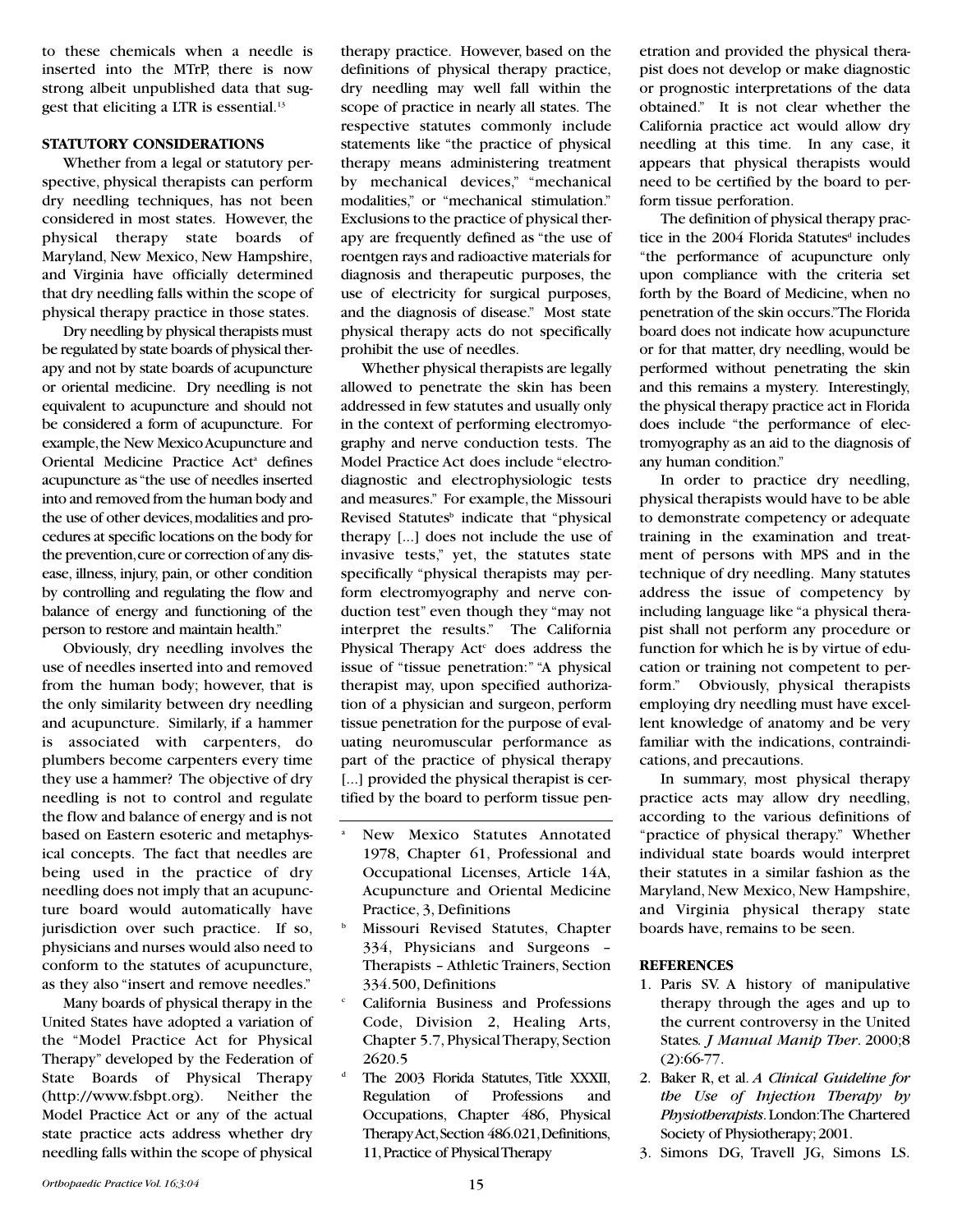to these chemicals when a needle is inserted into the MTrP, there is now strong albeit unpublished data that suggest that eliciting a LTR is essential.[13]

**STATUTORY CONSIDERATIONS**

Whether from a legal or statutory perspective, physical therapists can perform dry needling techniques, has not been considered in most states. However, the physical therapy state boards of Maryland, New Mexico, New Hampshire, and Virginia have officially determined that dry needling falls within the scope of physical therapy practice in those states.

Dry needling by physical therapists must be regulated by state boards of physical therapy and not by state boards of acupuncture or oriental medicine. Dry needling is not equivalent to acupuncture and should not be considered a form of acupuncture. For example, the New Mexico Acupuncture and Oriental Medicine Practice Act[a] defines acupuncture as "the use of needles inserted into and removed from the human body and the use of other devices, modalities and procedures at specific locations on the body for the prevention, cure or correction of any disease, illness, injury, pain, or other condition by controlling and regulating the flow and balance of energy and functioning of the person to restore and maintain health."

Obviously, dry needling involves the use of needles inserted into and removed from the human body; however, that is the only similarity between dry needling and acupuncture. Similarly, if a hammer is associated with carpenters, do plumbers become carpenters every time they use a hammer? The objective of dry needling is not to control and regulate the flow and balance of energy and is not based on Eastern esoteric and metaphysical concepts. The fact that needles are being used in the practice of dry needling does not imply that an acupuncture board would automatically have jurisdiction over such practice. If so, physicians and nurses would also need to conform to the statutes of acupuncture, as they also "insert and remove needles."

Many boards of physical therapy in the United States have adopted a variation of the "Model Practice Act for Physical Therapy" developed by the Federation of State Boards of Physical Therapy (http://www.fsbpt.org). Neither the Model Practice Act or any of the actual state practice acts address whether dry needling falls within the scope of physical therapy practice. However, based on the definitions of physical therapy practice, dry needling may well fall within the scope of practice in nearly all states. The respective statutes commonly include statements like "the practice of physical therapy means administering treatment by mechanical devices," "mechanical modalities," or "mechanical stimulation." Exclusions to the practice of physical therapy are frequently defined as "the use of roentgen rays and radioactive materials for diagnosis and therapeutic purposes, the use of electricity for surgical purposes, and the diagnosis of disease." Most state physical therapy acts do not specifically prohibit the use of needles.

Whether physical therapists are legally allowed to penetrate the skin has been addressed in few statutes and usually only in the context of performing electromyography and nerve conduction tests. The Model Practice Act does include "electrodiagnostic and electrophysiologic tests and measures." For example, the Missouri Revised Statutes[b] indicate that "physical therapy [...] does not include the use of invasive tests," yet, the statutes state specifically "physical therapists may perform electromyography and nerve conduction test" even though they "may not interpret the results." The California Physical Therapy Act[c] does address the issue of "tissue penetration:" "A physical therapist may, upon specified authorization of a physician and surgeon, perform tissue penetration for the purpose of evaluating neuromuscular performance as part of the practice of physical therapy [...] provided the physical therapist is certified by the board to perform tissue penetration and provided the physical therapist does not develop or make diagnostic or prognostic interpretations of the data obtained." It is not clear whether the California practice act would allow dry needling at this time. In any case, it appears that physical therapists would need to be certified by the board to perform tissue perforation.

The definition of physical therapy practice in the 2004 Florida Statutes[d] includes "the performance of acupuncture only upon compliance with the criteria set forth by the Board of Medicine, when no penetration of the skin occurs."The Florida board does not indicate how acupuncture or for that matter, dry needling, would be performed without penetrating the skin and this remains a mystery. Interestingly, the physical therapy practice act in Florida does include "the performance of electromyography as an aid to the diagnosis of any human condition."

In order to practice dry needling, physical therapists would have to be able to demonstrate competency or adequate training in the examination and treatment of persons with MPS and in the technique of dry needling. Many statutes address the issue of competency by including language like "a physical therapist shall not perform any procedure or function for which he is by virtue of education or training not competent to perform." Obviously, physical therapists employing dry needling must have excellent knowledge of anatomy and be very familiar with the indications, contraindications, and precautions.

In summary, most physical therapy practice acts may allow dry needling, according to the various definitions of "practice of physical therapy." Whether individual state boards would interpret their statutes in a similar fashion as the Maryland, New Mexico, New Hampshire, and Virginia physical therapy state boards have, remains to be seen.

---

[a] New Mexico Statutes Annotated 1978, Chapter 61, Professional and Occupational Licenses, Article 14A, Acupuncture and Oriental Medicine Practice, 3, Definitions

[b] Missouri Revised Statutes, Chapter 334, Physicians and Surgeons – Therapists – Athletic Trainers, Section 334.500, Definitions

[c] California Business and Professions Code, Division 2, Healing Arts, Chapter 5.7, Physical Therapy, Section 2620.5

[d] The 2003 Florida Statutes, Title XXXII, Regulation of Professions and Occupations, Chapter 486, Physical Therapy Act, Section 486.021, Definitions, 11, Practice of Physical Therapy

**REFERENCES**

1. Paris SV. A history of manipulative therapy through the ages and up to the current controversy in the United States. *J Manual Manip Ther*. 2000;8(2):66-77.
2. Baker R, et al. *A Clinical Guideline for the Use of Injection Therapy by Physiotherapists*. London:The Chartered Society of Physiotherapy; 2001.
3. Simons DG, Travell JG, Simons LS.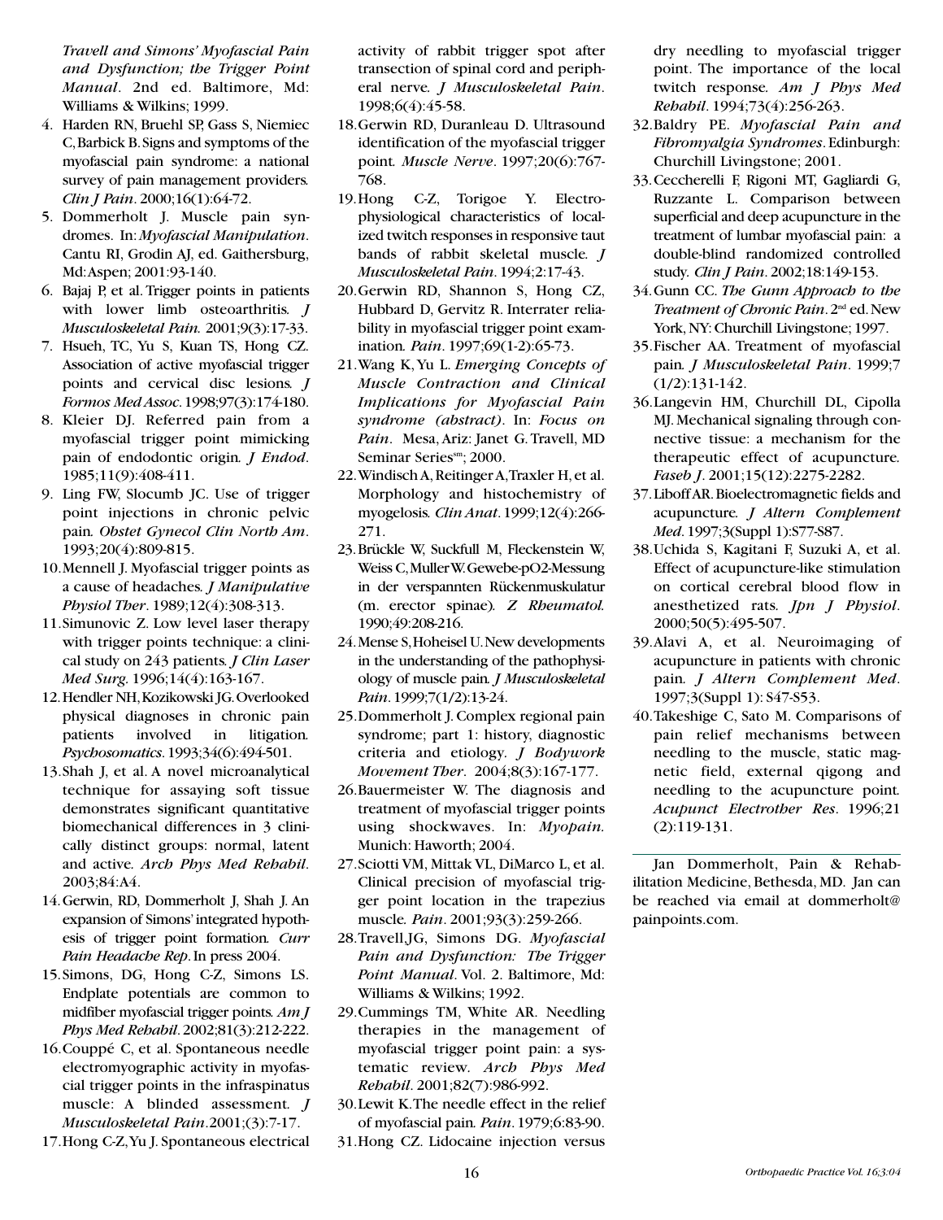*Travell and Simons' Myofascial Pain and Dysfunction; the Trigger Point Manual*. 2nd ed. Baltimore, Md: Williams & Wilkins; 1999.

4. Harden RN, Bruehl SP, Gass S, Niemiec C, Barbick B. Signs and symptoms of the myofascial pain syndrome: a national survey of pain management providers. *Clin J Pain*. 2000;16(1):64-72.
5. Dommerholt J. Muscle pain syndromes. In: *Myofascial Manipulation*. Cantu RI, Grodin AJ, ed. Gaithersburg, Md: Aspen; 2001:93-140.
6. Bajaj P, et al. Trigger points in patients with lower limb osteoarthritis. *J Musculoskeletal Pain.* 2001;9(3):17-33.
7. Hsueh, TC, Yu S, Kuan TS, Hong CZ. Association of active myofascial trigger points and cervical disc lesions. *J Formos Med Assoc*. 1998;97(3):174-180.
8. Kleier DJ. Referred pain from a myofascial trigger point mimicking pain of endodontic origin. *J Endod*. 1985;11(9):408-411.
9. Ling FW, Slocumb JC. Use of trigger point injections in chronic pelvic pain. *Obstet Gynecol Clin North Am*. 1993;20(4):809-815.
10. Mennell J. Myofascial trigger points as a cause of headaches. *J Manipulative Physiol Ther*. 1989;12(4):308-313.
11. Simunovic Z. Low level laser therapy with trigger points technique: a clinical study on 243 patients. *J Clin Laser Med Surg*. 1996;14(4):163-167.
12. Hendler NH, Kozikowski JG. Overlooked physical diagnoses in chronic pain patients involved in litigation. *Psychosomatics*. 1993;34(6):494-501.
13. Shah J, et al. A novel microanalytical technique for assaying soft tissue demonstrates significant quantitative biomechanical differences in 3 clinically distinct groups: normal, latent and active. *Arch Phys Med Rehabil*. 2003;84:A4.
14. Gerwin, RD, Dommerholt J, Shah J. An expansion of Simons' integrated hypothesis of trigger point formation. *Curr Pain Headache Rep*. In press 2004.
15. Simons, DG, Hong C-Z, Simons LS. Endplate potentials are common to midfiber myofascial trigger points. *Am J Phys Med Rehabil*. 2002;81(3):212-222.
16. Couppé C, et al. Spontaneous needle electromyographic activity in myofascial trigger points in the infraspinatus muscle: A blinded assessment. *J Musculoskeletal Pain*. 2001;(3):7-17.
17. Hong C-Z, Yu J. Spontaneous electrical activity of rabbit trigger spot after transection of spinal cord and peripheral nerve. *J Musculoskeletal Pain*. 1998;6(4):45-58.
18. Gerwin RD, Duranleau D. Ultrasound identification of the myofascial trigger point. *Muscle Nerve*. 1997;20(6):767-768.
19. Hong C-Z, Torigoe Y. Electrophysiological characteristics of localized twitch responses in responsive taut bands of rabbit skeletal muscle. *J Musculoskeletal Pain*. 1994;2:17-43.
20. Gerwin RD, Shannon S, Hong CZ, Hubbard D, Gervitz R. Interrater reliability in myofascial trigger point examination. *Pain*. 1997;69(1-2):65-73.
21. Wang K, Yu L. *Emerging Concepts of Muscle Contraction and Clinical Implications for Myofascial Pain syndrome (abstract)*. In: *Focus on Pain*. Mesa, Ariz: Janet G. Travell, MD Seminar Series[sm]; 2000.
22. Windisch A, Reitinger A, Traxler H, et al. Morphology and histochemistry of myogelosis. *Clin Anat*. 1999;12(4):266-271.
23. Brückle W, Suckfull M, Fleckenstein W, Weiss C, Muller W. Gewebe-pO2-Messung in der verspannten Rückenmuskulatur (m. erector spinae). *Z Rheumatol.* 1990;49:208-216.
24. Mense S, Hoheisel U. New developments in the understanding of the pathophysiology of muscle pain. *J Musculoskeletal Pain*. 1999;7(1/2):13-24.
25. Dommerholt J. Complex regional pain syndrome; part 1: history, diagnostic criteria and etiology. *J Bodywork Movement Ther*. 2004;8(3):167-177.
26. Bauermeister W. The diagnosis and treatment of myofascial trigger points using shockwaves. In: *Myopain.* Munich: Haworth; 2004.
27. Sciotti VM, Mittak VL, DiMarco L, et al. Clinical precision of myofascial trigger point location in the trapezius muscle. *Pain*. 2001;93(3):259-266.
28. Travell JG, Simons DG. *Myofascial Pain and Dysfunction: The Trigger Point Manual*. Vol. 2. Baltimore, Md: Williams & Wilkins; 1992.
29. Cummings TM, White AR. Needling therapies in the management of myofascial trigger point pain: a systematic review. *Arch Phys Med Rehabil*. 2001;82(7):986-992.
30. Lewit K. The needle effect in the relief of myofascial pain. *Pain*. 1979;6:83-90.
31. Hong CZ. Lidocaine injection versus dry needling to myofascial trigger point. The importance of the local twitch response. *Am J Phys Med Rehabil*. 1994;73(4):256-263.
32. Baldry PE. *Myofascial Pain and Fibromyalgia Syndromes*. Edinburgh: Churchill Livingstone; 2001.
33. Ceccherelli F, Rigoni MT, Gagliardi G, Ruzzante L. Comparison between superficial and deep acupuncture in the treatment of lumbar myofascial pain: a double-blind randomized controlled study. *Clin J Pain*. 2002;18:149-153.
34. Gunn CC. *The Gunn Approach to the Treatment of Chronic Pain*. 2[nd] ed. New York, NY: Churchill Livingstone; 1997.
35. Fischer AA. Treatment of myofascial pain. *J Musculoskeletal Pain*. 1999;7 (1/2):131-142.
36. Langevin HM, Churchill DL, Cipolla MJ. Mechanical signaling through connective tissue: a mechanism for the therapeutic effect of acupuncture. *Faseb J*. 2001;15(12):2275-2282.
37. Liboff AR. Bioelectromagnetic fields and acupuncture. *J Altern Complement Med*. 1997;3(Suppl 1):S77-S87.
38. Uchida S, Kagitani F, Suzuki A, et al. Effect of acupuncture-like stimulation on cortical cerebral blood flow in anesthetized rats. *Jpn J Physiol*. 2000;50(5):495-507.
39. Alavi A, et al. Neuroimaging of acupuncture in patients with chronic pain. *J Altern Complement Med*. 1997;3(Suppl 1): S47-S53.
40. Takeshige C, Sato M. Comparisons of pain relief mechanisms between needling to the muscle, static magnetic field, external qigong and needling to the acupuncture point. *Acupunct Electrother Res*. 1996;21 (2):119-131.

---

Jan Dommerholt, Pain & Rehabilitation Medicine, Bethesda, MD. Jan can be reached via email at dommerholt@painpoints.com.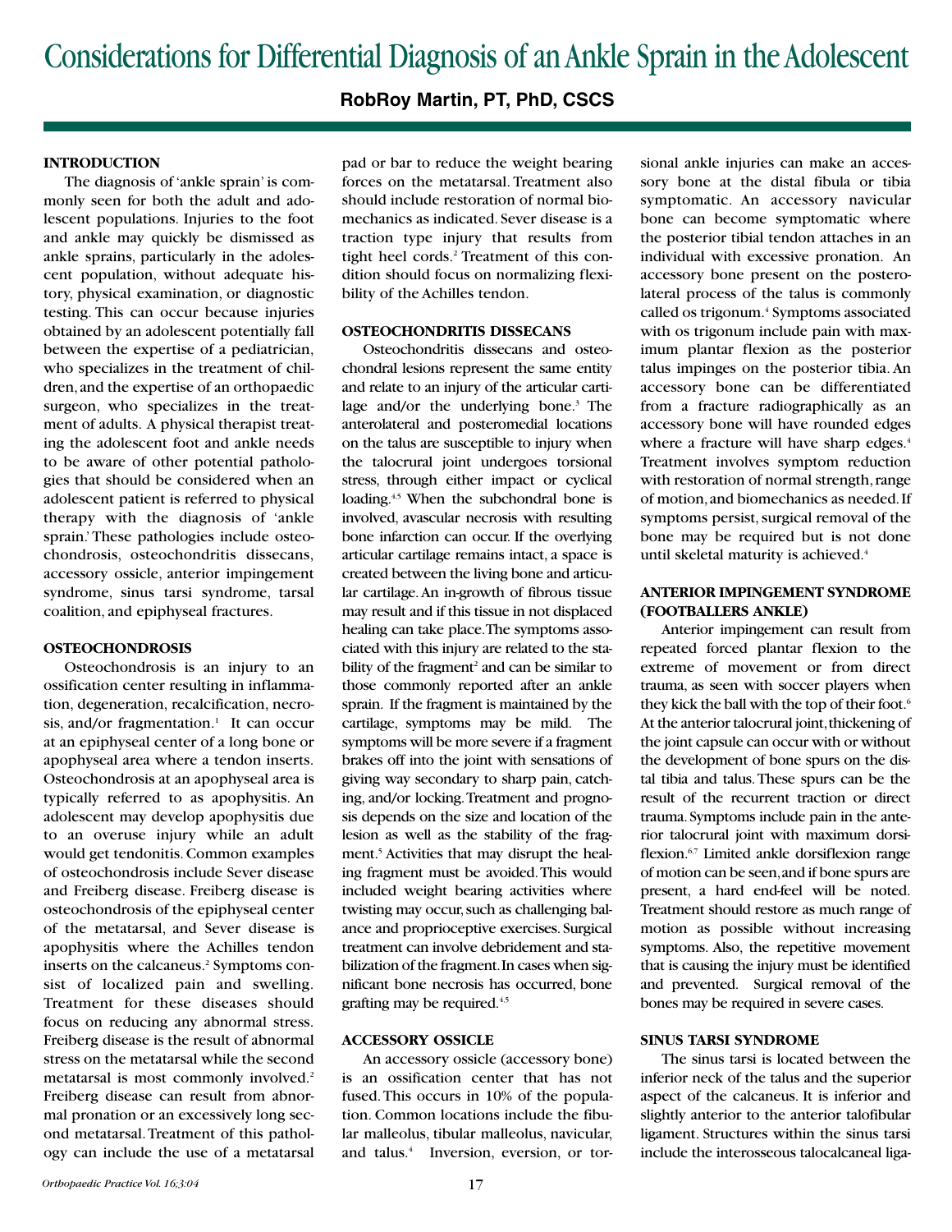# Considerations for Differential Diagnosis of an Ankle Sprain in the Adolescent

**RobRoy Martin, PT, PhD, CSCS**

## INTRODUCTION

The diagnosis of 'ankle sprain' is commonly seen for both the adult and adolescent populations. Injuries to the foot and ankle may quickly be dismissed as ankle sprains, particularly in the adolescent population, without adequate history, physical examination, or diagnostic testing. This can occur because injuries obtained by an adolescent potentially fall between the expertise of a pediatrician, who specializes in the treatment of children, and the expertise of an orthopaedic surgeon, who specializes in the treatment of adults. A physical therapist treating the adolescent foot and ankle needs to be aware of other potential pathologies that should be considered when an adolescent patient is referred to physical therapy with the diagnosis of 'ankle sprain.' These pathologies include osteochondrosis, osteochondritis dissecans, accessory ossicle, anterior impingement syndrome, sinus tarsi syndrome, tarsal coalition, and epiphyseal fractures.

## OSTEOCHONDROSIS

Osteochondrosis is an injury to an ossification center resulting in inflammation, degeneration, recalcification, necrosis, and/or fragmentation.[1] It can occur at an epiphyseal center of a long bone or apophyseal area where a tendon inserts. Osteochondrosis at an apophyseal area is typically referred to as apophysitis. An adolescent may develop apophysitis due to an overuse injury while an adult would get tendonitis. Common examples of osteochondrosis include Sever disease and Freiberg disease. Freiberg disease is osteochondrosis of the epiphyseal center of the metatarsal, and Sever disease is apophysitis where the Achilles tendon inserts on the calcaneus.[2] Symptoms consist of localized pain and swelling. Treatment for these diseases should focus on reducing any abnormal stress. Freiberg disease is the result of abnormal stress on the metatarsal while the second metatarsal is most commonly involved.[2] Freiberg disease can result from abnormal pronation or an excessively long second metatarsal. Treatment of this pathology can include the use of a metatarsal pad or bar to reduce the weight bearing forces on the metatarsal. Treatment also should include restoration of normal biomechanics as indicated. Sever disease is a traction type injury that results from tight heel cords.[2] Treatment of this condition should focus on normalizing flexibility of the Achilles tendon.

## OSTEOCHONDRITIS DISSECANS

Osteochondritis dissecans and osteochondral lesions represent the same entity and relate to an injury of the articular cartilage and/or the underlying bone.[3] The anterolateral and posteromedial locations on the talus are susceptible to injury when the talocrural joint undergoes torsional stress, through either impact or cyclical loading.[4,5] When the subchondral bone is involved, avascular necrosis with resulting bone infarction can occur. If the overlying articular cartilage remains intact, a space is created between the living bone and articular cartilage. An in-growth of fibrous tissue may result and if this tissue in not displaced healing can take place. The symptoms associated with this injury are related to the stability of the fragment[2] and can be similar to those commonly reported after an ankle sprain. If the fragment is maintained by the cartilage, symptoms may be mild. The symptoms will be more severe if a fragment brakes off into the joint with sensations of giving way secondary to sharp pain, catching, and/or locking. Treatment and prognosis depends on the size and location of the lesion as well as the stability of the fragment.[5] Activities that may disrupt the healing fragment must be avoided. This would included weight bearing activities where twisting may occur, such as challenging balance and proprioceptive exercises. Surgical treatment can involve debridement and stabilization of the fragment. In cases when significant bone necrosis has occurred, bone grafting may be required.[4,5]

## ACCESSORY OSSICLE

An accessory ossicle (accessory bone) is an ossification center that has not fused. This occurs in 10% of the population. Common locations include the fibular malleolus, tibular malleolus, navicular, and talus.[4] Inversion, eversion, or torsional ankle injuries can make an accessory bone at the distal fibula or tibia symptomatic. An accessory navicular bone can become symptomatic where the posterior tibial tendon attaches in an individual with excessive pronation. An accessory bone present on the posterolateral process of the talus is commonly called os trigonum.[4] Symptoms associated with os trigonum include pain with maximum plantar flexion as the posterior talus impinges on the posterior tibia. An accessory bone can be differentiated from a fracture radiographically as an accessory bone will have rounded edges where a fracture will have sharp edges.[4] Treatment involves symptom reduction with restoration of normal strength, range of motion, and biomechanics as needed. If symptoms persist, surgical removal of the bone may be required but is not done until skeletal maturity is achieved.[4]

## ANTERIOR IMPINGEMENT SYNDROME (FOOTBALLERS ANKLE)

Anterior impingement can result from repeated forced plantar flexion to the extreme of movement or from direct trauma, as seen with soccer players when they kick the ball with the top of their foot.[6] At the anterior talocrural joint, thickening of the joint capsule can occur with or without the development of bone spurs on the distal tibia and talus. These spurs can be the result of the recurrent traction or direct trauma. Symptoms include pain in the anterior talocrural joint with maximum dorsiflexion.[6,7] Limited ankle dorsiflexion range of motion can be seen, and if bone spurs are present, a hard end-feel will be noted. Treatment should restore as much range of motion as possible without increasing symptoms. Also, the repetitive movement that is causing the injury must be identified and prevented. Surgical removal of the bones may be required in severe cases.

## SINUS TARSI SYNDROME

The sinus tarsi is located between the inferior neck of the talus and the superior aspect of the calcaneus. It is inferior and slightly anterior to the anterior talofibular ligament. Structures within the sinus tarsi include the interosseous talocalcaneal liga-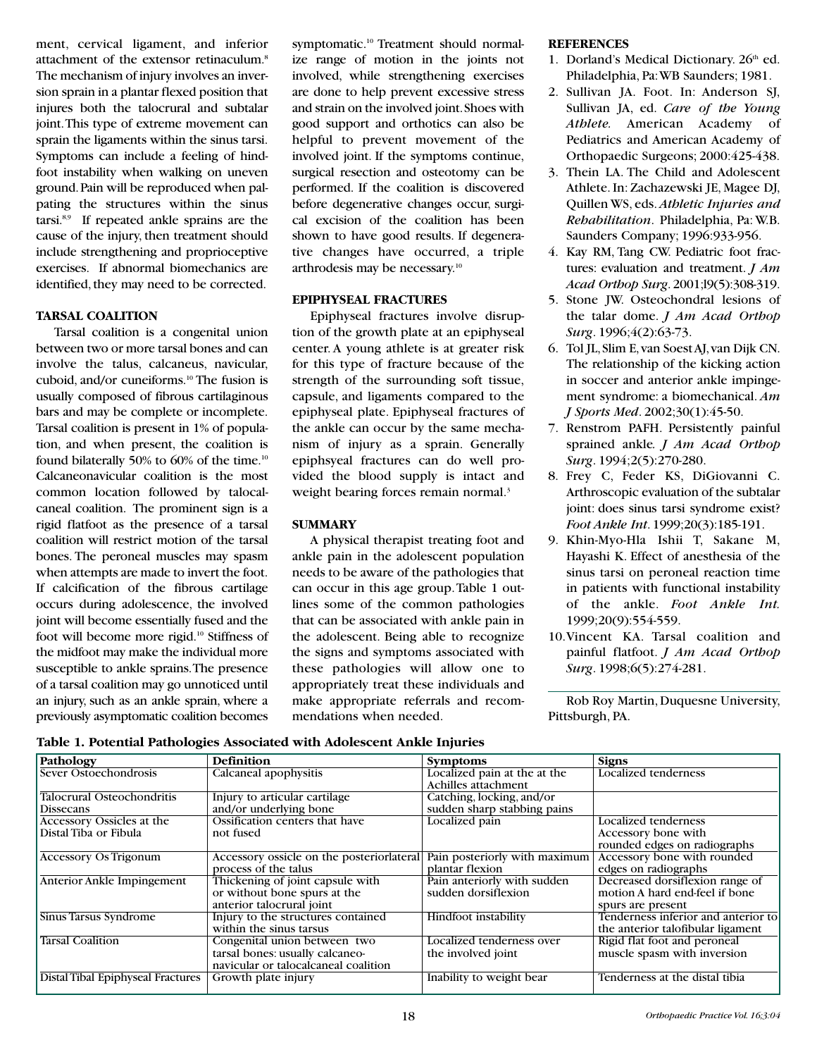ment, cervical ligament, and inferior attachment of the extensor retinaculum.[8] The mechanism of injury involves an inversion sprain in a plantar flexed position that injures both the talocrural and subtalar joint. This type of extreme movement can sprain the ligaments within the sinus tarsi. Symptoms can include a feeling of hindfoot instability when walking on uneven ground. Pain will be reproduced when palpating the structures within the sinus tarsi.[8,9] If repeated ankle sprains are the cause of the injury, then treatment should include strengthening and proprioceptive exercises. If abnormal biomechanics are identified, they may need to be corrected.

### TARSAL COALITION

Tarsal coalition is a congenital union between two or more tarsal bones and can involve the talus, calcaneus, navicular, cuboid, and/or cuneiforms.[10] The fusion is usually composed of fibrous cartilaginous bars and may be complete or incomplete. Tarsal coalition is present in 1% of population, and when present, the coalition is found bilaterally 50% to 60% of the time.[10] Calcaneonavicular coalition is the most common location followed by talocalcaneal coalition. The prominent sign is a rigid flatfoot as the presence of a tarsal coalition will restrict motion of the tarsal bones. The peroneal muscles may spasm when attempts are made to invert the foot. If calcification of the fibrous cartilage occurs during adolescence, the involved joint will become essentially fused and the foot will become more rigid.[10] Stiffness of the midfoot may make the individual more susceptible to ankle sprains. The presence of a tarsal coalition may go unnoticed until an injury, such as an ankle sprain, where a previously asymptomatic coalition becomes symptomatic.[10] Treatment should normalize range of motion in the joints not involved, while strengthening exercises are done to help prevent excessive stress and strain on the involved joint. Shoes with good support and orthotics can also be helpful to prevent movement of the involved joint. If the symptoms continue, surgical resection and osteotomy can be performed. If the coalition is discovered before degenerative changes occur, surgical excision of the coalition has been shown to have good results. If degenerative changes have occurred, a triple arthrodesis may be necessary.[10]

### EPIPHYSEAL FRACTURES

Epiphyseal fractures involve disruption of the growth plate at an epiphyseal center. A young athlete is at greater risk for this type of fracture because of the strength of the surrounding soft tissue, capsule, and ligaments compared to the epiphyseal plate. Epiphyseal fractures of the ankle can occur by the same mechanism of injury as a sprain. Generally epiphsyeal fractures can do well provided the blood supply is intact and weight bearing forces remain normal.[3]

### SUMMARY

A physical therapist treating foot and ankle pain in the adolescent population needs to be aware of the pathologies that can occur in this age group. Table 1 outlines some of the common pathologies that can be associated with ankle pain in the adolescent. Being able to recognize the signs and symptoms associated with these pathologies will allow one to appropriately treat these individuals and make appropriate referrals and recommendations when needed.

### REFERENCES

1. Dorland's Medical Dictionary. 26th ed. Philadelphia, Pa: WB Saunders; 1981.
2. Sullivan JA. Foot. In: Anderson SJ, Sullivan JA, ed. *Care of the Young Athlete.* American Academy of Pediatrics and American Academy of Orthopaedic Surgeons; 2000:425-438.
3. Thein LA. The Child and Adolescent Athlete. In: Zachazewski JE, Magee DJ, Quillen WS, eds. *Athletic Injuries and Rehabilitation*. Philadelphia, Pa: W.B. Saunders Company; 1996:933-956.
4. Kay RM, Tang CW. Pediatric foot fractures: evaluation and treatment. *J Am Acad Orthop Surg*. 2001;l9(5):308-319.
5. Stone JW. Osteochondral lesions of the talar dome. *J Am Acad Orthop Surg*. 1996;4(2):63-73.
6. Tol JL, Slim E, van Soest AJ, van Dijk CN. The relationship of the kicking action in soccer and anterior ankle impingement syndrome: a biomechanical. *Am J Sports Med*. 2002;30(1):45-50.
7. Renstrom PAFH. Persistently painful sprained ankle. *J Am Acad Orthop Surg*. 1994;2(5):270-280.
8. Frey C, Feder KS, DiGiovanni C. Arthroscopic evaluation of the subtalar joint: does sinus tarsi syndrome exist? *Foot Ankle Int*. 1999;20(3):185-191.
9. Khin-Myo-Hla Ishii T, Sakane M, Hayashi K. Effect of anesthesia of the sinus tarsi on peroneal reaction time in patients with functional instability of the ankle. *Foot Ankle Int.* 1999;20(9):554-559.
10. Vincent KA. Tarsal coalition and painful flatfoot. *J Am Acad Orthop Surg*. 1998;6(5):274-281.

---

Rob Roy Martin, Duquesne University, Pittsburgh, PA.

**Table 1. Potential Pathologies Associated with Adolescent Ankle Injuries**

| Pathology | Definition | Symptoms | Signs |
|---|---|---|---|
| Sever Ostoechondrosis | Calcaneal apophysitis | Localized pain at the at the Achilles attachment | Localized tenderness |
| Talocrural Osteochondritis Dissecans | Injury to articular cartilage and/or underlying bone | Catching, locking, and/or sudden sharp stabbing pains | |
| Accessory Ossicles at the Distal Tiba or Fibula | Ossification centers that have not fused | Localized pain | Localized tenderness Accessory bone with rounded edges on radiographs |
| Accessory Os Trigonum | Accessory ossicle on the posteriorlateral process of the talus | Pain posteriorly with maximum plantar flexion | Accessory bone with rounded edges on radiographs |
| Anterior Ankle Impingement | Thickening of joint capsule with or without bone spurs at the anterior talocrural joint | Pain anteriorly with sudden sudden dorsiflexion | Decreased dorsiflexion range of motion A hard end-feel if bone spurs are present |
| Sinus Tarsus Syndrome | Injury to the structures contained within the sinus tarsus | Hindfoot instability | Tenderness inferior and anterior to the anterior talofibular ligament |
| Tarsal Coalition | Congenital union between two tarsal bones: usually calcaneo-navicular or talocalcaneal coalition | Localized tenderness over the involved joint | Rigid flat foot and peroneal muscle spasm with inversion |
| Distal Tibal Epiphyseal Fractures | Growth plate injury | Inability to weight bear | Tenderness at the distal tibia |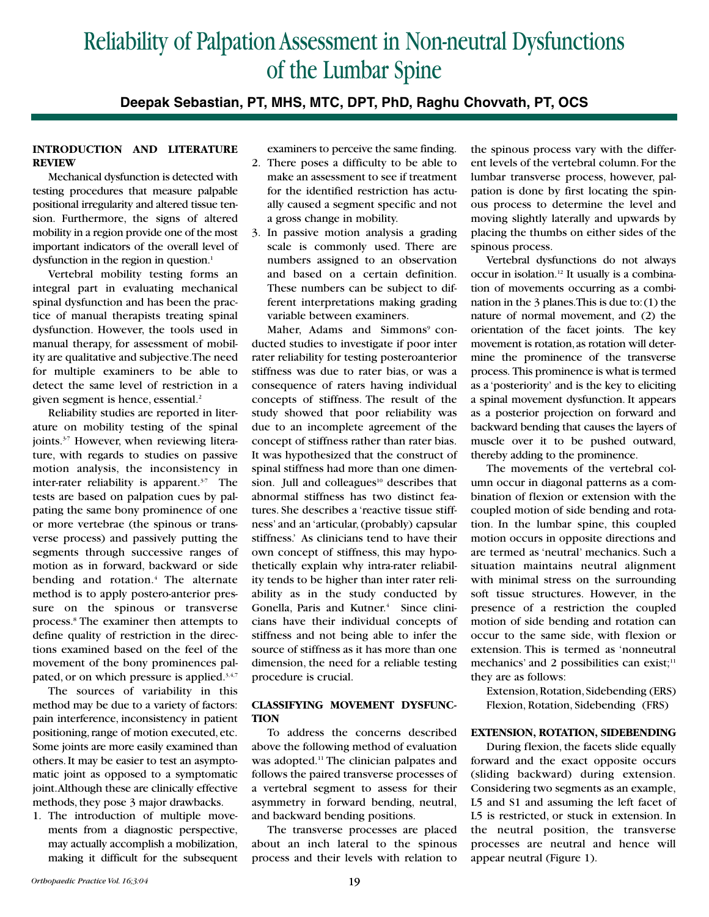# Reliability of Palpation Assessment in Non-neutral Dysfunctions of the Lumbar Spine

**Deepak Sebastian, PT, MHS, MTC, DPT, PhD, Raghu Chovvath, PT, OCS**

## INTRODUCTION AND LITERATURE REVIEW

Mechanical dysfunction is detected with testing procedures that measure palpable positional irregularity and altered tissue tension. Furthermore, the signs of altered mobility in a region provide one of the most important indicators of the overall level of dysfunction in the region in question.[1]

Vertebral mobility testing forms an integral part in evaluating mechanical spinal dysfunction and has been the practice of manual therapists treating spinal dysfunction. However, the tools used in manual therapy, for assessment of mobility are qualitative and subjective. The need for multiple examiners to be able to detect the same level of restriction in a given segment is hence, essential.[2]

Reliability studies are reported in literature on mobility testing of the spinal joints.[3-7] However, when reviewing literature, with regards to studies on passive motion analysis, the inconsistency in inter-rater reliability is apparent.[3-7] The tests are based on palpation cues by palpating the same bony prominence of one or more vertebrae (the spinous or transverse process) and passively putting the segments through successive ranges of motion as in forward, backward or side bending and rotation.[4] The alternate method is to apply postero-anterior pressure on the spinous or transverse process.[8] The examiner then attempts to define quality of restriction in the directions examined based on the feel of the movement of the bony prominences palpated, or on which pressure is applied.[3,4,7]

The sources of variability in this method may be due to a variety of factors: pain interference, inconsistency in patient positioning, range of motion executed, etc. Some joints are more easily examined than others. It may be easier to test an asymptomatic joint as opposed to a symptomatic joint. Although these are clinically effective methods, they pose 3 major drawbacks.

1. The introduction of multiple movements from a diagnostic perspective, may actually accomplish a mobilization, making it difficult for the subsequent examiners to perceive the same finding.
2. There poses a difficulty to be able to make an assessment to see if treatment for the identified restriction has actually caused a segment specific and not a gross change in mobility.
3. In passive motion analysis a grading scale is commonly used. There are numbers assigned to an observation and based on a certain definition. These numbers can be subject to different interpretations making grading variable between examiners.

Maher, Adams and Simmons[9] conducted studies to investigate if poor inter rater reliability for testing posteroanterior stiffness was due to rater bias, or was a consequence of raters having individual concepts of stiffness. The result of the study showed that poor reliability was due to an incomplete agreement of the concept of stiffness rather than rater bias. It was hypothesized that the construct of spinal stiffness had more than one dimension. Jull and colleagues[10] describes that abnormal stiffness has two distinct features. She describes a 'reactive tissue stiffness' and an 'articular, (probably) capsular stiffness.' As clinicians tend to have their own concept of stiffness, this may hypothetically explain why intra-rater reliability tends to be higher than inter rater reliability as in the study conducted by Gonella, Paris and Kutner.[4] Since clinicians have their individual concepts of stiffness and not being able to infer the source of stiffness as it has more than one dimension, the need for a reliable testing procedure is crucial.

## CLASSIFYING MOVEMENT DYSFUNCTION

To address the concerns described above the following method of evaluation was adopted.[11] The clinician palpates and follows the paired transverse processes of a vertebral segment to assess for their asymmetry in forward bending, neutral, and backward bending positions.

The transverse processes are placed about an inch lateral to the spinous process and their levels with relation to the spinous process vary with the different levels of the vertebral column. For the lumbar transverse process, however, palpation is done by first locating the spinous process to determine the level and moving slightly laterally and upwards by placing the thumbs on either sides of the spinous process.

Vertebral dysfunctions do not always occur in isolation.[12] It usually is a combination of movements occurring as a combination in the 3 planes. This is due to: (1) the nature of normal movement, and (2) the orientation of the facet joints. The key movement is rotation, as rotation will determine the prominence of the transverse process. This prominence is what is termed as a 'posteriority' and is the key to eliciting a spinal movement dysfunction. It appears as a posterior projection on forward and backward bending that causes the layers of muscle over it to be pushed outward, thereby adding to the prominence.

The movements of the vertebral column occur in diagonal patterns as a combination of flexion or extension with the coupled motion of side bending and rotation. In the lumbar spine, this coupled motion occurs in opposite directions and are termed as 'neutral' mechanics. Such a situation maintains neutral alignment with minimal stress on the surrounding soft tissue structures. However, in the presence of a restriction the coupled motion of side bending and rotation can occur to the same side, with flexion or extension. This is termed as 'nonneutral mechanics' and 2 possibilities can exist;[11] they are as follows:

Extension, Rotation, Sidebending (ERS)
Flexion, Rotation, Sidebending (FRS)

## EXTENSION, ROTATION, SIDEBENDING

During flexion, the facets slide equally forward and the exact opposite occurs (sliding backward) during extension. Considering two segments as an example, L5 and S1 and assuming the left facet of L5 is restricted, or stuck in extension. In the neutral position, the transverse processes are neutral and hence will appear neutral (Figure 1).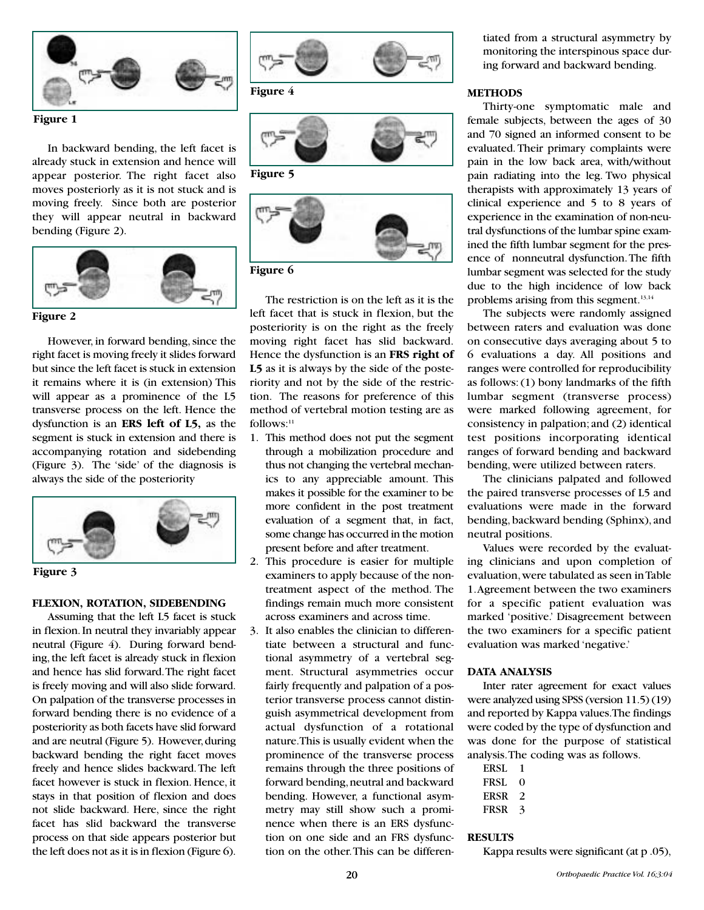Figure 1

In backward bending, the left facet is already stuck in extension and hence will appear posterior. The right facet also moves posteriorly as it is not stuck and is moving freely. Since both are posterior they will appear neutral in backward bending (Figure 2).

Figure 2

However, in forward bending, since the right facet is moving freely it slides forward but since the left facet is stuck in extension it remains where it is (in extension) This will appear as a prominence of the L5 transverse process on the left. Hence the dysfunction is an **ERS left of L5,** as the segment is stuck in extension and there is accompanying rotation and sidebending (Figure 3). The 'side' of the diagnosis is always the side of the posteriority

Figure 3

**FLEXION, ROTATION, SIDEBENDING**

Assuming that the left L5 facet is stuck in flexion. In neutral they invariably appear neutral (Figure 4). During forward bending, the left facet is already stuck in flexion and hence has slid forward. The right facet is freely moving and will also slide forward. On palpation of the transverse processes in forward bending there is no evidence of a posteriority as both facets have slid forward and are neutral (Figure 5). However, during backward bending the right facet moves freely and hence slides backward. The left facet however is stuck in flexion. Hence, it stays in that position of flexion and does not slide backward. Here, since the right facet has slid backward the transverse process on that side appears posterior but the left does not as it is in flexion (Figure 6).

Figure 4

Figure 5

Figure 6

The restriction is on the left as it is the left facet that is stuck in flexion, but the posteriority is on the right as the freely moving right facet has slid backward. Hence the dysfunction is an **FRS right of L5** as it is always by the side of the posteriority and not by the side of the restriction. The reasons for preference of this method of vertebral motion testing are as follows:[11]

1. This method does not put the segment through a mobilization procedure and thus not changing the vertebral mechanics to any appreciable amount. This makes it possible for the examiner to be more confident in the post treatment evaluation of a segment that, in fact, some change has occurred in the motion present before and after treatment.
2. This procedure is easier for multiple examiners to apply because of the nontreatment aspect of the method. The findings remain much more consistent across examiners and across time.
3. It also enables the clinician to differentiate between a structural and functional asymmetry of a vertebral segment. Structural asymmetries occur fairly frequently and palpation of a posterior transverse process cannot distinguish asymmetrical development from actual dysfunction of a rotational nature. This is usually evident when the prominence of the transverse process remains through the three positions of forward bending, neutral and backward bending. However, a functional asymmetry may still show such a prominence when there is an ERS dysfunction on one side and an FRS dysfunction on the other. This can be differentiated from a structural asymmetry by monitoring the interspinous space during forward and backward bending.

**METHODS**

Thirty-one symptomatic male and female subjects, between the ages of 30 and 70 signed an informed consent to be evaluated. Their primary complaints were pain in the low back area, with/without pain radiating into the leg. Two physical therapists with approximately 13 years of clinical experience and 5 to 8 years of experience in the examination of non-neutral dysfunctions of the lumbar spine examined the fifth lumbar segment for the presence of nonneutral dysfunction. The fifth lumbar segment was selected for the study due to the high incidence of low back problems arising from this segment.[13,14]

The subjects were randomly assigned between raters and evaluation was done on consecutive days averaging about 5 to 6 evaluations a day. All positions and ranges were controlled for reproducibility as follows: (1) bony landmarks of the fifth lumbar segment (transverse process) were marked following agreement, for consistency in palpation; and (2) identical test positions incorporating identical ranges of forward bending and backward bending, were utilized between raters.

The clinicians palpated and followed the paired transverse processes of L5 and evaluations were made in the forward bending, backward bending (Sphinx), and neutral positions.

Values were recorded by the evaluating clinicians and upon completion of evaluation, were tabulated as seen in Table 1. Agreement between the two examiners for a specific patient evaluation was marked 'positive.' Disagreement between the two examiners for a specific patient evaluation was marked 'negative.'

**DATA ANALYSIS**

Inter rater agreement for exact values were analyzed using SPSS (version 11.5) (19) and reported by Kappa values. The findings were coded by the type of dysfunction and was done for the purpose of statistical analysis. The coding was as follows.

| | |
|---|---|
| ERSL | 1 |
| FRSL | 0 |
| ERSR | 2 |
| FRSR | 3 |

**RESULTS**

Kappa results were significant (at p .05),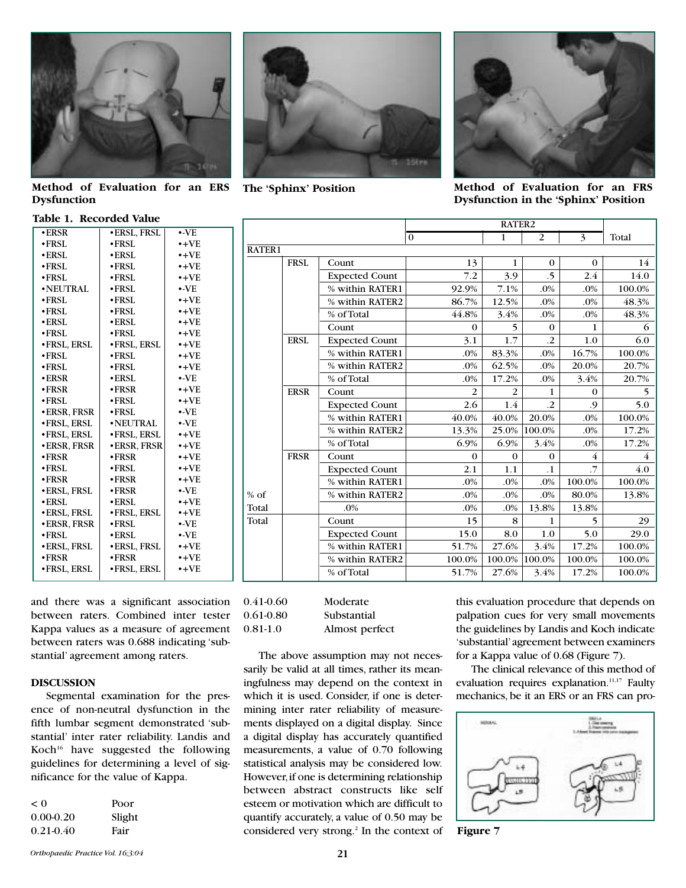**Method of Evaluation for an ERS Dysfunction**

**The 'Sphinx' Position**

**Method of Evaluation for an FRS Dysfunction in the 'Sphinx' Position**

**Table 1. Recorded Value**

| | | |
|---|---|---|
| •ERSR | •ERSL, FRSL | •-VE |
| •FRSL | •FRSL | •+VE |
| •ERSL | •ERSL | •+VE |
| •FRSL | •FRSL | •+VE |
| •FRSL | •FRSL | •+VE |
| •NEUTRAL | •FRSL | •-VE |
| •FRSL | •FRSL | •+VE |
| •FRSL | •FRSL | •+VE |
| •ERSL | •ERSL | •+VE |
| •FRSL | •FRSL | •+VE |
| •FRSL, ERSL | •FRSL, ERSL | •+VE |
| •FRSL | •FRSL | •+VE |
| •FRSL | •FRSL | •+VE |
| •ERSR | •ERSL | •-VE |
| •FRSR | •FRSR | •+VE |
| •FRSL | •FRSL | •+VE |
| •ERSR, FRSR | •FRSL | •-VE |
| •FRSL, ERSL | •NEUTRAL | •-VE |
| •FRSL, ERSL | •FRSL, ERSL | •+VE |
| •ERSR, FRSR | •ERSR, FRSR | •+VE |
| •FRSR | •FRSR | •+VE |
| •FRSL | •FRSL | •+VE |
| •FRSR | •FRSR | •+VE |
| •ERSL, FRSL | •FRSR | •-VE |
| •ERSL | •ERSL | •+VE |
| •ERSL, FRSL | •FRSL, ERSL | •+VE |
| •ERSR, FRSR | •FRSL | •-VE |
| •FRSL | •ERSL | •-VE |
| •ERSL, FRSL | •ERSL, FRSL | •+VE |
| •FRSR | •FRSR | •+VE |
| •FRSL, ERSL | •FRSL, ERSL | •+VE |

| | | | RATER2 | | | | |
|---|---|---|---|---|---|---|---|
| | | | 0 | 1 | 2 | 3 | Total |
| RATER1 | | | | | | | |
| | FRSL | Count | 13 | 1 | 0 | 0 | 14 |
| | | Expected Count | 7.2 | 3.9 | .5 | 2.4 | 14.0 |
| | | % within RATER1 | 92.9% | 7.1% | .0% | .0% | 100.0% |
| | | % within RATER2 | 86.7% | 12.5% | .0% | .0% | 48.3% |
| | | % of Total | 44.8% | 3.4% | .0% | .0% | 48.3% |
| | | Count | 0 | 5 | 0 | 1 | 6 |
| | ERSL | Expected Count | 3.1 | 1.7 | .2 | 1.0 | 6.0 |
| | | % within RATER1 | .0% | 83.3% | .0% | 16.7% | 100.0% |
| | | % within RATER2 | .0% | 62.5% | .0% | 20.0% | 20.7% |
| | | % of Total | .0% | 17.2% | .0% | 3.4% | 20.7% |
| | ERSR | Count | 2 | 2 | 1 | 0 | 5 |
| | | Expected Count | 2.6 | 1.4 | .2 | .9 | 5.0 |
| | | % within RATER1 | 40.0% | 40.0% | 20.0% | .0% | 100.0% |
| | | % within RATER2 | 13.3% | 25.0% | 100.0% | .0% | 17.2% |
| | | % of Total | 6.9% | 6.9% | 3.4% | .0% | 17.2% |
| | FRSR | Count | 0 | 0 | 0 | 4 | 4 |
| | | Expected Count | 2.1 | 1.1 | .1 | .7 | 4.0 |
| | | % within RATER1 | .0% | .0% | .0% | 100.0% | 100.0% |
| % of | | % within RATER2 | .0% | .0% | .0% | 80.0% | 13.8% |
| Total | | .0% | .0% | .0% | 13.8% | 13.8% | |
| Total | | Count | 15 | 8 | 1 | 5 | 29 |
| | | Expected Count | 15.0 | 8.0 | 1.0 | 5.0 | 29.0 |
| | | % within RATER1 | 51.7% | 27.6% | 3.4% | 17.2% | 100.0% |
| | | % within RATER2 | 100.0% | 100.0% | 100.0% | 100.0% | 100.0% |
| | | % of Total | 51.7% | 27.6% | 3.4% | 17.2% | 100.0% |

and there was a significant association between raters. Combined inter tester Kappa values as a measure of agreement between raters was 0.688 indicating 'substantial' agreement among raters.

## DISCUSSION

Segmental examination for the presence of non-neutral dysfunction in the fifth lumbar segment demonstrated 'substantial' inter rater reliability. Landis and Koch[16] have suggested the following guidelines for determining a level of significance for the value of Kappa.

| | |
|---|---|
| < 0 | Poor |
| 0.00-0.20 | Slight |
| 0.21-0.40 | Fair |
| 0.41-0.60 | Moderate |
| 0.61-0.80 | Substantial |
| 0.81-1.0 | Almost perfect |

The above assumption may not necessarily be valid at all times, rather its meaningfulness may depend on the context in which it is used. Consider, if one is determining inter rater reliability of measurements displayed on a digital display. Since a digital display has accurately quantified measurements, a value of 0.70 following statistical analysis may be considered low. However, if one is determining relationship between abstract constructs like self esteem or motivation which are difficult to quantify accurately, a value of 0.50 may be considered very strong.[2] In the context of this evaluation procedure that depends on palpation cues for very small movements the guidelines by Landis and Koch indicate 'substantial' agreement between examiners for a Kappa value of 0.68 (Figure 7).

The clinical relevance of this method of evaluation requires explanation.[11,17] Faulty mechanics, be it an ERS or an FRS can pro-

Figure 7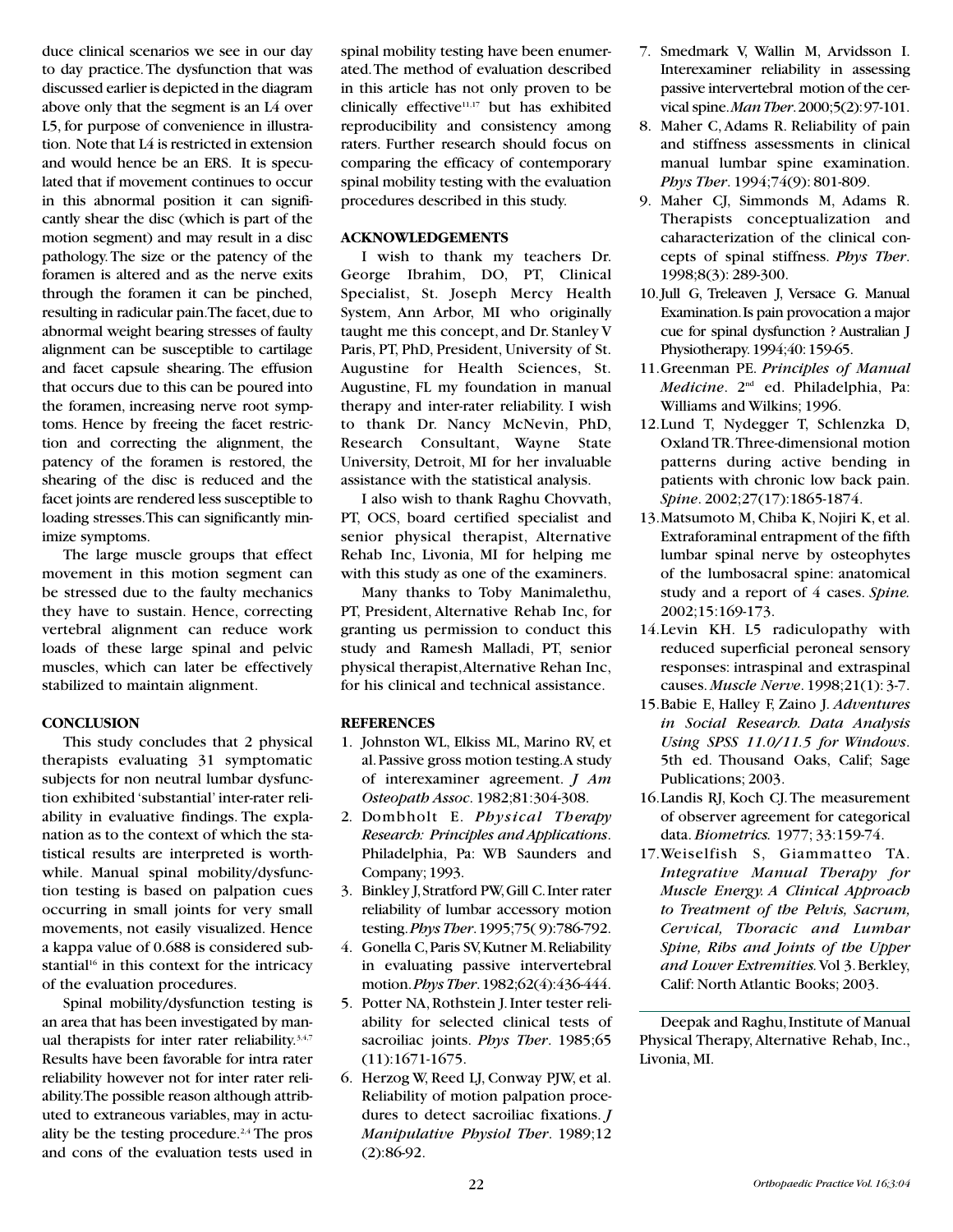duce clinical scenarios we see in our day to day practice. The dysfunction that was discussed earlier is depicted in the diagram above only that the segment is an L4 over L5, for purpose of convenience in illustration. Note that L4 is restricted in extension and would hence be an ERS. It is speculated that if movement continues to occur in this abnormal position it can significantly shear the disc (which is part of the motion segment) and may result in a disc pathology. The size or the patency of the foramen is altered and as the nerve exits through the foramen it can be pinched, resulting in radicular pain. The facet, due to abnormal weight bearing stresses of faulty alignment can be susceptible to cartilage and facet capsule shearing. The effusion that occurs due to this can be poured into the foramen, increasing nerve root symptoms. Hence by freeing the facet restriction and correcting the alignment, the patency of the foramen is restored, the shearing of the disc is reduced and the facet joints are rendered less susceptible to loading stresses. This can significantly minimize symptoms.

The large muscle groups that effect movement in this motion segment can be stressed due to the faulty mechanics they have to sustain. Hence, correcting vertebral alignment can reduce work loads of these large spinal and pelvic muscles, which can later be effectively stabilized to maintain alignment.

## CONCLUSION

This study concludes that 2 physical therapists evaluating 31 symptomatic subjects for non neutral lumbar dysfunction exhibited 'substantial' inter-rater reliability in evaluative findings. The explanation as to the context of which the statistical results are interpreted is worthwhile. Manual spinal mobility/dysfunction testing is based on palpation cues occurring in small joints for very small movements, not easily visualized. Hence a kappa value of 0.688 is considered substantial[16] in this context for the intricacy of the evaluation procedures.

Spinal mobility/dysfunction testing is an area that has been investigated by manual therapists for inter rater reliability.[3,4,7] Results have been favorable for intra rater reliability however not for inter rater reliability. The possible reason although attributed to extraneous variables, may in actuality be the testing procedure.[2,4] The pros and cons of the evaluation tests used in spinal mobility testing have been enumerated. The method of evaluation described in this article has not only proven to be clinically effective[11,17] but has exhibited reproducibility and consistency among raters. Further research should focus on comparing the efficacy of contemporary spinal mobility testing with the evaluation procedures described in this study.

## ACKNOWLEDGEMENTS

I wish to thank my teachers Dr. George Ibrahim, DO, PT, Clinical Specialist, St. Joseph Mercy Health System, Ann Arbor, MI who originally taught me this concept, and Dr. Stanley V Paris, PT, PhD, President, University of St. Augustine for Health Sciences, St. Augustine, FL my foundation in manual therapy and inter-rater reliability. I wish to thank Dr. Nancy McNevin, PhD, Research Consultant, Wayne State University, Detroit, MI for her invaluable assistance with the statistical analysis.

I also wish to thank Raghu Chovvath, PT, OCS, board certified specialist and senior physical therapist, Alternative Rehab Inc, Livonia, MI for helping me with this study as one of the examiners.

Many thanks to Toby Manimalethu, PT, President, Alternative Rehab Inc, for granting us permission to conduct this study and Ramesh Malladi, PT, senior physical therapist, Alternative Rehan Inc, for his clinical and technical assistance.

## REFERENCES

1. Johnston WL, Elkiss ML, Marino RV, et al. Passive gross motion testing. A study of interexaminer agreement. *J Am Osteopath Assoc*. 1982;81:304-308.
2. Dombholt E. *Physical Therapy Research: Principles and Applications*. Philadelphia, Pa: WB Saunders and Company; 1993.
3. Binkley J, Stratford PW, Gill C. Inter rater reliability of lumbar accessory motion testing. *Phys Ther*. 1995;75( 9):786-792.
4. Gonella C, Paris SV, Kutner M. Reliability in evaluating passive intervertebral motion. *Phys Ther*. 1982;62(4):436-444.
5. Potter NA, Rothstein J. Inter tester reliability for selected clinical tests of sacroiliac joints. *Phys Ther*. 1985;65 (11):1671-1675.
6. Herzog W, Reed LJ, Conway PJW, et al. Reliability of motion palpation procedures to detect sacroiliac fixations. *J Manipulative Physiol Ther*. 1989;12 (2):86-92.
7. Smedmark V, Wallin M, Arvidsson I. Interexaminer reliability in assessing passive intervertebral motion of the cervical spine. *Man Ther*. 2000;5(2):97-101.
8. Maher C, Adams R. Reliability of pain and stiffness assessments in clinical manual lumbar spine examination. *Phys Ther*. 1994;74(9): 801-809.
9. Maher CJ, Simmonds M, Adams R. Therapists conceptualization and caharacterization of the clinical concepts of spinal stiffness. *Phys Ther*. 1998;8(3): 289-300.
10. Jull G, Treleaven J, Versace G. Manual Examination. Is pain provocation a major cue for spinal dysfunction ? Australian J Physiotherapy. 1994;40: 159-65.
11. Greenman PE. *Principles of Manual Medicine*. 2nd ed. Philadelphia, Pa: Williams and Wilkins; 1996.
12. Lund T, Nydegger T, Schlenzka D, Oxland TR. Three-dimensional motion patterns during active bending in patients with chronic low back pain. *Spine*. 2002;27(17):1865-1874.
13. Matsumoto M, Chiba K, Nojiri K, et al. Extraforaminal entrapment of the fifth lumbar spinal nerve by osteophytes of the lumbosacral spine: anatomical study and a report of 4 cases. *Spine.* 2002;15:169-173.
14. Levin KH. L5 radiculopathy with reduced superficial peroneal sensory responses: intraspinal and extraspinal causes. *Muscle Nerve*. 1998;21(1): 3-7.
15. Babie E, Halley F, Zaino J. *Adventures in Social Research. Data Analysis Using SPSS 11.0/11.5 for Windows*. 5th ed. Thousand Oaks, Calif; Sage Publications; 2003.
16. Landis RJ, Koch CJ. The measurement of observer agreement for categorical data. *Biometrics.* 1977; 33:159-74.
17. Weiselfish S, Giammatteo TA. *Integrative Manual Therapy for Muscle Energy. A Clinical Approach to Treatment of the Pelvis, Sacrum, Cervical, Thoracic and Lumbar Spine, Ribs and Joints of the Upper and Lower Extremities.* Vol 3. Berkley, Calif: North Atlantic Books; 2003.

---

Deepak and Raghu, Institute of Manual Physical Therapy, Alternative Rehab, Inc., Livonia, MI.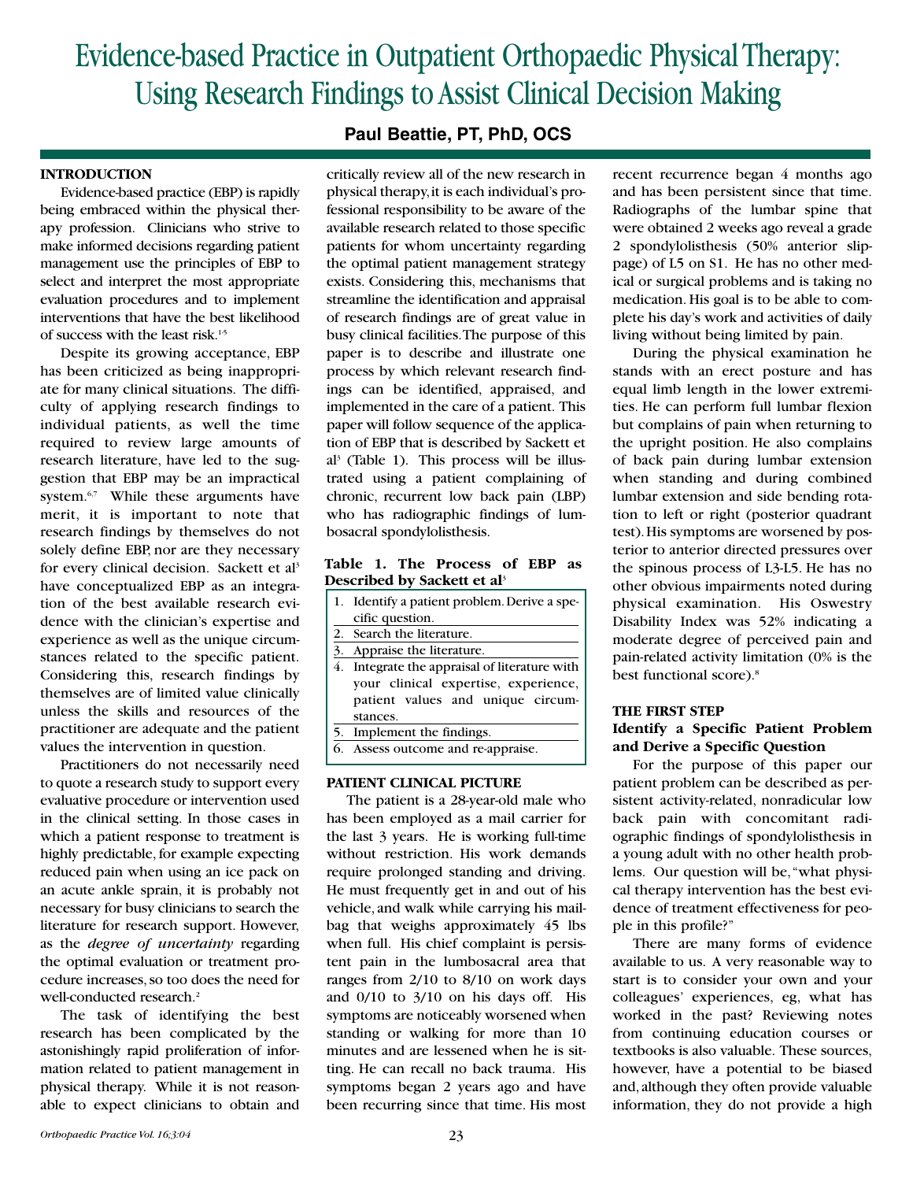# Evidence-based Practice in Outpatient Orthopaedic Physical Therapy: Using Research Findings to Assist Clinical Decision Making

**Paul Beattie, PT, PhD, OCS**

## INTRODUCTION

Evidence-based practice (EBP) is rapidly being embraced within the physical therapy profession. Clinicians who strive to make informed decisions regarding patient management use the principles of EBP to select and interpret the most appropriate evaluation procedures and to implement interventions that have the best likelihood of success with the least risk.[1-5]

Despite its growing acceptance, EBP has been criticized as being inappropriate for many clinical situations. The difficulty of applying research findings to individual patients, as well the time required to review large amounts of research literature, have led to the suggestion that EBP may be an impractical system.[6,7] While these arguments have merit, it is important to note that research findings by themselves do not solely define EBP, nor are they necessary for every clinical decision. Sackett et al[3] have conceptualized EBP as an integration of the best available research evidence with the clinician's expertise and experience as well as the unique circumstances related to the specific patient. Considering this, research findings by themselves are of limited value clinically unless the skills and resources of the practitioner are adequate and the patient values the intervention in question.

Practitioners do not necessarily need to quote a research study to support every evaluative procedure or intervention used in the clinical setting. In those cases in which a patient response to treatment is highly predictable, for example expecting reduced pain when using an ice pack on an acute ankle sprain, it is probably not necessary for busy clinicians to search the literature for research support. However, as the *degree of uncertainty* regarding the optimal evaluation or treatment procedure increases, so too does the need for well-conducted research.[2]

The task of identifying the best research has been complicated by the astonishingly rapid proliferation of information related to patient management in physical therapy. While it is not reasonable to expect clinicians to obtain and critically review all of the new research in physical therapy, it is each individual's professional responsibility to be aware of the available research related to those specific patients for whom uncertainty regarding the optimal patient management strategy exists. Considering this, mechanisms that streamline the identification and appraisal of research findings are of great value in busy clinical facilities. The purpose of this paper is to describe and illustrate one process by which relevant research findings can be identified, appraised, and implemented in the care of a patient. This paper will follow sequence of the application of EBP that is described by Sackett et al[3] (Table 1). This process will be illustrated using a patient complaining of chronic, recurrent low back pain (LBP) who has radiographic findings of lumbosacral spondylolisthesis.

**Table 1. The Process of EBP as Described by Sackett et al[3]**

| |
|---|
| 1. Identify a patient problem. Derive a specific question. |
| 2. Search the literature. |
| 3. Appraise the literature. |
| 4. Integrate the appraisal of literature with your clinical expertise, experience, patient values and unique circumstances. |
| 5. Implement the findings. |
| 6. Assess outcome and re-appraise. |

## PATIENT CLINICAL PICTURE

The patient is a 28-year-old male who has been employed as a mail carrier for the last 3 years. He is working full-time without restriction. His work demands require prolonged standing and driving. He must frequently get in and out of his vehicle, and walk while carrying his mailbag that weighs approximately 45 lbs when full. His chief complaint is persistent pain in the lumbosacral area that ranges from 2/10 to 8/10 on work days and 0/10 to 3/10 on his days off. His symptoms are noticeably worsened when standing or walking for more than 10 minutes and are lessened when he is sitting. He can recall no back trauma. His symptoms began 2 years ago and have been recurring since that time. His most recent recurrence began 4 months ago and has been persistent since that time. Radiographs of the lumbar spine that were obtained 2 weeks ago reveal a grade 2 spondylolisthesis (50% anterior slippage) of L5 on S1. He has no other medical or surgical problems and is taking no medication. His goal is to be able to complete his day's work and activities of daily living without being limited by pain.

During the physical examination he stands with an erect posture and has equal limb length in the lower extremities. He can perform full lumbar flexion but complains of pain when returning to the upright position. He also complains of back pain during lumbar extension when standing and during combined lumbar extension and side bending rotation to left or right (posterior quadrant test). His symptoms are worsened by posterior to anterior directed pressures over the spinous process of L3-L5. He has no other obvious impairments noted during physical examination. His Oswestry Disability Index was 52% indicating a moderate degree of perceived pain and pain-related activity limitation (0% is the best functional score).[8]

## THE FIRST STEP

### Identify a Specific Patient Problem and Derive a Specific Question

For the purpose of this paper our patient problem can be described as persistent activity-related, nonradicular low back pain with concomitant radiographic findings of spondylolisthesis in a young adult with no other health problems. Our question will be, "what physical therapy intervention has the best evidence of treatment effectiveness for people in this profile?"

There are many forms of evidence available to us. A very reasonable way to start is to consider your own and your colleagues' experiences, eg, what has worked in the past? Reviewing notes from continuing education courses or textbooks is also valuable. These sources, however, have a potential to be biased and, although they often provide valuable information, they do not provide a high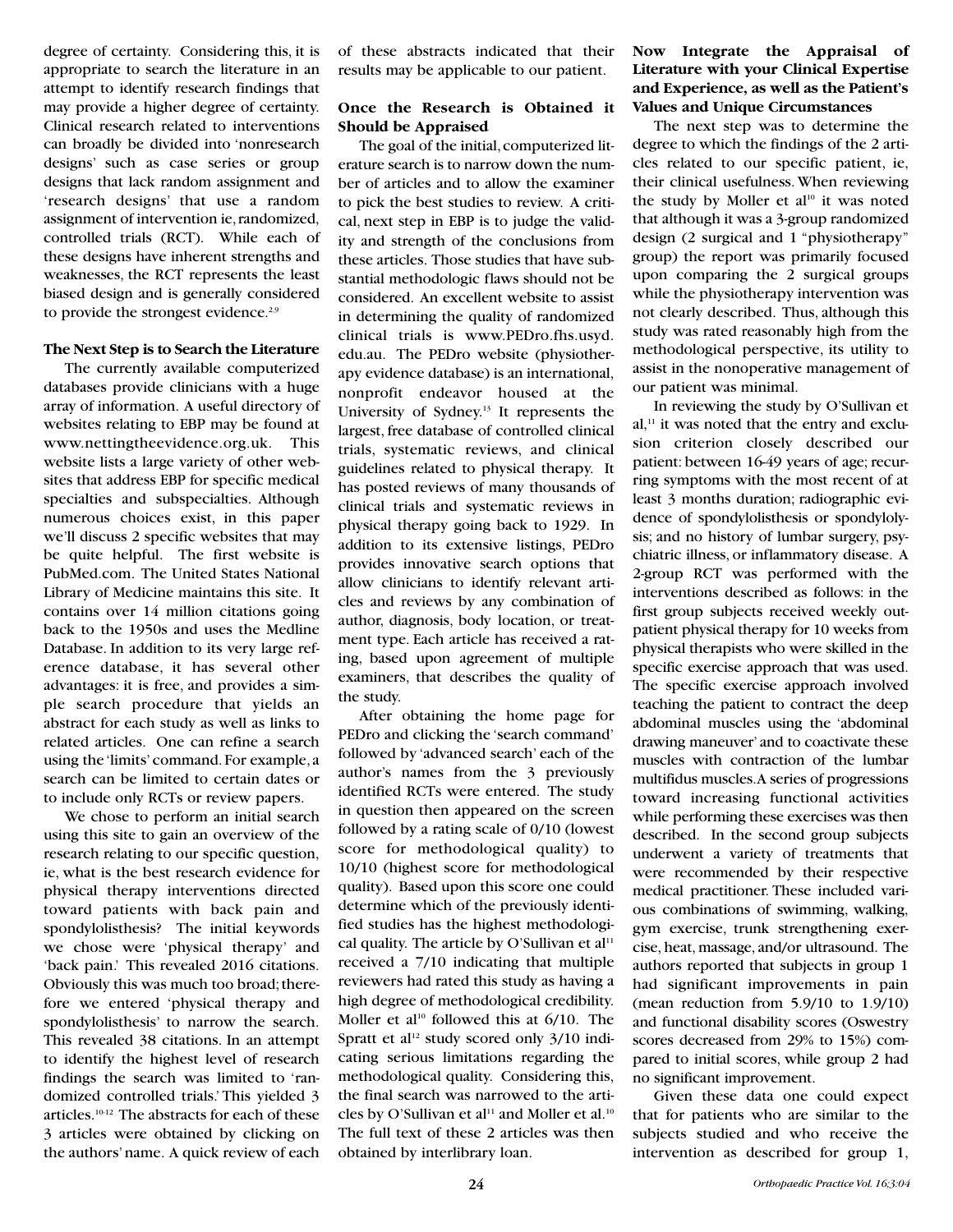degree of certainty. Considering this, it is appropriate to search the literature in an attempt to identify research findings that may provide a higher degree of certainty. Clinical research related to interventions can broadly be divided into 'nonresearch designs' such as case series or group designs that lack random assignment and 'research designs' that use a random assignment of intervention ie, randomized, controlled trials (RCT). While each of these designs have inherent strengths and weaknesses, the RCT represents the least biased design and is generally considered to provide the strongest evidence.[2,9]

**The Next Step is to Search the Literature**

The currently available computerized databases provide clinicians with a huge array of information. A useful directory of websites relating to EBP may be found at www.nettingtheevidence.org.uk. This website lists a large variety of other websites that address EBP for specific medical specialties and subspecialties. Although numerous choices exist, in this paper we'll discuss 2 specific websites that may be quite helpful. The first website is PubMed.com. The United States National Library of Medicine maintains this site. It contains over 14 million citations going back to the 1950s and uses the Medline Database. In addition to its very large reference database, it has several other advantages: it is free, and provides a simple search procedure that yields an abstract for each study as well as links to related articles. One can refine a search using the 'limits' command. For example, a search can be limited to certain dates or to include only RCTs or review papers.

We chose to perform an initial search using this site to gain an overview of the research relating to our specific question, ie, what is the best research evidence for physical therapy interventions directed toward patients with back pain and spondylolisthesis? The initial keywords we chose were 'physical therapy' and 'back pain.' This revealed 2016 citations. Obviously this was much too broad; therefore we entered 'physical therapy and spondylolisthesis' to narrow the search. This revealed 38 citations. In an attempt to identify the highest level of research findings the search was limited to 'randomized controlled trials.' This yielded 3 articles.[10-12] The abstracts for each of these 3 articles were obtained by clicking on the authors' name. A quick review of each of these abstracts indicated that their results may be applicable to our patient.

**Once the Research is Obtained it Should be Appraised**

The goal of the initial, computerized literature search is to narrow down the number of articles and to allow the examiner to pick the best studies to review. A critical, next step in EBP is to judge the validity and strength of the conclusions from these articles. Those studies that have substantial methodologic flaws should not be considered. An excellent website to assist in determining the quality of randomized clinical trials is www.PEDro.fhs.usyd.edu.au. The PEDro website (physiotherapy evidence database) is an international, nonprofit endeavor housed at the University of Sydney.[13] It represents the largest, free database of controlled clinical trials, systematic reviews, and clinical guidelines related to physical therapy. It has posted reviews of many thousands of clinical trials and systematic reviews in physical therapy going back to 1929. In addition to its extensive listings, PEDro provides innovative search options that allow clinicians to identify relevant articles and reviews by any combination of author, diagnosis, body location, or treatment type. Each article has received a rating, based upon agreement of multiple examiners, that describes the quality of the study.

After obtaining the home page for PEDro and clicking the 'search command' followed by 'advanced search' each of the author's names from the 3 previously identified RCTs were entered. The study in question then appeared on the screen followed by a rating scale of 0/10 (lowest score for methodological quality) to 10/10 (highest score for methodological quality). Based upon this score one could determine which of the previously identified studies has the highest methodological quality. The article by O'Sullivan et al[11] received a 7/10 indicating that multiple reviewers had rated this study as having a high degree of methodological credibility. Moller et al[10] followed this at 6/10. The Spratt et al[12] study scored only 3/10 indicating serious limitations regarding the methodological quality. Considering this, the final search was narrowed to the articles by O'Sullivan et al[11] and Moller et al.[10] The full text of these 2 articles was then obtained by interlibrary loan.

**Now Integrate the Appraisal of Literature with your Clinical Expertise and Experience, as well as the Patient's Values and Unique Circumstances**

The next step was to determine the degree to which the findings of the 2 articles related to our specific patient, ie, their clinical usefulness. When reviewing the study by Moller et al[10] it was noted that although it was a 3-group randomized design (2 surgical and 1 "physiotherapy" group) the report was primarily focused upon comparing the 2 surgical groups while the physiotherapy intervention was not clearly described. Thus, although this study was rated reasonably high from the methodological perspective, its utility to assist in the nonoperative management of our patient was minimal.

In reviewing the study by O'Sullivan et al,[11] it was noted that the entry and exclusion criterion closely described our patient: between 16-49 years of age; recurring symptoms with the most recent of at least 3 months duration; radiographic evidence of spondylolisthesis or spondylolysis; and no history of lumbar surgery, psychiatric illness, or inflammatory disease. A 2-group RCT was performed with the interventions described as follows: in the first group subjects received weekly outpatient physical therapy for 10 weeks from physical therapists who were skilled in the specific exercise approach that was used. The specific exercise approach involved teaching the patient to contract the deep abdominal muscles using the 'abdominal drawing maneuver' and to coactivate these muscles with contraction of the lumbar multifidus muscles. A series of progressions toward increasing functional activities while performing these exercises was then described. In the second group subjects underwent a variety of treatments that were recommended by their respective medical practitioner. These included various combinations of swimming, walking, gym exercise, trunk strengthening exercise, heat, massage, and/or ultrasound. The authors reported that subjects in group 1 had significant improvements in pain (mean reduction from 5.9/10 to 1.9/10) and functional disability scores (Oswestry scores decreased from 29% to 15%) compared to initial scores, while group 2 had no significant improvement.

Given these data one could expect that for patients who are similar to the subjects studied and who receive the intervention as described for group 1,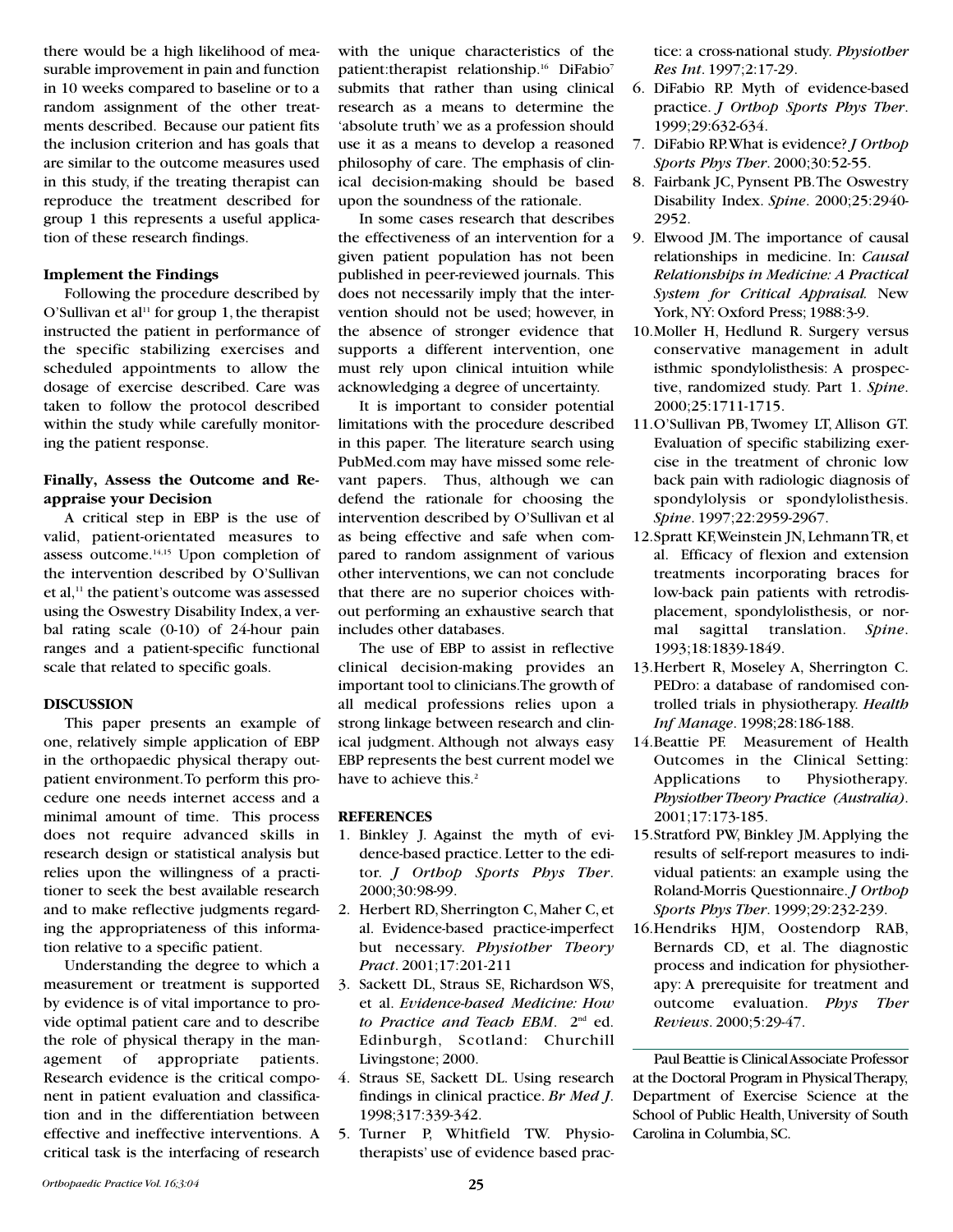there would be a high likelihood of measurable improvement in pain and function in 10 weeks compared to baseline or to a random assignment of the other treatments described. Because our patient fits the inclusion criterion and has goals that are similar to the outcome measures used in this study, if the treating therapist can reproduce the treatment described for group 1 this represents a useful application of these research findings.

### Implement the Findings

Following the procedure described by O'Sullivan et al[11] for group 1, the therapist instructed the patient in performance of the specific stabilizing exercises and scheduled appointments to allow the dosage of exercise described. Care was taken to follow the protocol described within the study while carefully monitoring the patient response.

### Finally, Assess the Outcome and Reappraise your Decision

A critical step in EBP is the use of valid, patient-orientated measures to assess outcome.[14,15] Upon completion of the intervention described by O'Sullivan et al,[11] the patient's outcome was assessed using the Oswestry Disability Index, a verbal rating scale (0-10) of 24-hour pain ranges and a patient-specific functional scale that related to specific goals.

## DISCUSSION

This paper presents an example of one, relatively simple application of EBP in the orthopaedic physical therapy outpatient environment. To perform this procedure one needs internet access and a minimal amount of time. This process does not require advanced skills in research design or statistical analysis but relies upon the willingness of a practitioner to seek the best available research and to make reflective judgments regarding the appropriateness of this information relative to a specific patient.

Understanding the degree to which a measurement or treatment is supported by evidence is of vital importance to provide optimal patient care and to describe the role of physical therapy in the management of appropriate patients. Research evidence is the critical component in patient evaluation and classification and in the differentiation between effective and ineffective interventions. A critical task is the interfacing of research with the unique characteristics of the patient:therapist relationship.[16] DiFabio[7] submits that rather than using clinical research as a means to determine the 'absolute truth' we as a profession should use it as a means to develop a reasoned philosophy of care. The emphasis of clinical decision-making should be based upon the soundness of the rationale.

In some cases research that describes the effectiveness of an intervention for a given patient population has not been published in peer-reviewed journals. This does not necessarily imply that the intervention should not be used; however, in the absence of stronger evidence that supports a different intervention, one must rely upon clinical intuition while acknowledging a degree of uncertainty.

It is important to consider potential limitations with the procedure described in this paper. The literature search using PubMed.com may have missed some relevant papers. Thus, although we can defend the rationale for choosing the intervention described by O'Sullivan et al as being effective and safe when compared to random assignment of various other interventions, we can not conclude that there are no superior choices without performing an exhaustive search that includes other databases.

The use of EBP to assist in reflective clinical decision-making provides an important tool to clinicians. The growth of all medical professions relies upon a strong linkage between research and clinical judgment. Although not always easy EBP represents the best current model we have to achieve this.[2]

## REFERENCES

1. Binkley J. Against the myth of evidence-based practice. Letter to the editor. *J Orthop Sports Phys Ther*. 2000;30:98-99.
2. Herbert RD, Sherrington C, Maher C, et al. Evidence-based practice-imperfect but necessary. *Physiother Theory Pract*. 2001;17:201-211
3. Sackett DL, Straus SE, Richardson WS, et al. *Evidence-based Medicine: How to Practice and Teach EBM*. 2nd ed. Edinburgh, Scotland: Churchill Livingstone; 2000.
4. Straus SE, Sackett DL. Using research findings in clinical practice. *Br Med J*. 1998;317:339-342.
5. Turner P, Whitfield TW. Physiotherapists' use of evidence based practice: a cross-national study. *Physiother Res Int*. 1997;2:17-29.
6. DiFabio RP. Myth of evidence-based practice. *J Orthop Sports Phys Ther*. 1999;29:632-634.
7. DiFabio RP. What is evidence? *J Orthop Sports Phys Ther*. 2000;30:52-55.
8. Fairbank JC, Pynsent PB. The Oswestry Disability Index. *Spine*. 2000;25:2940-2952.
9. Elwood JM. The importance of causal relationships in medicine. In: *Causal Relationships in Medicine: A Practical System for Critical Appraisal.* New York, NY: Oxford Press; 1988:3-9.
10. Moller H, Hedlund R. Surgery versus conservative management in adult isthmic spondylolisthesis: A prospective, randomized study. Part 1. *Spine*. 2000;25:1711-1715.
11. O'Sullivan PB, Twomey LT, Allison GT. Evaluation of specific stabilizing exercise in the treatment of chronic low back pain with radiologic diagnosis of spondylolysis or spondylolisthesis. *Spine*. 1997;22:2959-2967.
12. Spratt KF, Weinstein JN, Lehmann TR, et al. Efficacy of flexion and extension treatments incorporating braces for low-back pain patients with retrodisplacement, spondylolisthesis, or normal sagittal translation. *Spine*. 1993;18:1839-1849.
13. Herbert R, Moseley A, Sherrington C. PEDro: a database of randomised controlled trials in physiotherapy. *Health Inf Manage*. 1998;28:186-188.
14. Beattie PF. Measurement of Health Outcomes in the Clinical Setting: Applications to Physiotherapy. *Physiother Theory Practice (Australia)*. 2001;17:173-185.
15. Stratford PW, Binkley JM. Applying the results of self-report measures to individual patients: an example using the Roland-Morris Questionnaire. *J Orthop Sports Phys Ther*. 1999;29:232-239.
16. Hendriks HJM, Oostendorp RAB, Bernards CD, et al. The diagnostic process and indication for physiotherapy: A prerequisite for treatment and outcome evaluation. *Phys Ther Reviews*. 2000;5:29-47.

---

Paul Beattie is Clinical Associate Professor at the Doctoral Program in Physical Therapy, Department of Exercise Science at the School of Public Health, University of South Carolina in Columbia, SC.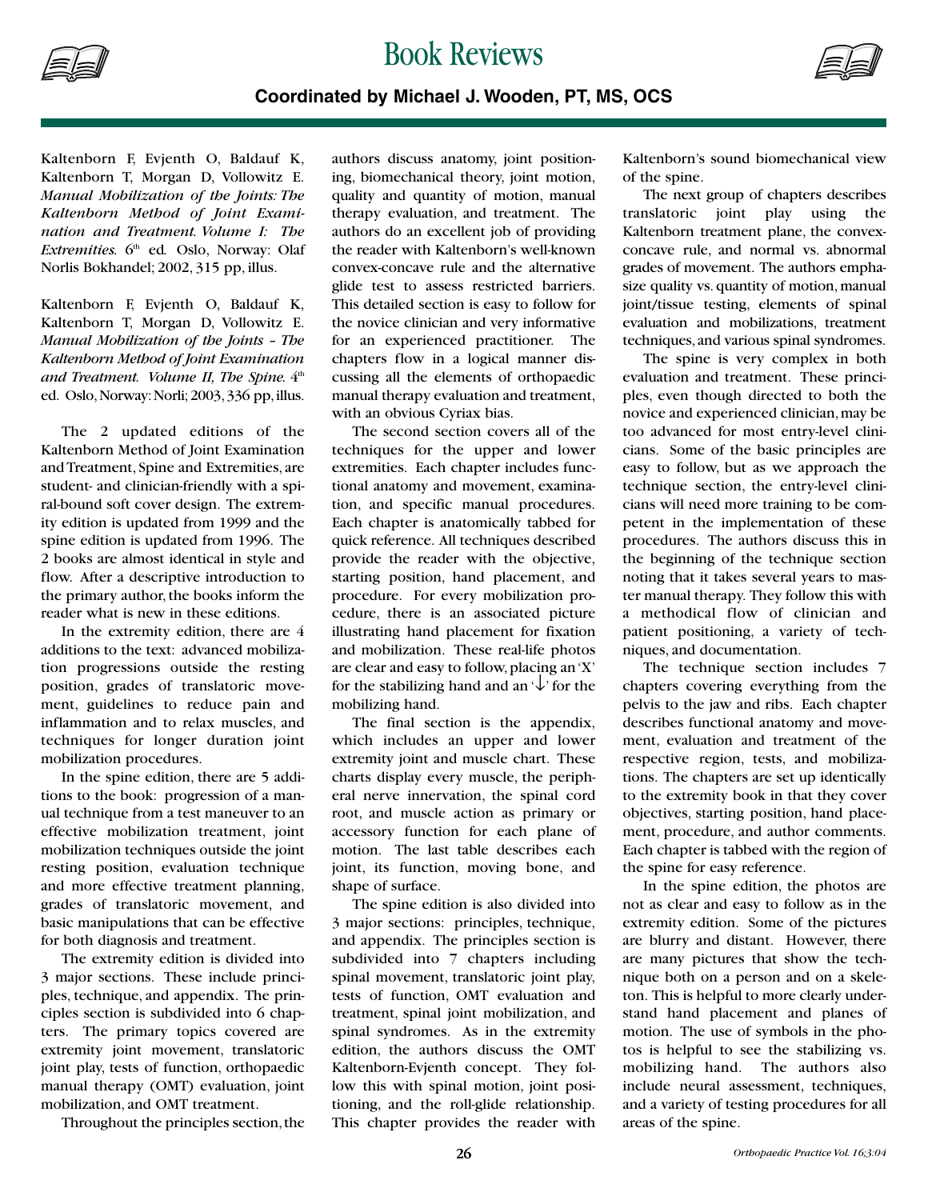# Book Reviews

**Coordinated by Michael J. Wooden, PT, MS, OCS**

Kaltenborn F, Evjenth O, Baldauf K, Kaltenborn T, Morgan D, Vollowitz E. *Manual Mobilization of the Joints: The Kaltenborn Method of Joint Examination and Treatment. Volume I: The Extremities.* 6th ed. Oslo, Norway: Olaf Norlis Bokhandel; 2002, 315 pp, illus.

Kaltenborn F, Evjenth O, Baldauf K, Kaltenborn T, Morgan D, Vollowitz E. *Manual Mobilization of the Joints – The Kaltenborn Method of Joint Examination and Treatment. Volume II, The Spine.* 4th ed. Oslo, Norway: Norli; 2003, 336 pp, illus.

The 2 updated editions of the Kaltenborn Method of Joint Examination and Treatment, Spine and Extremities, are student- and clinician-friendly with a spiral-bound soft cover design. The extremity edition is updated from 1999 and the spine edition is updated from 1996. The 2 books are almost identical in style and flow. After a descriptive introduction to the primary author, the books inform the reader what is new in these editions.

In the extremity edition, there are 4 additions to the text: advanced mobilization progressions outside the resting position, grades of translatoric movement, guidelines to reduce pain and inflammation and to relax muscles, and techniques for longer duration joint mobilization procedures.

In the spine edition, there are 5 additions to the book: progression of a manual technique from a test maneuver to an effective mobilization treatment, joint mobilization techniques outside the joint resting position, evaluation technique and more effective treatment planning, grades of translatoric movement, and basic manipulations that can be effective for both diagnosis and treatment.

The extremity edition is divided into 3 major sections. These include principles, technique, and appendix. The principles section is subdivided into 6 chapters. The primary topics covered are extremity joint movement, translatoric joint play, tests of function, orthopaedic manual therapy (OMT) evaluation, joint mobilization, and OMT treatment.

Throughout the principles section, the authors discuss anatomy, joint positioning, biomechanical theory, joint motion, quality and quantity of motion, manual therapy evaluation, and treatment. The authors do an excellent job of providing the reader with Kaltenborn's well-known convex-concave rule and the alternative glide test to assess restricted barriers. This detailed section is easy to follow for the novice clinician and very informative for an experienced practitioner. The chapters flow in a logical manner discussing all the elements of orthopaedic manual therapy evaluation and treatment, with an obvious Cyriax bias.

The second section covers all of the techniques for the upper and lower extremities. Each chapter includes functional anatomy and movement, examination, and specific manual procedures. Each chapter is anatomically tabbed for quick reference. All techniques described provide the reader with the objective, starting position, hand placement, and procedure. For every mobilization procedure, there is an associated picture illustrating hand placement for fixation and mobilization. These real-life photos are clear and easy to follow, placing an 'X' for the stabilizing hand and an '↓' for the mobilizing hand.

The final section is the appendix, which includes an upper and lower extremity joint and muscle chart. These charts display every muscle, the peripheral nerve innervation, the spinal cord root, and muscle action as primary or accessory function for each plane of motion. The last table describes each joint, its function, moving bone, and shape of surface.

The spine edition is also divided into 3 major sections: principles, technique, and appendix. The principles section is subdivided into 7 chapters including spinal movement, translatoric joint play, tests of function, OMT evaluation and treatment, spinal joint mobilization, and spinal syndromes. As in the extremity edition, the authors discuss the OMT Kaltenborn-Evjenth concept. They follow this with spinal motion, joint positioning, and the roll-glide relationship. This chapter provides the reader with Kaltenborn's sound biomechanical view of the spine.

The next group of chapters describes translatoric joint play using the Kaltenborn treatment plane, the convex-concave rule, and normal vs. abnormal grades of movement. The authors emphasize quality vs. quantity of motion, manual joint/tissue testing, elements of spinal evaluation and mobilizations, treatment techniques, and various spinal syndromes.

The spine is very complex in both evaluation and treatment. These principles, even though directed to both the novice and experienced clinician, may be too advanced for most entry-level clinicians. Some of the basic principles are easy to follow, but as we approach the technique section, the entry-level clinicians will need more training to be competent in the implementation of these procedures. The authors discuss this in the beginning of the technique section noting that it takes several years to master manual therapy. They follow this with a methodical flow of clinician and patient positioning, a variety of techniques, and documentation.

The technique section includes 7 chapters covering everything from the pelvis to the jaw and ribs. Each chapter describes functional anatomy and movement, evaluation and treatment of the respective region, tests, and mobilizations. The chapters are set up identically to the extremity book in that they cover objectives, starting position, hand placement, procedure, and author comments. Each chapter is tabbed with the region of the spine for easy reference.

In the spine edition, the photos are not as clear and easy to follow as in the extremity edition. Some of the pictures are blurry and distant. However, there are many pictures that show the technique both on a person and on a skeleton. This is helpful to more clearly understand hand placement and planes of motion. The use of symbols in the photos is helpful to see the stabilizing vs. mobilizing hand. The authors also include neural assessment, techniques, and a variety of testing procedures for all areas of the spine.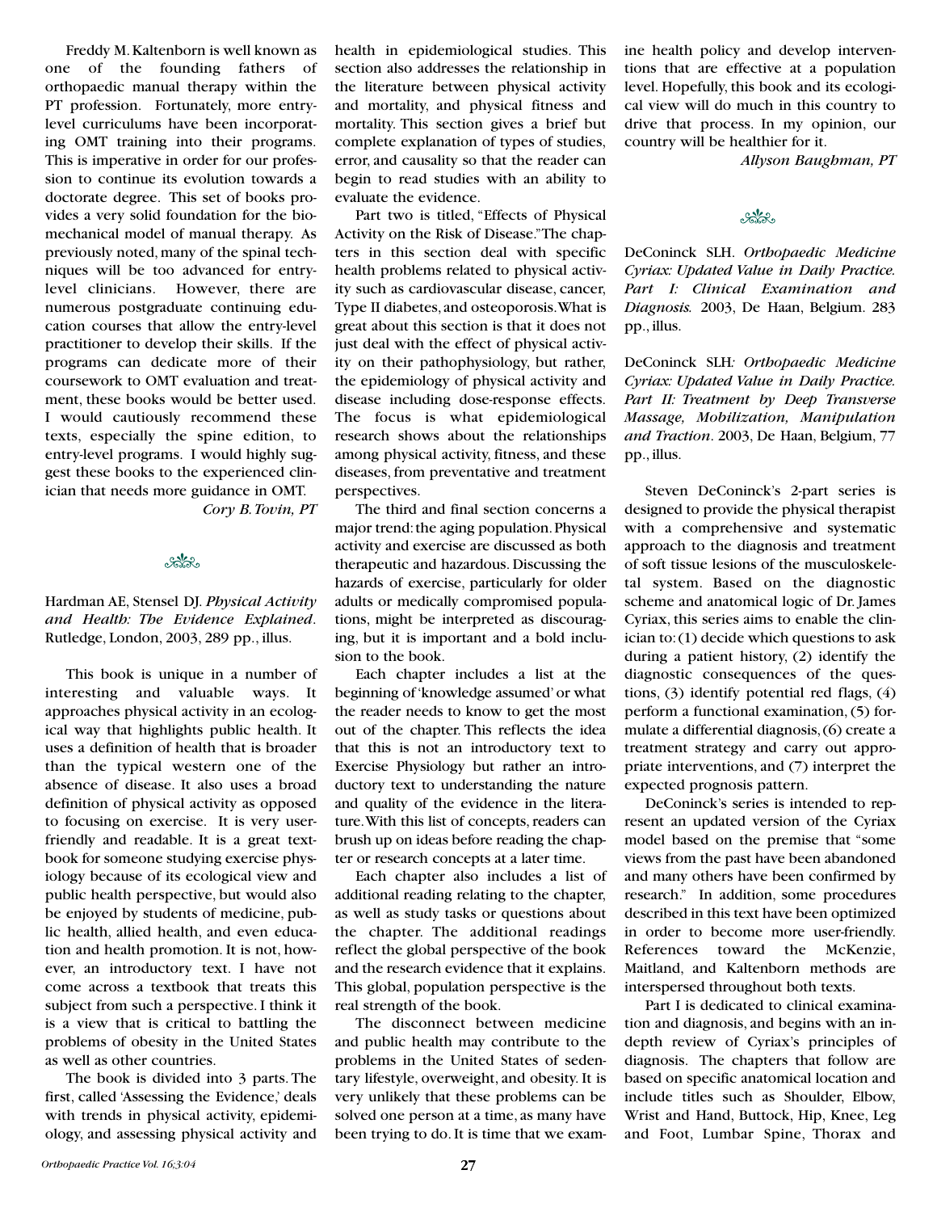Freddy M. Kaltenborn is well known as one of the founding fathers of orthopaedic manual therapy within the PT profession. Fortunately, more entry-level curriculums have been incorporating OMT training into their programs. This is imperative in order for our profession to continue its evolution towards a doctorate degree. This set of books provides a very solid foundation for the biomechanical model of manual therapy. As previously noted, many of the spinal techniques will be too advanced for entry-level clinicians. However, there are numerous postgraduate continuing education courses that allow the entry-level practitioner to develop their skills. If the programs can dedicate more of their coursework to OMT evaluation and treatment, these books would be better used. I would cautiously recommend these texts, especially the spine edition, to entry-level programs. I would highly suggest these books to the experienced clinician that needs more guidance in OMT.

*Cory B. Tovin, PT*

---

Hardman AE, Stensel DJ. ***Physical Activity and Health: The Evidence Explained***. Rutledge, London, 2003, 289 pp., illus.

This book is unique in a number of interesting and valuable ways. It approaches physical activity in an ecological way that highlights public health. It uses a definition of health that is broader than the typical western one of the absence of disease. It also uses a broad definition of physical activity as opposed to focusing on exercise. It is very user-friendly and readable. It is a great textbook for someone studying exercise physiology because of its ecological view and public health perspective, but would also be enjoyed by students of medicine, public health, allied health, and even education and health promotion. It is not, however, an introductory text. I have not come across a textbook that treats this subject from such a perspective. I think it is a view that is critical to battling the problems of obesity in the United States as well as other countries.

The book is divided into 3 parts. The first, called 'Assessing the Evidence,' deals with trends in physical activity, epidemiology, and assessing physical activity and health in epidemiological studies. This section also addresses the relationship in the literature between physical activity and mortality, and physical fitness and mortality. This section gives a brief but complete explanation of types of studies, error, and causality so that the reader can begin to read studies with an ability to evaluate the evidence.

Part two is titled, "Effects of Physical Activity on the Risk of Disease." The chapters in this section deal with specific health problems related to physical activity such as cardiovascular disease, cancer, Type II diabetes, and osteoporosis. What is great about this section is that it does not just deal with the effect of physical activity on their pathophysiology, but rather, the epidemiology of physical activity and disease including dose-response effects. The focus is what epidemiological research shows about the relationships among physical activity, fitness, and these diseases, from preventative and treatment perspectives.

The third and final section concerns a major trend: the aging population. Physical activity and exercise are discussed as both therapeutic and hazardous. Discussing the hazards of exercise, particularly for older adults or medically compromised populations, might be interpreted as discouraging, but it is important and a bold inclusion to the book.

Each chapter includes a list at the beginning of 'knowledge assumed' or what the reader needs to know to get the most out of the chapter. This reflects the idea that this is not an introductory text to Exercise Physiology but rather an introductory text to understanding the nature and quality of the evidence in the literature. With this list of concepts, readers can brush up on ideas before reading the chapter or research concepts at a later time.

Each chapter also includes a list of additional reading relating to the chapter, as well as study tasks or questions about the chapter. The additional readings reflect the global perspective of the book and the research evidence that it explains. This global, population perspective is the real strength of the book.

The disconnect between medicine and public health may contribute to the problems in the United States of sedentary lifestyle, overweight, and obesity. It is very unlikely that these problems can be solved one person at a time, as many have been trying to do. It is time that we examine health policy and develop interventions that are effective at a population level. Hopefully, this book and its ecological view will do much in this country to drive that process. In my opinion, our country will be healthier for it.

*Allyson Baughman, PT*

---

DeConinck SLH. ***Orthopaedic Medicine Cyriax: Updated Value in Daily Practice. Part I: Clinical Examination and Diagnosis.*** 2003, De Haan, Belgium. 283 pp., illus.

DeConinck SLH. ***Orthopaedic Medicine Cyriax: Updated Value in Daily Practice. Part II: Treatment by Deep Transverse Massage, Mobilization, Manipulation and Traction***. 2003, De Haan, Belgium, 77 pp., illus.

Steven DeConinck's 2-part series is designed to provide the physical therapist with a comprehensive and systematic approach to the diagnosis and treatment of soft tissue lesions of the musculoskeletal system. Based on the diagnostic scheme and anatomical logic of Dr. James Cyriax, this series aims to enable the clinician to: (1) decide which questions to ask during a patient history, (2) identify the diagnostic consequences of the questions, (3) identify potential red flags, (4) perform a functional examination, (5) formulate a differential diagnosis, (6) create a treatment strategy and carry out appropriate interventions, and (7) interpret the expected prognosis pattern.

DeConinck's series is intended to represent an updated version of the Cyriax model based on the premise that "some views from the past have been abandoned and many others have been confirmed by research." In addition, some procedures described in this text have been optimized in order to become more user-friendly. References toward the McKenzie, Maitland, and Kaltenborn methods are interspersed throughout both texts.

Part I is dedicated to clinical examination and diagnosis, and begins with an in-depth review of Cyriax's principles of diagnosis. The chapters that follow are based on specific anatomical location and include titles such as Shoulder, Elbow, Wrist and Hand, Buttock, Hip, Knee, Leg and Foot, Lumbar Spine, Thorax and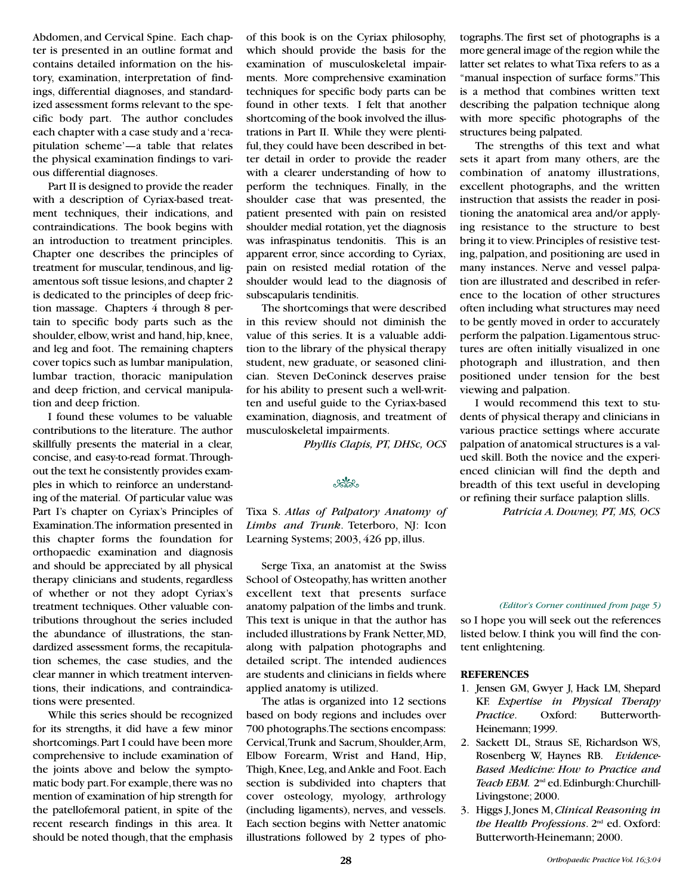Abdomen, and Cervical Spine. Each chapter is presented in an outline format and contains detailed information on the history, examination, interpretation of findings, differential diagnoses, and standardized assessment forms relevant to the specific body part. The author concludes each chapter with a case study and a 'recapitulation scheme'—a table that relates the physical examination findings to various differential diagnoses.

Part II is designed to provide the reader with a description of Cyriax-based treatment techniques, their indications, and contraindications. The book begins with an introduction to treatment principles. Chapter one describes the principles of treatment for muscular, tendinous, and ligamentous soft tissue lesions, and chapter 2 is dedicated to the principles of deep friction massage. Chapters 4 through 8 pertain to specific body parts such as the shoulder, elbow, wrist and hand, hip, knee, and leg and foot. The remaining chapters cover topics such as lumbar manipulation, lumbar traction, thoracic manipulation and deep friction, and cervical manipulation and deep friction.

I found these volumes to be valuable contributions to the literature. The author skillfully presents the material in a clear, concise, and easy-to-read format. Throughout the text he consistently provides examples in which to reinforce an understanding of the material. Of particular value was Part I's chapter on Cyriax's Principles of Examination. The information presented in this chapter forms the foundation for orthopaedic examination and diagnosis and should be appreciated by all physical therapy clinicians and students, regardless of whether or not they adopt Cyriax's treatment techniques. Other valuable contributions throughout the series included the abundance of illustrations, the standardized assessment forms, the recapitulation schemes, the case studies, and the clear manner in which treatment interventions, their indications, and contraindications were presented.

While this series should be recognized for its strengths, it did have a few minor shortcomings. Part I could have been more comprehensive to include examination of the joints above and below the symptomatic body part. For example, there was no mention of examination of hip strength for the patellofemoral patient, in spite of the recent research findings in this area. It should be noted though, that the emphasis of this book is on the Cyriax philosophy, which should provide the basis for the examination of musculoskeletal impairments. More comprehensive examination techniques for specific body parts can be found in other texts. I felt that another shortcoming of the book involved the illustrations in Part II. While they were plentiful, they could have been described in better detail in order to provide the reader with a clearer understanding of how to perform the techniques. Finally, in the shoulder case that was presented, the patient presented with pain on resisted shoulder medial rotation, yet the diagnosis was infraspinatus tendonitis. This is an apparent error, since according to Cyriax, pain on resisted medial rotation of the shoulder would lead to the diagnosis of subscapularis tendinitis.

The shortcomings that were described in this review should not diminish the value of this series. It is a valuable addition to the library of the physical therapy student, new graduate, or seasoned clinician. Steven DeConinck deserves praise for his ability to present such a well-written and useful guide to the Cyriax-based examination, diagnosis, and treatment of musculoskeletal impairments.

*Phyllis Clapis, PT, DHSc, OCS*

---

Tixa S. *Atlas of Palpatory Anatomy of Limbs and Trunk*. Teterboro, NJ: Icon Learning Systems; 2003, 426 pp, illus.

Serge Tixa, an anatomist at the Swiss School of Osteopathy, has written another excellent text that presents surface anatomy palpation of the limbs and trunk. This text is unique in that the author has included illustrations by Frank Netter, MD, along with palpation photographs and detailed script. The intended audiences are students and clinicians in fields where applied anatomy is utilized.

The atlas is organized into 12 sections based on body regions and includes over 700 photographs. The sections encompass: Cervical, Trunk and Sacrum, Shoulder, Arm, Elbow Forearm, Wrist and Hand, Hip, Thigh, Knee, Leg, and Ankle and Foot. Each section is subdivided into chapters that cover osteology, myology, arthrology (including ligaments), nerves, and vessels. Each section begins with Netter anatomic illustrations followed by 2 types of photographs. The first set of photographs is a more general image of the region while the latter set relates to what Tixa refers to as a "manual inspection of surface forms." This is a method that combines written text describing the palpation technique along with more specific photographs of the structures being palpated.

The strengths of this text and what sets it apart from many others, are the combination of anatomy illustrations, excellent photographs, and the written instruction that assists the reader in positioning the anatomical area and/or applying resistance to the structure to best bring it to view. Principles of resistive testing, palpation, and positioning are used in many instances. Nerve and vessel palpation are illustrated and described in reference to the location of other structures often including what structures may need to be gently moved in order to accurately perform the palpation. Ligamentous structures are often initially visualized in one photograph and illustration, and then positioned under tension for the best viewing and palpation.

I would recommend this text to students of physical therapy and clinicians in various practice settings where accurate palpation of anatomical structures is a valued skill. Both the novice and the experienced clinician will find the depth and breadth of this text useful in developing or refining their surface palaption slills.

*Patricia A. Downey, PT, MS, OCS*

*(Editor's Corner continued from page 5)*

so I hope you will seek out the references listed below. I think you will find the content enlightening.

**REFERENCES**

1. Jensen GM, Gwyer J, Hack LM, Shepard KF. *Expertise in Physical Therapy Practice*. Oxford: Butterworth-Heinemann; 1999.
2. Sackett DL, Straus SE, Richardson WS, Rosenberg W, Haynes RB. *Evidence-Based Medicine: How to Practice and Teach EBM.* 2nd ed. Edinburgh: Churchill-Livingstone; 2000.
3. Higgs J, Jones M, *Clinical Reasoning in the Health Professions*. 2nd ed. Oxford: Butterworth-Heinemann; 2000.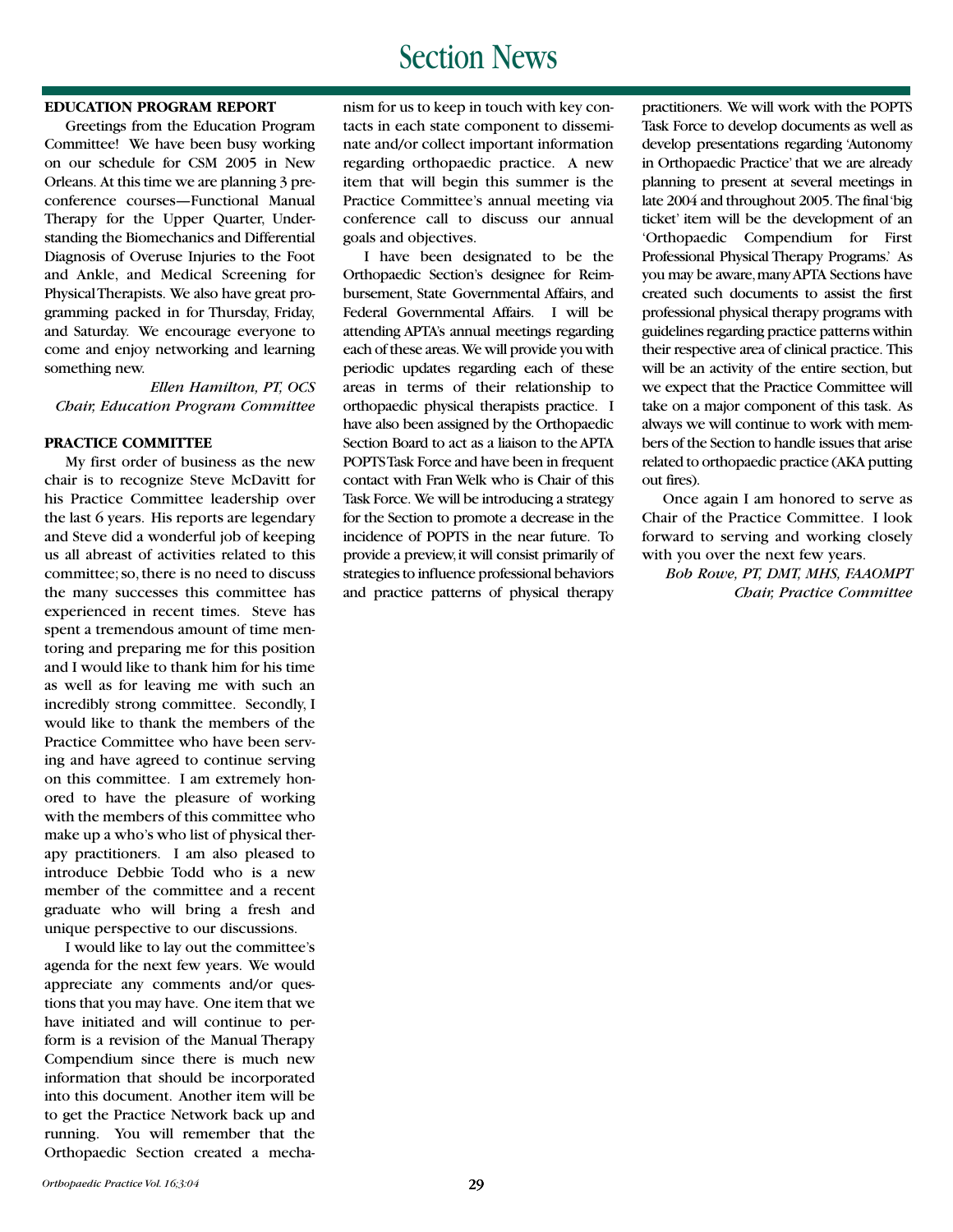# Section News

## EDUCATION PROGRAM REPORT

Greetings from the Education Program Committee! We have been busy working on our schedule for CSM 2005 in New Orleans. At this time we are planning 3 preconference courses—Functional Manual Therapy for the Upper Quarter, Understanding the Biomechanics and Differential Diagnosis of Overuse Injuries to the Foot and Ankle, and Medical Screening for Physical Therapists. We also have great programming packed in for Thursday, Friday, and Saturday. We encourage everyone to come and enjoy networking and learning something new.

*Ellen Hamilton, PT, OCS*
*Chair, Education Program Committee*

## PRACTICE COMMITTEE

My first order of business as the new chair is to recognize Steve McDavitt for his Practice Committee leadership over the last 6 years. His reports are legendary and Steve did a wonderful job of keeping us all abreast of activities related to this committee; so, there is no need to discuss the many successes this committee has experienced in recent times. Steve has spent a tremendous amount of time mentoring and preparing me for this position and I would like to thank him for his time as well as for leaving me with such an incredibly strong committee. Secondly, I would like to thank the members of the Practice Committee who have been serving and have agreed to continue serving on this committee. I am extremely honored to have the pleasure of working with the members of this committee who make up a who's who list of physical therapy practitioners. I am also pleased to introduce Debbie Todd who is a new member of the committee and a recent graduate who will bring a fresh and unique perspective to our discussions.

I would like to lay out the committee's agenda for the next few years. We would appreciate any comments and/or questions that you may have. One item that we have initiated and will continue to perform is a revision of the Manual Therapy Compendium since there is much new information that should be incorporated into this document. Another item will be to get the Practice Network back up and running. You will remember that the Orthopaedic Section created a mechanism for us to keep in touch with key contacts in each state component to disseminate and/or collect important information regarding orthopaedic practice. A new item that will begin this summer is the Practice Committee's annual meeting via conference call to discuss our annual goals and objectives.

I have been designated to be the Orthopaedic Section's designee for Reimbursement, State Governmental Affairs, and Federal Governmental Affairs. I will be attending APTA's annual meetings regarding each of these areas. We will provide you with periodic updates regarding each of these areas in terms of their relationship to orthopaedic physical therapists practice. I have also been assigned by the Orthopaedic Section Board to act as a liaison to the APTA POPTS Task Force and have been in frequent contact with Fran Welk who is Chair of this Task Force. We will be introducing a strategy for the Section to promote a decrease in the incidence of POPTS in the near future. To provide a preview, it will consist primarily of strategies to influence professional behaviors and practice patterns of physical therapy practitioners. We will work with the POPTS Task Force to develop documents as well as develop presentations regarding 'Autonomy in Orthopaedic Practice' that we are already planning to present at several meetings in late 2004 and throughout 2005. The final 'big ticket' item will be the development of an 'Orthopaedic Compendium for First Professional Physical Therapy Programs.' As you may be aware, many APTA Sections have created such documents to assist the first professional physical therapy programs with guidelines regarding practice patterns within their respective area of clinical practice. This will be an activity of the entire section, but we expect that the Practice Committee will take on a major component of this task. As always we will continue to work with members of the Section to handle issues that arise related to orthopaedic practice (AKA putting out fires).

Once again I am honored to serve as Chair of the Practice Committee. I look forward to serving and working closely with you over the next few years.

*Bob Rowe, PT, DMT, MHS, FAAOMPT*
*Chair, Practice Committee*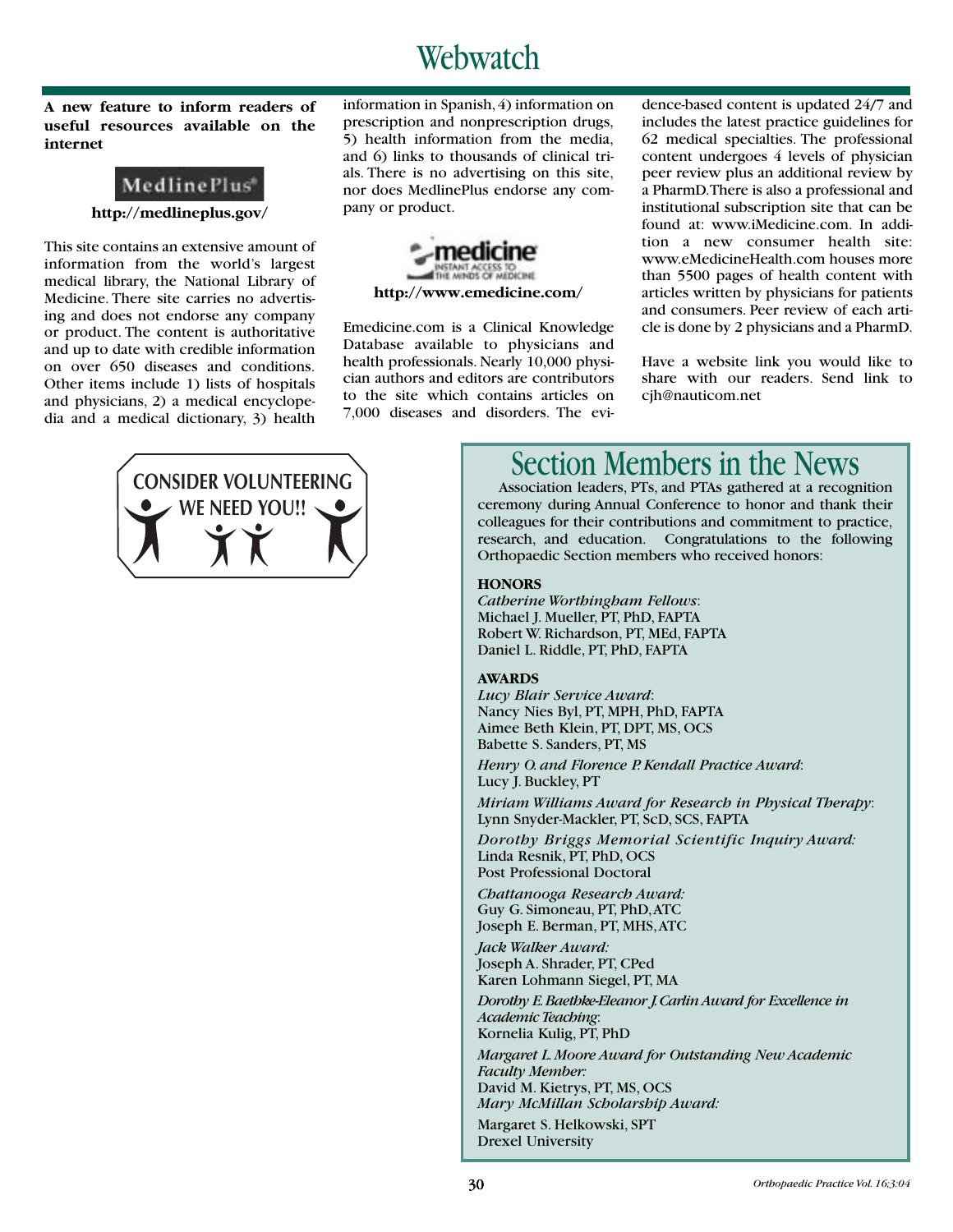# Webwatch

**A new feature to inform readers of useful resources available on the internet**

MedlinePlus®

**http://medlineplus.gov/**

This site contains an extensive amount of information from the world's largest medical library, the National Library of Medicine. There site carries no advertising and does not endorse any company or product. The content is authoritative and up to date with credible information on over 650 diseases and conditions. Other items include 1) lists of hospitals and physicians, 2) a medical encyclopedia and a medical dictionary, 3) health information in Spanish, 4) information on prescription and nonprescription drugs, 5) health information from the media, and 6) links to thousands of clinical trials. There is no advertising on this site, nor does MedlinePlus endorse any company or product.

emedicine — INSTANT ACCESS TO THE MINDS OF MEDICINE

**http://www.emedicine.com/**

Emedicine.com is a Clinical Knowledge Database available to physicians and health professionals. Nearly 10,000 physician authors and editors are contributors to the site which contains articles on 7,000 diseases and disorders. The evidence-based content is updated 24/7 and includes the latest practice guidelines for 62 medical specialties. The professional content undergoes 4 levels of physician peer review plus an additional review by a PharmD. There is also a professional and institutional subscription site that can be found at: www.iMedicine.com. In addition a new consumer health site: www.eMedicineHealth.com houses more than 5500 pages of health content with articles written by physicians for patients and consumers. Peer review of each article is done by 2 physicians and a PharmD.

Have a website link you would like to share with our readers. Send link to cjh@nauticom.net

CONSIDER VOLUNTEERING
WE NEED YOU!!

# Section Members in the News

Association leaders, PTs, and PTAs gathered at a recognition ceremony during Annual Conference to honor and thank their colleagues for their contributions and commitment to practice, research, and education. Congratulations to the following Orthopaedic Section members who received honors:

**HONORS**

*Catherine Worthingham Fellows*:
Michael J. Mueller, PT, PhD, FAPTA
Robert W. Richardson, PT, MEd, FAPTA
Daniel L. Riddle, PT, PhD, FAPTA

**AWARDS**

*Lucy Blair Service Award*:
Nancy Nies Byl, PT, MPH, PhD, FAPTA
Aimee Beth Klein, PT, DPT, MS, OCS
Babette S. Sanders, PT, MS

*Henry O. and Florence P. Kendall Practice Award*:
Lucy J. Buckley, PT

*Miriam Williams Award for Research in Physical Therapy*:
Lynn Snyder-Mackler, PT, ScD, SCS, FAPTA

*Dorothy Briggs Memorial Scientific Inquiry Award:*
Linda Resnik, PT, PhD, OCS
Post Professional Doctoral

*Chattanooga Research Award:*
Guy G. Simoneau, PT, PhD, ATC
Joseph E. Berman, PT, MHS, ATC

*Jack Walker Award:*
Joseph A. Shrader, PT, CPed
Karen Lohmann Siegel, PT, MA

*Dorothy E. Baethke-Eleanor J. Carlin Award for Excellence in Academic Teaching*:
Kornelia Kulig, PT, PhD

*Margaret L. Moore Award for Outstanding New Academic Faculty Member:*
David M. Kietrys, PT, MS, OCS

*Mary McMillan Scholarship Award:*
Margaret S. Helkowski, SPT
Drexel University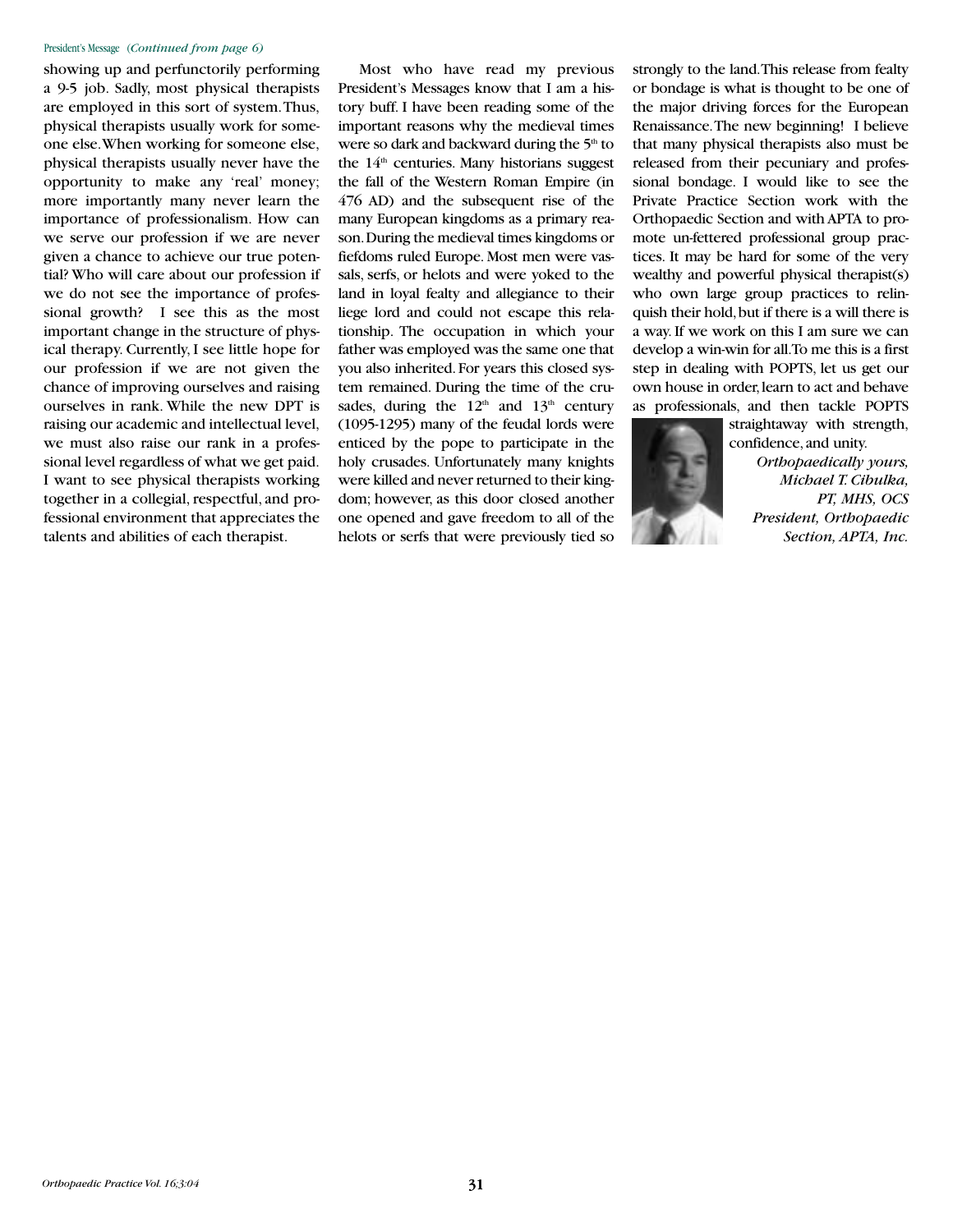President's Message *(Continued from page 6)*

showing up and perfunctorily performing a 9-5 job. Sadly, most physical therapists are employed in this sort of system. Thus, physical therapists usually work for someone else. When working for someone else, physical therapists usually never have the opportunity to make any 'real' money; more importantly many never learn the importance of professionalism. How can we serve our profession if we are never given a chance to achieve our true potential? Who will care about our profession if we do not see the importance of professional growth? I see this as the most important change in the structure of physical therapy. Currently, I see little hope for our profession if we are not given the chance of improving ourselves and raising ourselves in rank. While the new DPT is raising our academic and intellectual level, we must also raise our rank in a professional level regardless of what we get paid. I want to see physical therapists working together in a collegial, respectful, and professional environment that appreciates the talents and abilities of each therapist.

Most who have read my previous President's Messages know that I am a history buff. I have been reading some of the important reasons why the medieval times were so dark and backward during the 5th to the 14th centuries. Many historians suggest the fall of the Western Roman Empire (in 476 AD) and the subsequent rise of the many European kingdoms as a primary reason. During the medieval times kingdoms or fiefdoms ruled Europe. Most men were vassals, serfs, or helots and were yoked to the land in loyal fealty and allegiance to their liege lord and could not escape this relationship. The occupation in which your father was employed was the same one that you also inherited. For years this closed system remained. During the time of the crusades, during the 12th and 13th century (1095-1295) many of the feudal lords were enticed by the pope to participate in the holy crusades. Unfortunately many knights were killed and never returned to their kingdom; however, as this door closed another one opened and gave freedom to all of the helots or serfs that were previously tied so strongly to the land. This release from fealty or bondage is what is thought to be one of the major driving forces for the European Renaissance. The new beginning! I believe that many physical therapists also must be released from their pecuniary and professional bondage. I would like to see the Private Practice Section work with the Orthopaedic Section and with APTA to promote un-fettered professional group practices. It may be hard for some of the very wealthy and powerful physical therapist(s) who own large group practices to relinquish their hold, but if there is a will there is a way. If we work on this I am sure we can develop a win-win for all. To me this is a first step in dealing with POPTS, let us get our own house in order, learn to act and behave as professionals, and then tackle POPTS straightaway with strength, confidence, and unity.

*Orthopaedically yours,*
*Michael T. Cibulka,*
*PT, MHS, OCS*
*President, Orthopaedic Section, APTA, Inc.*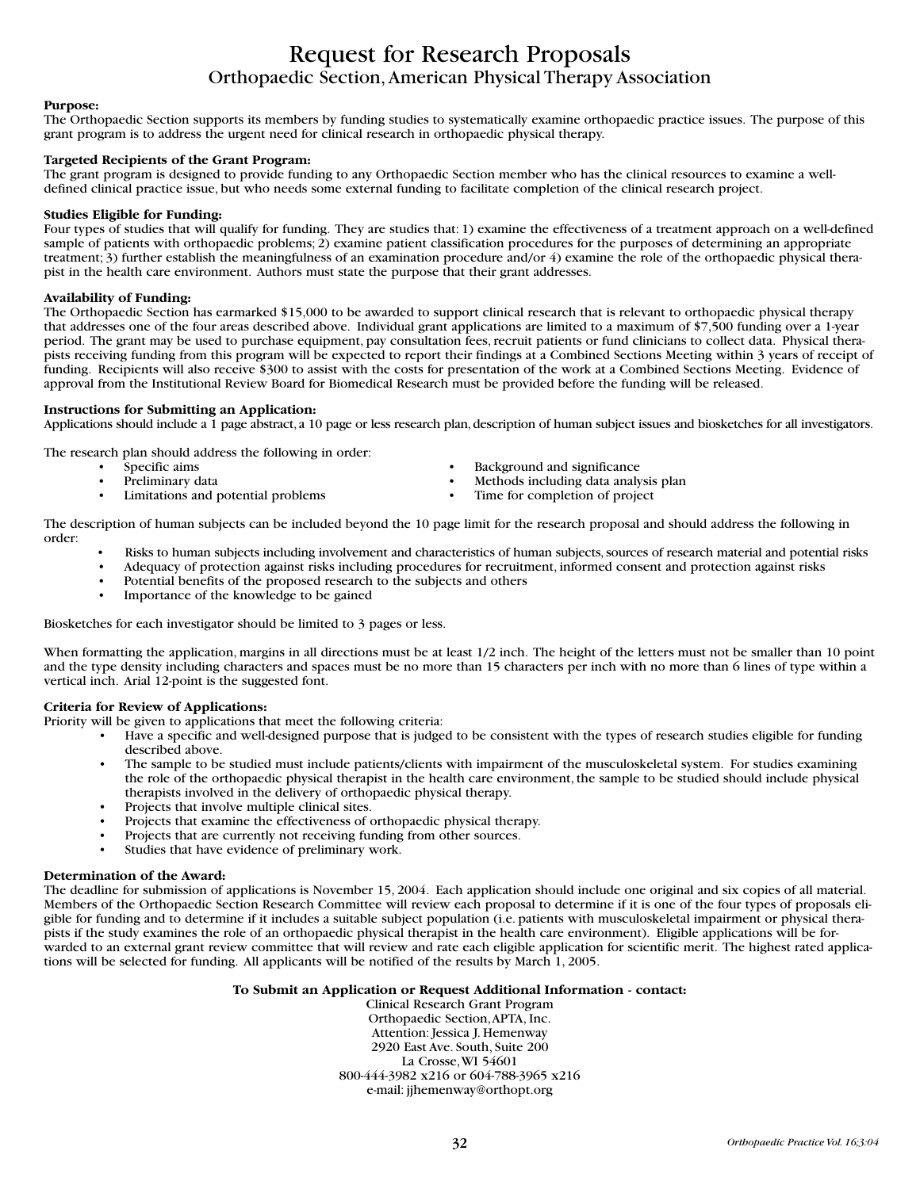# Request for Research Proposals

## Orthopaedic Section, American Physical Therapy Association

**Purpose:**
The Orthopaedic Section supports its members by funding studies to systematically examine orthopaedic practice issues. The purpose of this grant program is to address the urgent need for clinical research in orthopaedic physical therapy.

**Targeted Recipients of the Grant Program:**
The grant program is designed to provide funding to any Orthopaedic Section member who has the clinical resources to examine a well-defined clinical practice issue, but who needs some external funding to facilitate completion of the clinical research project.

**Studies Eligible for Funding:**
Four types of studies that will qualify for funding. They are studies that: 1) examine the effectiveness of a treatment approach on a well-defined sample of patients with orthopaedic problems; 2) examine patient classification procedures for the purposes of determining an appropriate treatment; 3) further establish the meaningfulness of an examination procedure and/or 4) examine the role of the orthopaedic physical therapist in the health care environment. Authors must state the purpose that their grant addresses.

**Availability of Funding:**
The Orthopaedic Section has earmarked $15,000 to be awarded to support clinical research that is relevant to orthopaedic physical therapy that addresses one of the four areas described above. Individual grant applications are limited to a maximum of $7,500 funding over a 1-year period. The grant may be used to purchase equipment, pay consultation fees, recruit patients or fund clinicians to collect data. Physical therapists receiving funding from this program will be expected to report their findings at a Combined Sections Meeting within 3 years of receipt of funding. Recipients will also receive $300 to assist with the costs for presentation of the work at a Combined Sections Meeting. Evidence of approval from the Institutional Review Board for Biomedical Research must be provided before the funding will be released.

**Instructions for Submitting an Application:**
Applications should include a 1 page abstract, a 10 page or less research plan, description of human subject issues and biosketches for all investigators.

The research plan should address the following in order:

- Specific aims
- Background and significance
- Preliminary data
- Methods including data analysis plan
- Limitations and potential problems
- Time for completion of project

The description of human subjects can be included beyond the 10 page limit for the research proposal and should address the following in order:

- Risks to human subjects including involvement and characteristics of human subjects, sources of research material and potential risks
- Adequacy of protection against risks including procedures for recruitment, informed consent and protection against risks
- Potential benefits of the proposed research to the subjects and others
- Importance of the knowledge to be gained

Biosketches for each investigator should be limited to 3 pages or less.

When formatting the application, margins in all directions must be at least 1/2 inch. The height of the letters must not be smaller than 10 point and the type density including characters and spaces must be no more than 15 characters per inch with no more than 6 lines of type within a vertical inch. Arial 12-point is the suggested font.

**Criteria for Review of Applications:**
Priority will be given to applications that meet the following criteria:

- Have a specific and well-designed purpose that is judged to be consistent with the types of research studies eligible for funding described above.
- The sample to be studied must include patients/clients with impairment of the musculoskeletal system. For studies examining the role of the orthopaedic physical therapist in the health care environment, the sample to be studied should include physical therapists involved in the delivery of orthopaedic physical therapy.
- Projects that involve multiple clinical sites.
- Projects that examine the effectiveness of orthopaedic physical therapy.
- Projects that are currently not receiving funding from other sources.
- Studies that have evidence of preliminary work.

**Determination of the Award:**
The deadline for submission of applications is November 15, 2004. Each application should include one original and six copies of all material. Members of the Orthopaedic Section Research Committee will review each proposal to determine if it is one of the four types of proposals eligible for funding and to determine if it includes a suitable subject population (i.e. patients with musculoskeletal impairment or physical therapists if the study examines the role of an orthopaedic physical therapist in the health care environment). Eligible applications will be forwarded to an external grant review committee that will review and rate each eligible application for scientific merit. The highest rated applications will be selected for funding. All applicants will be notified of the results by March 1, 2005.

**To Submit an Application or Request Additional Information - contact:**

Clinical Research Grant Program
Orthopaedic Section, APTA, Inc.
Attention: Jessica J. Hemenway
2920 East Ave. South, Suite 200
La Crosse, WI 54601
800-444-3982 x216 or 604-788-3965 x216
e-mail: jjhemenway@orthopt.org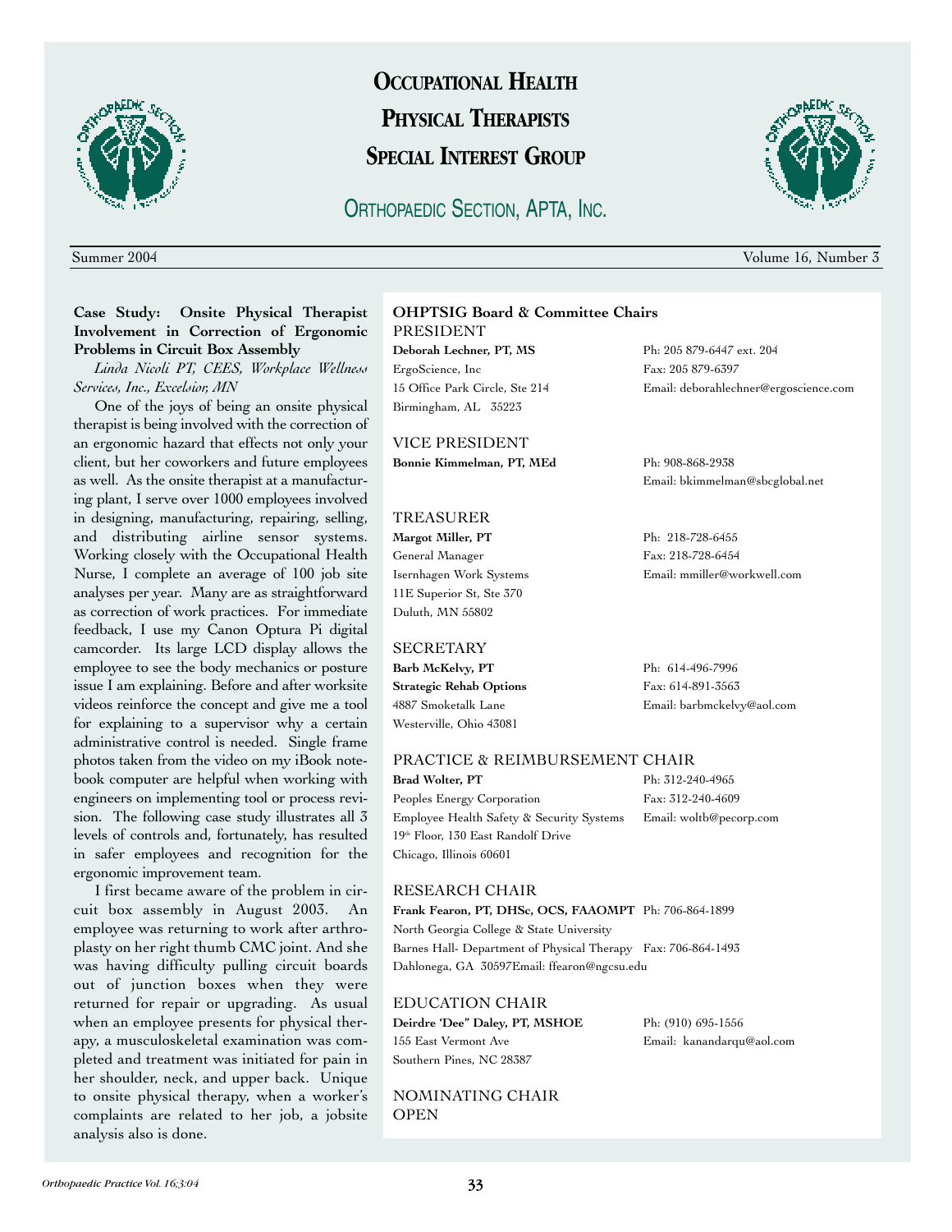# OCCUPATIONAL HEALTH PHYSICAL THERAPISTS SPECIAL INTEREST GROUP

## ORTHOPAEDIC SECTION, APTA, INC.

Summer 2004 — Volume 16, Number 3

### Case Study: Onsite Physical Therapist Involvement in Correction of Ergonomic Problems in Circuit Box Assembly

*Linda Nicoli PT, CEES, Workplace Wellness Services, Inc., Excelsior, MN*

One of the joys of being an onsite physical therapist is being involved with the correction of an ergonomic hazard that effects not only your client, but her coworkers and future employees as well. As the onsite therapist at a manufacturing plant, I serve over 1000 employees involved in designing, manufacturing, repairing, selling, and distributing airline sensor systems. Working closely with the Occupational Health Nurse, I complete an average of 100 job site analyses per year. Many are as straightforward as correction of work practices. For immediate feedback, I use my Canon Optura Pi digital camcorder. Its large LCD display allows the employee to see the body mechanics or posture issue I am explaining. Before and after worksite videos reinforce the concept and give me a tool for explaining to a supervisor why a certain administrative control is needed. Single frame photos taken from the video on my iBook notebook computer are helpful when working with engineers on implementing tool or process revision. The following case study illustrates all 3 levels of controls and, fortunately, has resulted in safer employees and recognition for the ergonomic improvement team.

I first became aware of the problem in circuit box assembly in August 2003. An employee was returning to work after arthroplasty on her right thumb CMC joint. And she was having difficulty pulling circuit boards out of junction boxes when they were returned for repair or upgrading. As usual when an employee presents for physical therapy, a musculoskeletal examination was completed and treatment was initiated for pain in her shoulder, neck, and upper back. Unique to onsite physical therapy, when a worker's complaints are related to her job, a jobsite analysis also is done.

### OHPTSIG Board & Committee Chairs

**PRESIDENT**
**Deborah Lechner, PT, MS**
ErgoScience, Inc
15 Office Park Circle, Ste 214
Birmingham, AL 35223
Ph: 205 879-6447 ext. 204
Fax: 205 879-6397
Email: deborahlechner@ergoscience.com

**VICE PRESIDENT**
**Bonnie Kimmelman, PT, MEd**
Ph: 908-868-2938
Email: bkimmelman@sbcglobal.net

**TREASURER**
**Margot Miller, PT**
General Manager
Isernhagen Work Systems
11E Superior St, Ste 370
Duluth, MN 55802
Ph: 218-728-6455
Fax: 218-728-6454
Email: mmiller@workwell.com

**SECRETARY**
**Barb McKelvy, PT**
**Strategic Rehab Options**
4887 Smoketalk Lane
Westerville, Ohio 43081
Ph: 614-496-7996
Fax: 614-891-3563
Email: barbmckelvy@aol.com

**PRACTICE & REIMBURSEMENT CHAIR**
**Brad Wolter, PT**
Peoples Energy Corporation
Employee Health Safety & Security Systems
19th Floor, 130 East Randolf Drive
Chicago, Illinois 60601
Ph: 312-240-4965
Fax: 312-240-4609
Email: woltb@pecorp.com

**RESEARCH CHAIR**
**Frank Fearon, PT, DHSc, OCS, FAAOMPT**
North Georgia College & State University
Barnes Hall- Department of Physical Therapy
Dahlonega, GA 30597
Ph: 706-864-1899
Fax: 706-864-1493
Email: ffearon@ngcsu.edu

**EDUCATION CHAIR**
**Deirdre 'Dee" Daley, PT, MSHOE**
155 East Vermont Ave
Southern Pines, NC 28387
Ph: (910) 695-1556
Email: kanandarqu@aol.com

**NOMINATING CHAIR**
OPEN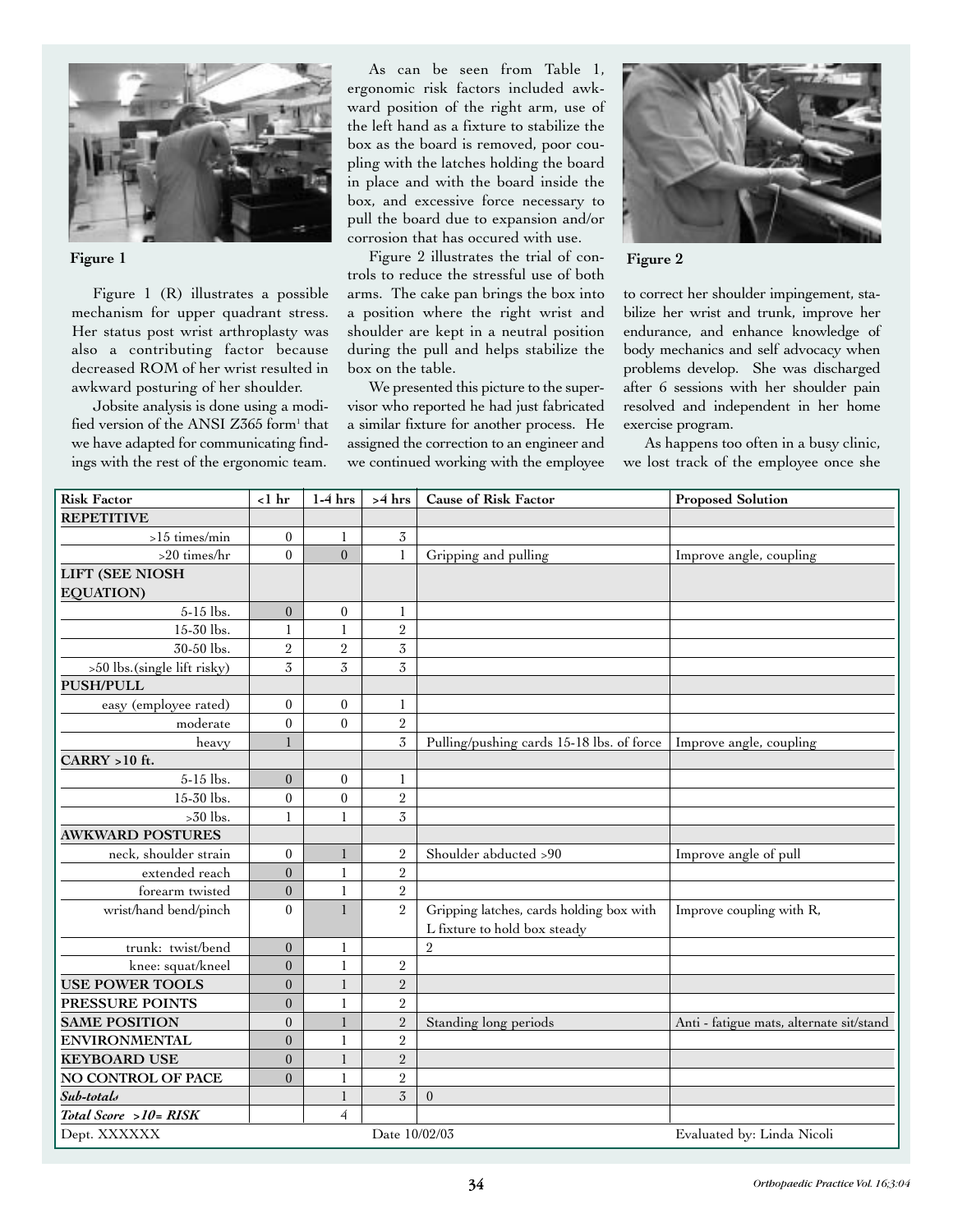Figure 1

Figure 1 (R) illustrates a possible mechanism for upper quadrant stress. Her status post wrist arthroplasty was also a contributing factor because decreased ROM of her wrist resulted in awkward posturing of her shoulder.

Jobsite analysis is done using a modified version of the ANSI Z365 form[1] that we have adapted for communicating findings with the rest of the ergonomic team.

As can be seen from Table 1, ergonomic risk factors included awkward position of the right arm, use of the left hand as a fixture to stabilize the box as the board is removed, poor coupling with the latches holding the board in place and with the board inside the box, and excessive force necessary to pull the board due to expansion and/or corrosion that has occured with use.

Figure 2 illustrates the trial of controls to reduce the stressful use of both arms. The cake pan brings the box into a position where the right wrist and shoulder are kept in a neutral position during the pull and helps stabilize the box on the table.

We presented this picture to the supervisor who reported he had just fabricated a similar fixture for another process. He assigned the correction to an engineer and we continued working with the employee to correct her shoulder impingement, stabilize her wrist and trunk, improve her endurance, and enhance knowledge of body mechanics and self advocacy when problems develop. She was discharged after 6 sessions with her shoulder pain resolved and independent in her home exercise program.

Figure 2

As happens too often in a busy clinic, we lost track of the employee once she

| Risk Factor | <1 hr | 1-4 hrs | >4 hrs | Cause of Risk Factor | Proposed Solution |
|---|---|---|---|---|---|
| **REPETITIVE** | | | | | |
| >15 times/min | 0 | 1 | 3 | | |
| >20 times/hr | 0 | 0 | 1 | Gripping and pulling | Improve angle, coupling |
| **LIFT (SEE NIOSH EQUATION)** | | | | | |
| 5-15 lbs. | 0 | 0 | 1 | | |
| 15-30 lbs. | 1 | 1 | 2 | | |
| 30-50 lbs. | 2 | 2 | 3 | | |
| >50 lbs.(single lift risky) | 3 | 3 | 3 | | |
| **PUSH/PULL** | | | | | |
| easy (employee rated) | 0 | 0 | 1 | | |
| moderate | 0 | 0 | 2 | | |
| heavy | 1 | | 3 | Pulling/pushing cards 15-18 lbs. of force | Improve angle, coupling |
| **CARRY >10 ft.** | | | | | |
| 5-15 lbs. | 0 | 0 | 1 | | |
| 15-30 lbs. | 0 | 0 | 2 | | |
| >30 lbs. | 1 | 1 | 3 | | |
| **AWKWARD POSTURES** | | | | | |
| neck, shoulder strain | 0 | 1 | 2 | Shoulder abducted >90 | Improve angle of pull |
| extended reach | 0 | 1 | 2 | | |
| forearm twisted | 0 | 1 | 2 | | |
| wrist/hand bend/pinch | 0 | 1 | 2 | Gripping latches, cards holding box with L fixture to hold box steady | Improve coupling with R, |
| trunk: twist/bend | 0 | 1 | | 2 | |
| knee: squat/kneel | 0 | 1 | 2 | | |
| **USE POWER TOOLS** | 0 | 1 | 2 | | |
| **PRESSURE POINTS** | 0 | 1 | 2 | | |
| **SAME POSITION** | 0 | 1 | 2 | Standing long periods | Anti - fatigue mats, alternate sit/stand |
| **ENVIRONMENTAL** | 0 | 1 | 2 | | |
| **KEYBOARD USE** | 0 | 1 | 2 | | |
| **NO CONTROL OF PACE** | 0 | 1 | 2 | | |
| ***Sub-totals*** | | 1 | 3 | 0 | |
| ***Total Score >10= RISK*** | | 4 | | | |
| Dept. XXXXXX | | | Date 10/02/03 | | Evaluated by: Linda Nicoli |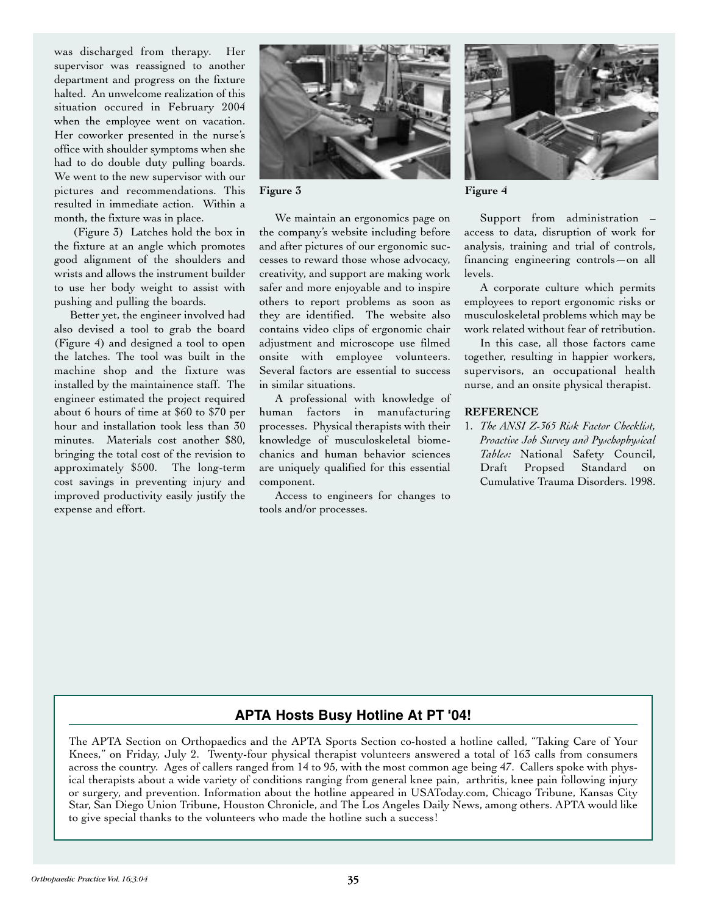was discharged from therapy. Her supervisor was reassigned to another department and progress on the fixture halted. An unwelcome realization of this situation occured in February 2004 when the employee went on vacation. Her coworker presented in the nurse's office with shoulder symptoms when she had to do double duty pulling boards. We went to the new supervisor with our pictures and recommendations. This resulted in immediate action. Within a month, the fixture was in place.

(Figure 3) Latches hold the box in the fixture at an angle which promotes good alignment of the shoulders and wrists and allows the instrument builder to use her body weight to assist with pushing and pulling the boards.

Better yet, the engineer involved had also devised a tool to grab the board (Figure 4) and designed a tool to open the latches. The tool was built in the machine shop and the fixture was installed by the maintainence staff. The engineer estimated the project required about 6 hours of time at $60 to $70 per hour and installation took less than 30 minutes. Materials cost another $80, bringing the total cost of the revision to approximately $500. The long-term cost savings in preventing injury and improved productivity easily justify the expense and effort.

**Figure 3**

**Figure 4**

We maintain an ergonomics page on the company's website including before and after pictures of our ergonomic successes to reward those whose advocacy, creativity, and support are making work safer and more enjoyable and to inspire others to report problems as soon as they are identified. The website also contains video clips of ergonomic chair adjustment and microscope use filmed onsite with employee volunteers. Several factors are essential to success in similar situations.

A professional with knowledge of human factors in manufacturing processes. Physical therapists with their knowledge of musculoskeletal biomechanics and human behavior sciences are uniquely qualified for this essential component.

Access to engineers for changes to tools and/or processes.

Support from administration – access to data, disruption of work for analysis, training and trial of controls, financing engineering controls—on all levels.

A corporate culture which permits employees to report ergonomic risks or musculoskeletal problems which may be work related without fear of retribution.

In this case, all those factors came together, resulting in happier workers, supervisors, an occupational health nurse, and an onsite physical therapist.

## REFERENCE

1. *The ANSI Z-365 Risk Factor Checklist, Proactive Job Survey and Pyschophysical Tables:* National Safety Council, Draft Propsed Standard on Cumulative Trauma Disorders. 1998.

## APTA Hosts Busy Hotline At PT '04!

The APTA Section on Orthopaedics and the APTA Sports Section co-hosted a hotline called, "Taking Care of Your Knees," on Friday, July 2. Twenty-four physical therapist volunteers answered a total of 163 calls from consumers across the country. Ages of callers ranged from 14 to 95, with the most common age being 47. Callers spoke with physical therapists about a wide variety of conditions ranging from general knee pain, arthritis, knee pain following injury or surgery, and prevention. Information about the hotline appeared in USAToday.com, Chicago Tribune, Kansas City Star, San Diego Union Tribune, Houston Chronicle, and The Los Angeles Daily News, among others. APTA would like to give special thanks to the volunteers who made the hotline such a success!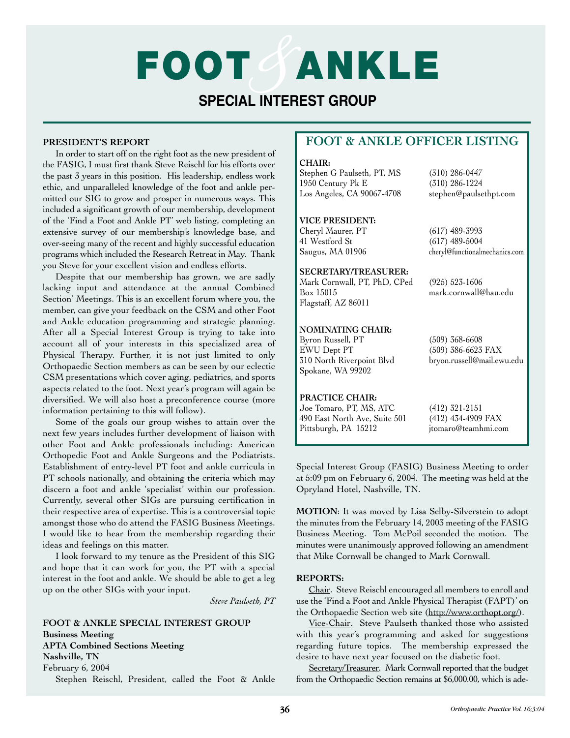# FOOT & ANKLE
## SPECIAL INTEREST GROUP

**PRESIDENT'S REPORT**

In order to start off on the right foot as the new president of the FASIG, I must first thank Steve Reischl for his efforts over the past 3 years in this position. His leadership, endless work ethic, and unparalleled knowledge of the foot and ankle permitted our SIG to grow and prosper in numerous ways. This included a significant growth of our membership, development of the 'Find a Foot and Ankle PT' web listing, completing an extensive survey of our membership's knowledge base, and over-seeing many of the recent and highly successful education programs which included the Research Retreat in May. Thank you Steve for your excellent vision and endless efforts.

Despite that our membership has grown, we are sadly lacking input and attendance at the annual Combined Section' Meetings. This is an excellent forum where you, the member, can give your feedback on the CSM and other Foot and Ankle education programming and strategic planning. After all a Special Interest Group is trying to take into account all of your interests in this specialized area of Physical Therapy. Further, it is not just limited to only Orthopaedic Section members as can be seen by our eclectic CSM presentations which cover aging, pediatrics, and sports aspects related to the foot. Next year's program will again be diversified. We will also host a preconference course (more information pertaining to this will follow).

Some of the goals our group wishes to attain over the next few years includes further development of liaison with other Foot and Ankle professionals including: American Orthopedic Foot and Ankle Surgeons and the Podiatrists. Establishment of entry-level PT foot and ankle curricula in PT schools nationally, and obtaining the criteria which may discern a foot and ankle 'specialist' within our profession. Currently, several other SIGs are pursuing certification in their respective area of expertise. This is a controversial topic amongst those who do attend the FASIG Business Meetings. I would like to hear from the membership regarding their ideas and feelings on this matter.

I look forward to my tenure as the President of this SIG and hope that it can work for you, the PT with a special interest in the foot and ankle. We should be able to get a leg up on the other SIGs with your input.

*Steve Paulseth, PT*

**FOOT & ANKLE SPECIAL INTEREST GROUP**
**Business Meeting**
**APTA Combined Sections Meeting**
**Nashville, TN**
February 6, 2004

Stephen Reischl, President, called the Foot & Ankle Special Interest Group (FASIG) Business Meeting to order at 5:09 pm on February 6, 2004. The meeting was held at the Opryland Hotel, Nashville, TN.

**MOTION**: It was moved by Lisa Selby-Silverstein to adopt the minutes from the February 14, 2003 meeting of the FASIG Business Meeting. Tom McPoil seconded the motion. The minutes were unanimously approved following an amendment that Mike Cornwall be changed to Mark Cornwall.

**REPORTS:**

Chair. Steve Reischl encouraged all members to enroll and use the 'Find a Foot and Ankle Physical Therapist (FAPT)' on the Orthopaedic Section web site (http://www.orthopt.org/).

Vice-Chair. Steve Paulseth thanked those who assisted with this year's programming and asked for suggestions regarding future topics. The membership expressed the desire to have next year focused on the diabetic foot.

Secretary/Treasurer. Mark Cornwall reported that the budget from the Orthopaedic Section remains at $6,000.00, which is ade-

## FOOT & ANKLE OFFICER LISTING

**CHAIR:**
Stephen G Paulseth, PT, MS — (310) 286-0447
1950 Century Pk E — (310) 286-1224
Los Angeles, CA 90067-4708 — stephen@paulsethpt.com

**VICE PRESIDENT:**
Cheryl Maurer, PT — (617) 489-3993
41 Westford St — (617) 489-5004
Saugus, MA 01906 — cheryl@functionalmechanics.com

**SECRETARY/TREASURER:**
Mark Cornwall, PT, PhD, CPed — (925) 523-1606
Box 15015 — mark.cornwall@hau.edu
Flagstaff, AZ 86011

**NOMINATING CHAIR:**
Byron Russell, PT — (509) 368-6608
EWU Dept PT — (509) 386-6623 FAX
310 North Riverpoint Blvd — bryon.russell@mail.ewu.edu
Spokane, WA 99202

**PRACTICE CHAIR:**
Joe Tomaro, PT, MS, ATC — (412) 321-2151
490 East North Ave, Suite 501 — (412) 434-4909 FAX
Pittsburgh, PA 15212 — jtomaro@teamhmi.com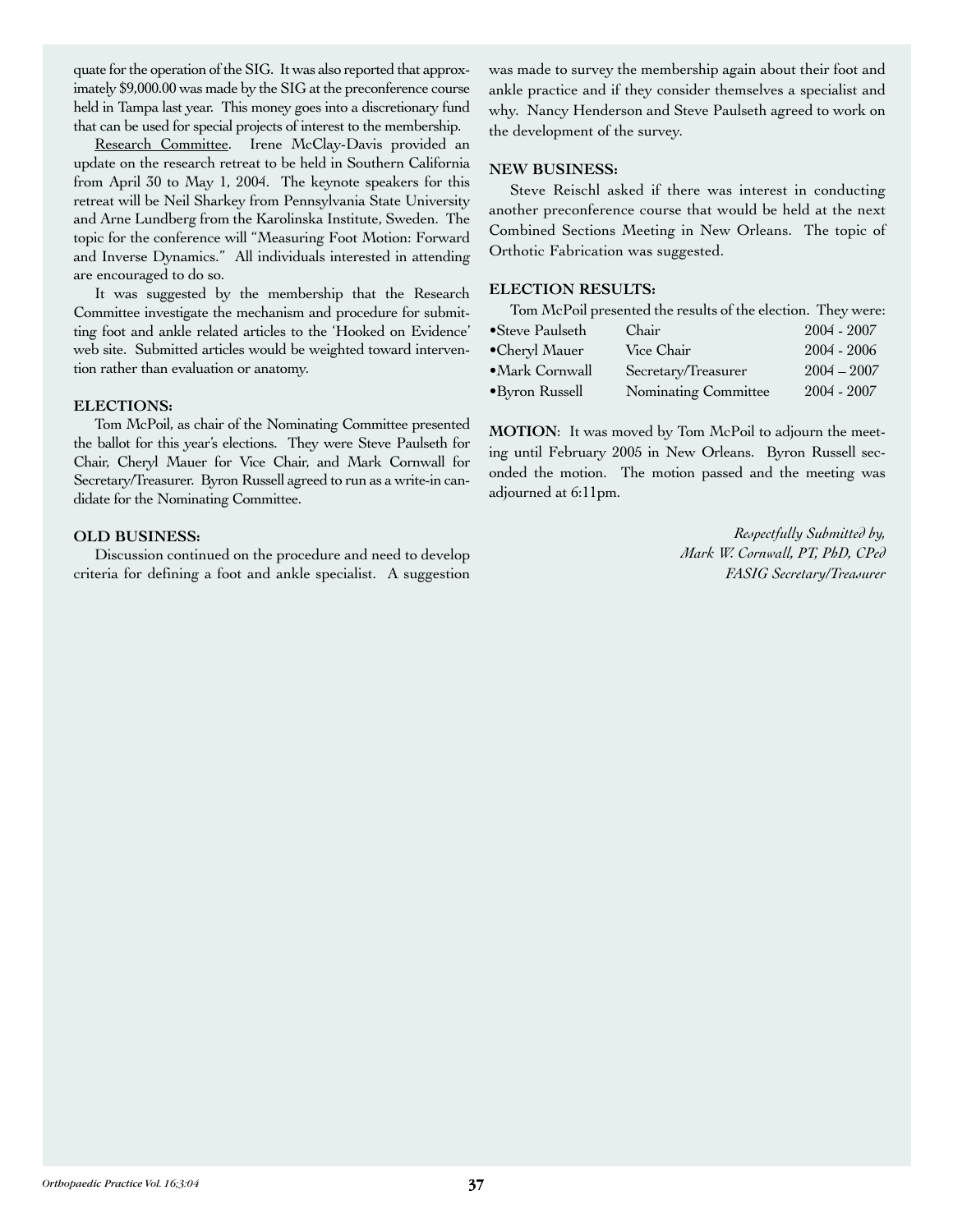quate for the operation of the SIG. It was also reported that approximately $9,000.00 was made by the SIG at the preconference course held in Tampa last year. This money goes into a discretionary fund that can be used for special projects of interest to the membership.

Research Committee. Irene McClay-Davis provided an update on the research retreat to be held in Southern California from April 30 to May 1, 2004. The keynote speakers for this retreat will be Neil Sharkey from Pennsylvania State University and Arne Lundberg from the Karolinska Institute, Sweden. The topic for the conference will "Measuring Foot Motion: Forward and Inverse Dynamics." All individuals interested in attending are encouraged to do so.

It was suggested by the membership that the Research Committee investigate the mechanism and procedure for submitting foot and ankle related articles to the 'Hooked on Evidence' web site. Submitted articles would be weighted toward intervention rather than evaluation or anatomy.

**ELECTIONS:**

Tom McPoil, as chair of the Nominating Committee presented the ballot for this year's elections. They were Steve Paulseth for Chair, Cheryl Mauer for Vice Chair, and Mark Cornwall for Secretary/Treasurer. Byron Russell agreed to run as a write-in candidate for the Nominating Committee.

**OLD BUSINESS:**

Discussion continued on the procedure and need to develop criteria for defining a foot and ankle specialist. A suggestion was made to survey the membership again about their foot and ankle practice and if they consider themselves a specialist and why. Nancy Henderson and Steve Paulseth agreed to work on the development of the survey.

**NEW BUSINESS:**

Steve Reischl asked if there was interest in conducting another preconference course that would be held at the next Combined Sections Meeting in New Orleans. The topic of Orthotic Fabrication was suggested.

**ELECTION RESULTS:**

Tom McPoil presented the results of the election. They were:

| | | |
|---|---|---|
| •Steve Paulseth | Chair | 2004 - 2007 |
| •Cheryl Mauer | Vice Chair | 2004 - 2006 |
| •Mark Cornwall | Secretary/Treasurer | 2004 – 2007 |
| •Byron Russell | Nominating Committee | 2004 - 2007 |

**MOTION**: It was moved by Tom McPoil to adjourn the meeting until February 2005 in New Orleans. Byron Russell seconded the motion. The motion passed and the meeting was adjourned at 6:11pm.

*Respectfully Submitted by,*
*Mark W. Cornwall, PT, PhD, CPed*
*FASIG Secretary/Treasurer*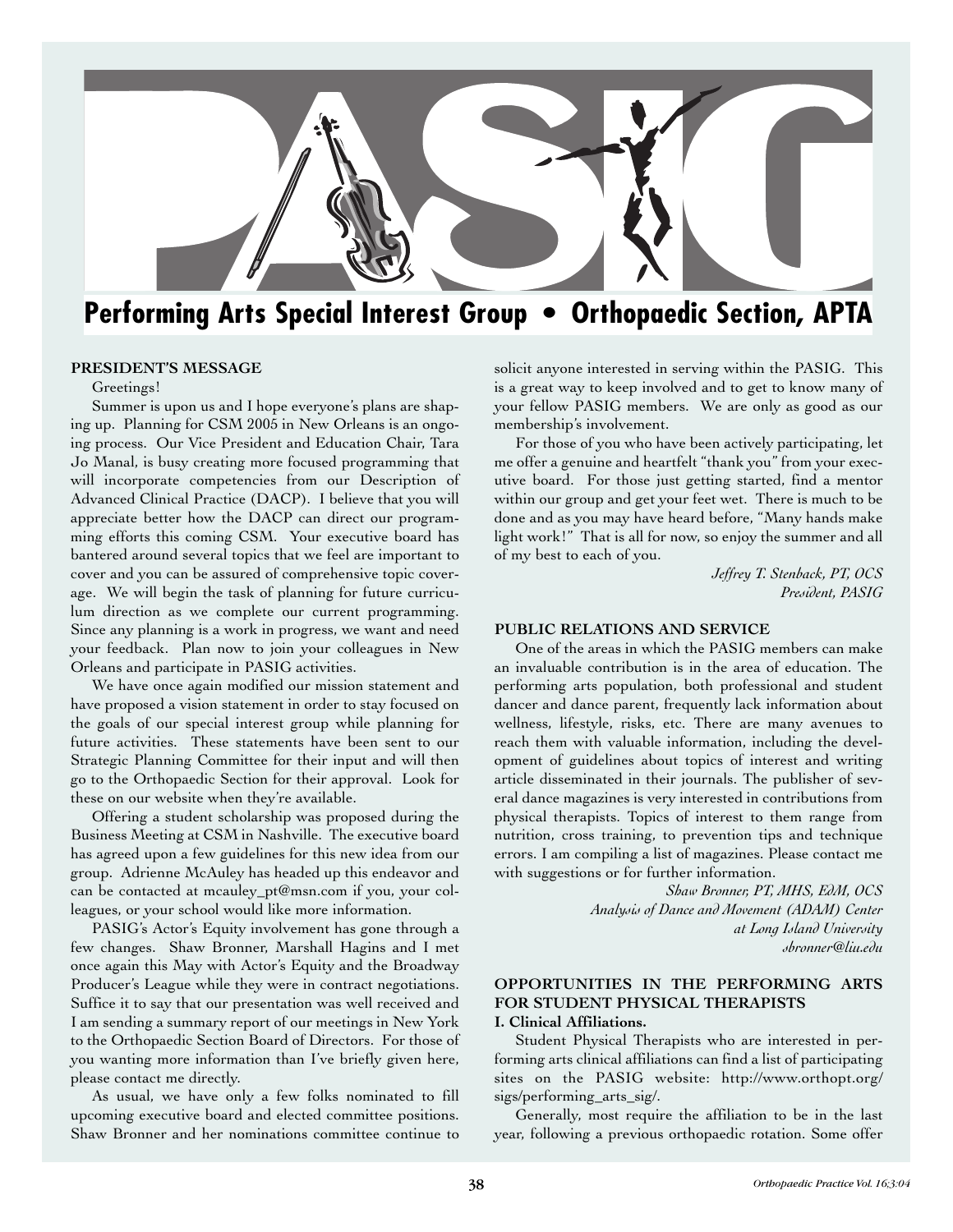# PASIG

**Performing Arts Special Interest Group • Orthopaedic Section, APTA**

## PRESIDENT'S MESSAGE

Greetings!

Summer is upon us and I hope everyone's plans are shaping up. Planning for CSM 2005 in New Orleans is an ongoing process. Our Vice President and Education Chair, Tara Jo Manal, is busy creating more focused programming that will incorporate competencies from our Description of Advanced Clinical Practice (DACP). I believe that you will appreciate better how the DACP can direct our programming efforts this coming CSM. Your executive board has bantered around several topics that we feel are important to cover and you can be assured of comprehensive topic coverage. We will begin the task of planning for future curriculum direction as we complete our current programming. Since any planning is a work in progress, we want and need your feedback. Plan now to join your colleagues in New Orleans and participate in PASIG activities.

We have once again modified our mission statement and have proposed a vision statement in order to stay focused on the goals of our special interest group while planning for future activities. These statements have been sent to our Strategic Planning Committee for their input and will then go to the Orthopaedic Section for their approval. Look for these on our website when they're available.

Offering a student scholarship was proposed during the Business Meeting at CSM in Nashville. The executive board has agreed upon a few guidelines for this new idea from our group. Adrienne McAuley has headed up this endeavor and can be contacted at mcauley_pt@msn.com if you, your colleagues, or your school would like more information.

PASIG's Actor's Equity involvement has gone through a few changes. Shaw Bronner, Marshall Hagins and I met once again this May with Actor's Equity and the Broadway Producer's League while they were in contract negotiations. Suffice it to say that our presentation was well received and I am sending a summary report of our meetings in New York to the Orthopaedic Section Board of Directors. For those of you wanting more information than I've briefly given here, please contact me directly.

As usual, we have only a few folks nominated to fill upcoming executive board and elected committee positions. Shaw Bronner and her nominations committee continue to solicit anyone interested in serving within the PASIG. This is a great way to keep involved and to get to know many of your fellow PASIG members. We are only as good as our membership's involvement.

For those of you who have been actively participating, let me offer a genuine and heartfelt "thank you" from your executive board. For those just getting started, find a mentor within our group and get your feet wet. There is much to be done and as you may have heard before, "Many hands make light work!" That is all for now, so enjoy the summer and all of my best to each of you.

*Jeffrey T. Stenback, PT, OCS*
*President, PASIG*

## PUBLIC RELATIONS AND SERVICE

One of the areas in which the PASIG members can make an invaluable contribution is in the area of education. The performing arts population, both professional and student dancer and dance parent, frequently lack information about wellness, lifestyle, risks, etc. There are many avenues to reach them with valuable information, including the development of guidelines about topics of interest and writing article disseminated in their journals. The publisher of several dance magazines is very interested in contributions from physical therapists. Topics of interest to them range from nutrition, cross training, to prevention tips and technique errors. I am compiling a list of magazines. Please contact me with suggestions or for further information.

*Shaw Bronner, PT, MHS, EdM, OCS*
*Analysis of Dance and Movement (ADAM) Center*
*at Long Island University*
*sbronner@liu.edu*

## OPPORTUNITIES IN THE PERFORMING ARTS FOR STUDENT PHYSICAL THERAPISTS

### I. Clinical Affiliations.

Student Physical Therapists who are interested in performing arts clinical affiliations can find a list of participating sites on the PASIG website: http://www.orthopt.org/sigs/performing_arts_sig/.

Generally, most require the affiliation to be in the last year, following a previous orthopaedic rotation. Some offer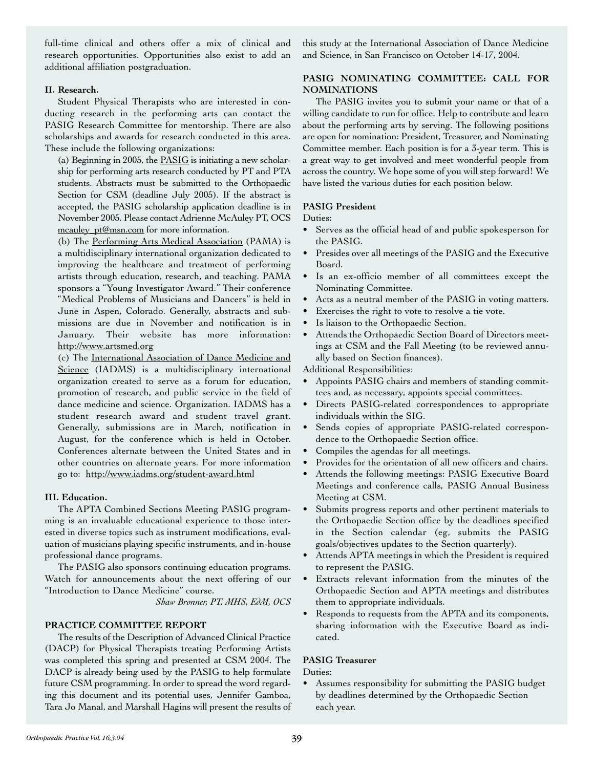full-time clinical and others offer a mix of clinical and research opportunities. Opportunities also exist to add an additional affiliation postgraduation.

**II. Research.**

Student Physical Therapists who are interested in conducting research in the performing arts can contact the PASIG Research Committee for mentorship. There are also scholarships and awards for research conducted in this area. These include the following organizations:

(a) Beginning in 2005, the PASIG is initiating a new scholarship for performing arts research conducted by PT and PTA students. Abstracts must be submitted to the Orthopaedic Section for CSM (deadline July 2005). If the abstract is accepted, the PASIG scholarship application deadline is in November 2005. Please contact Adrienne McAuley PT, OCS mcauley_pt@msn.com for more information.

(b) The Performing Arts Medical Association (PAMA) is a multidisciplinary international organization dedicated to improving the healthcare and treatment of performing artists through education, research, and teaching. PAMA sponsors a "Young Investigator Award." Their conference "Medical Problems of Musicians and Dancers" is held in June in Aspen, Colorado. Generally, abstracts and submissions are due in November and notification is in January. Their website has more information: http://www.artsmed.org

(c) The International Association of Dance Medicine and Science (IADMS) is a multidisciplinary international organization created to serve as a forum for education, promotion of research, and public service in the field of dance medicine and science. Organization. IADMS has a student research award and student travel grant. Generally, submissions are in March, notification in August, for the conference which is held in October. Conferences alternate between the United States and in other countries on alternate years. For more information go to: http://www.iadms.org/student-award.html

**III. Education.**

The APTA Combined Sections Meeting PASIG programming is an invaluable educational experience to those interested in diverse topics such as instrument modifications, evaluation of musicians playing specific instruments, and in-house professional dance programs.

The PASIG also sponsors continuing education programs. Watch for announcements about the next offering of our "Introduction to Dance Medicine" course.

*Shaw Bronner, PT, MHS, EdM, OCS*

## PRACTICE COMMITTEE REPORT

The results of the Description of Advanced Clinical Practice (DACP) for Physical Therapists treating Performing Artists was completed this spring and presented at CSM 2004. The DACP is already being used by the PASIG to help formulate future CSM programming. In order to spread the word regarding this document and its potential uses, Jennifer Gamboa, Tara Jo Manal, and Marshall Hagins will present the results of this study at the International Association of Dance Medicine and Science, in San Francisco on October 14-17, 2004.

## PASIG NOMINATING COMMITTEE: CALL FOR NOMINATIONS

The PASIG invites you to submit your name or that of a willing candidate to run for office. Help to contribute and learn about the performing arts by serving. The following positions are open for nomination: President, Treasurer, and Nominating Committee member. Each position is for a 3-year term. This is a great way to get involved and meet wonderful people from across the country. We hope some of you will step forward! We have listed the various duties for each position below.

### PASIG President

Duties:

- Serves as the official head of and public spokesperson for the PASIG.
- Presides over all meetings of the PASIG and the Executive Board.
- Is an ex-officio member of all committees except the Nominating Committee.
- Acts as a neutral member of the PASIG in voting matters.
- Exercises the right to vote to resolve a tie vote.
- Is liaison to the Orthopaedic Section.
- Attends the Orthopaedic Section Board of Directors meetings at CSM and the Fall Meeting (to be reviewed annually based on Section finances).

Additional Responsibilities:

- Appoints PASIG chairs and members of standing committees and, as necessary, appoints special committees.
- Directs PASIG-related correspondences to appropriate individuals within the SIG.
- Sends copies of appropriate PASIG-related correspondence to the Orthopaedic Section office.
- Compiles the agendas for all meetings.
- Provides for the orientation of all new officers and chairs.
- Attends the following meetings: PASIG Executive Board Meetings and conference calls, PASIG Annual Business Meeting at CSM.
- Submits progress reports and other pertinent materials to the Orthopaedic Section office by the deadlines specified in the Section calendar (eg, submits the PASIG goals/objectives updates to the Section quarterly).
- Attends APTA meetings in which the President is required to represent the PASIG.
- Extracts relevant information from the minutes of the Orthopaedic Section and APTA meetings and distributes them to appropriate individuals.
- Responds to requests from the APTA and its components, sharing information with the Executive Board as indicated.

### PASIG Treasurer

Duties:

- Assumes responsibility for submitting the PASIG budget by deadlines determined by the Orthopaedic Section each year.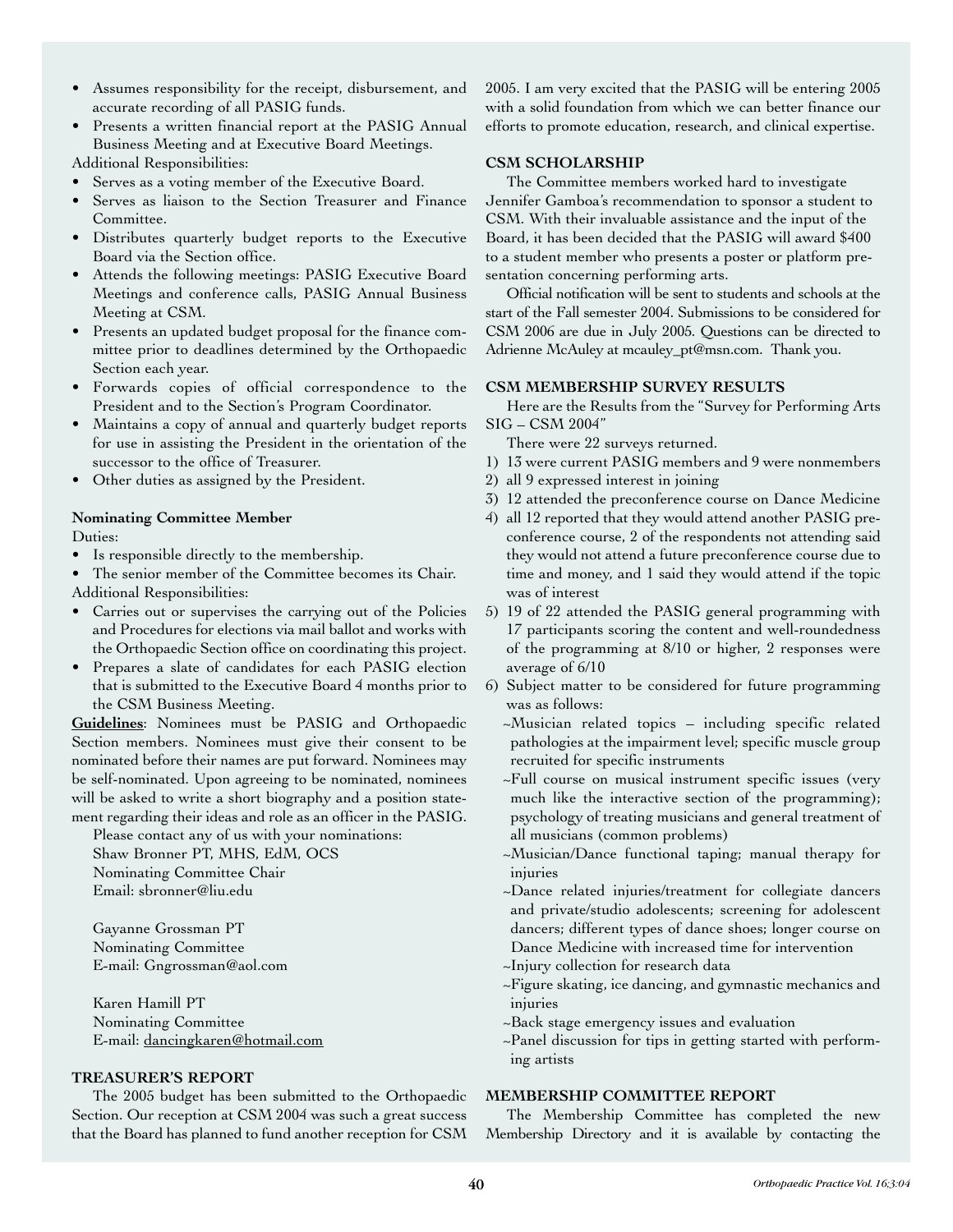- Assumes responsibility for the receipt, disbursement, and accurate recording of all PASIG funds.
- Presents a written financial report at the PASIG Annual Business Meeting and at Executive Board Meetings.

Additional Responsibilities:

- Serves as a voting member of the Executive Board.
- Serves as liaison to the Section Treasurer and Finance Committee.
- Distributes quarterly budget reports to the Executive Board via the Section office.
- Attends the following meetings: PASIG Executive Board Meetings and conference calls, PASIG Annual Business Meeting at CSM.
- Presents an updated budget proposal for the finance committee prior to deadlines determined by the Orthopaedic Section each year.
- Forwards copies of official correspondence to the President and to the Section's Program Coordinator.
- Maintains a copy of annual and quarterly budget reports for use in assisting the President in the orientation of the successor to the office of Treasurer.
- Other duties as assigned by the President.

**Nominating Committee Member**

Duties:

- Is responsible directly to the membership.
- The senior member of the Committee becomes its Chair.

Additional Responsibilities:

- Carries out or supervises the carrying out of the Policies and Procedures for elections via mail ballot and works with the Orthopaedic Section office on coordinating this project.
- Prepares a slate of candidates for each PASIG election that is submitted to the Executive Board 4 months prior to the CSM Business Meeting.

**Guidelines**: Nominees must be PASIG and Orthopaedic Section members. Nominees must give their consent to be nominated before their names are put forward. Nominees may be self-nominated. Upon agreeing to be nominated, nominees will be asked to write a short biography and a position statement regarding their ideas and role as an officer in the PASIG.

Please contact any of us with your nominations:

Shaw Bronner PT, MHS, EdM, OCS
Nominating Committee Chair
Email: sbronner@liu.edu

Gayanne Grossman PT
Nominating Committee
E-mail: Gngrossman@aol.com

Karen Hamill PT
Nominating Committee
E-mail: dancingkaren@hotmail.com

### TREASURER'S REPORT

The 2005 budget has been submitted to the Orthopaedic Section. Our reception at CSM 2004 was such a great success that the Board has planned to fund another reception for CSM 2005. I am very excited that the PASIG will be entering 2005 with a solid foundation from which we can better finance our efforts to promote education, research, and clinical expertise.

### CSM SCHOLARSHIP

The Committee members worked hard to investigate Jennifer Gamboa's recommendation to sponsor a student to CSM. With their invaluable assistance and the input of the Board, it has been decided that the PASIG will award $400 to a student member who presents a poster or platform presentation concerning performing arts.

Official notification will be sent to students and schools at the start of the Fall semester 2004. Submissions to be considered for CSM 2006 are due in July 2005. Questions can be directed to Adrienne McAuley at mcauley_pt@msn.com. Thank you.

### CSM MEMBERSHIP SURVEY RESULTS

Here are the Results from the "Survey for Performing Arts SIG – CSM 2004"

There were 22 surveys returned.

1) 13 were current PASIG members and 9 were nonmembers
2) all 9 expressed interest in joining
3) 12 attended the preconference course on Dance Medicine
4) all 12 reported that they would attend another PASIG preconference course, 2 of the respondents not attending said they would not attend a future preconference course due to time and money, and 1 said they would attend if the topic was of interest
5) 19 of 22 attended the PASIG general programming with 17 participants scoring the content and well-roundedness of the programming at 8/10 or higher, 2 responses were average of 6/10
6) Subject matter to be considered for future programming was as follows:
   - ~Musician related topics – including specific related pathologies at the impairment level; specific muscle group recruited for specific instruments
   - ~Full course on musical instrument specific issues (very much like the interactive section of the programming); psychology of treating musicians and general treatment of all musicians (common problems)
   - ~Musician/Dance functional taping; manual therapy for injuries
   - ~Dance related injuries/treatment for collegiate dancers and private/studio adolescents; screening for adolescent dancers; different types of dance shoes; longer course on Dance Medicine with increased time for intervention
   - ~Injury collection for research data
   - ~Figure skating, ice dancing, and gymnastic mechanics and injuries
   - ~Back stage emergency issues and evaluation
   - ~Panel discussion for tips in getting started with performing artists

### MEMBERSHIP COMMITTEE REPORT

The Membership Committee has completed the new Membership Directory and it is available by contacting the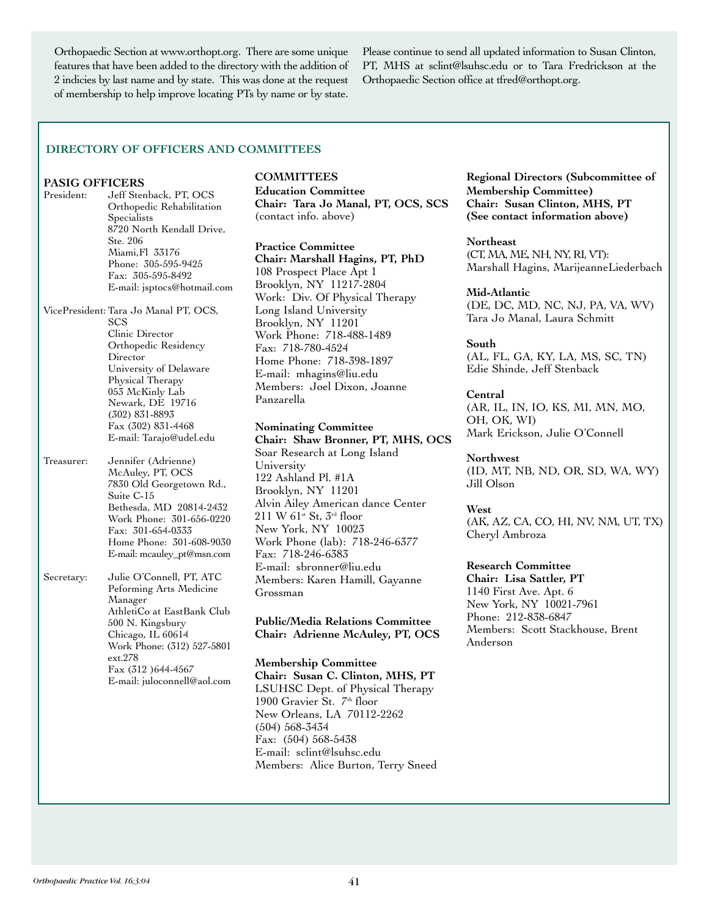Orthopaedic Section at www.orthopt.org. There are some unique features that have been added to the directory with the addition of 2 indicies by last name and by state. This was done at the request of membership to help improve locating PTs by name or by state.

Please continue to send all updated information to Susan Clinton, PT, MHS at sclint@lsuhsc.edu or to Tara Fredrickson at the Orthopaedic Section office at tfred@orthopt.org.

## DIRECTORY OF OFFICERS AND COMMITTEES

### PASIG OFFICERS

President: Jeff Stenback, PT, OCS
Orthopedic Rehabilitation Specialists
8720 North Kendall Drive, Ste. 206
Miami,Fl 33176
Phone: 305-595-9425
Fax: 305-595-8492
E-mail: jsptocs@hotmail.com

VicePresident: Tara Jo Manal PT, OCS, SCS
Clinic Director
Orthopedic Residency Director
University of Delaware Physical Therapy
053 McKinly Lab
Newark, DE 19716
(302) 831-8893
Fax (302) 831-4468
E-mail: Tarajo@udel.edu

Treasurer: Jennifer (Adrienne) McAuley, PT, OCS
7830 Old Georgetown Rd., Suite C-15
Bethesda, MD 20814-2432
Work Phone: 301-656-0220
Fax: 301-654-0333
Home Phone: 301-608-9030
E-mail: mcauley_pt@msn.com

Secretary: Julie O'Connell, PT, ATC
Peforming Arts Medicine Manager
AthletiCo at EastBank Club
500 N. Kingsbury
Chicago, IL 60614
Work Phone: (312) 527-5801 ext.278
Fax (312 )644-4567
E-mail: juloconnell@aol.com

### COMMITTEES

**Education Committee**
**Chair: Tara Jo Manal, PT, OCS, SCS**
(contact info. above)

**Practice Committee**
**Chair: Marshall Hagins, PT, PhD**
108 Prospect Place Apt 1
Brooklyn, NY 11217-2804
Work: Div. Of Physical Therapy
Long Island University
Brooklyn, NY 11201
Work Phone: 718-488-1489
Fax: 718-780-4524
Home Phone: 718-398-1897
E-mail: mhagins@liu.edu
Members: Joel Dixon, Joanne Panzarella

**Nominating Committee**
**Chair: Shaw Bronner, PT, MHS, OCS**
Soar Research at Long Island University
122 Ashland Pl. #1A
Brooklyn, NY 11201
Alvin Ailey American dance Center
211 W 61st St, 3rd floor
New York, NY 10023
Work Phone (lab): 718-246-6377
Fax: 718-246-6383
E-mail: sbronner@liu.edu
Members: Karen Hamill, Gayanne Grossman

**Public/Media Relations Committee**
**Chair: Adrienne McAuley, PT, OCS**

**Membership Committee**
**Chair: Susan C. Clinton, MHS, PT**
LSUHSC Dept. of Physical Therapy
1900 Gravier St. 7th floor
New Orleans, LA 70112-2262
(504) 568-3434
Fax: (504) 568-5438
E-mail: sclint@lsuhsc.edu
Members: Alice Burton, Terry Sneed

**Regional Directors (Subcommittee of Membership Committee)**
**Chair: Susan Clinton, MHS, PT**
**(See contact information above)**

**Northeast**
(CT, MA, ME, NH, NY, RI, VT):
Marshall Hagins, MarijeanneLiederbach

**Mid-Atlantic**
(DE, DC, MD, NC, NJ, PA, VA, WV)
Tara Jo Manal, Laura Schmitt

**South**
(AL, FL, GA, KY, LA, MS, SC, TN)
Edie Shinde, Jeff Stenback

**Central**
(AR, IL, IN, IO, KS, MI, MN, MO, OH, OK, WI)
Mark Erickson, Julie O'Connell

**Northwest**
(ID, MT, NB, ND, OR, SD, WA, WY)
Jill Olson

**West**
(AK, AZ, CA, CO, HI, NV, NM, UT, TX)
Cheryl Ambroza

**Research Committee**
**Chair: Lisa Sattler, PT**
1140 First Ave. Apt. 6
New York, NY 10021-7961
Phone: 212-838-6847
Members: Scott Stackhouse, Brent Anderson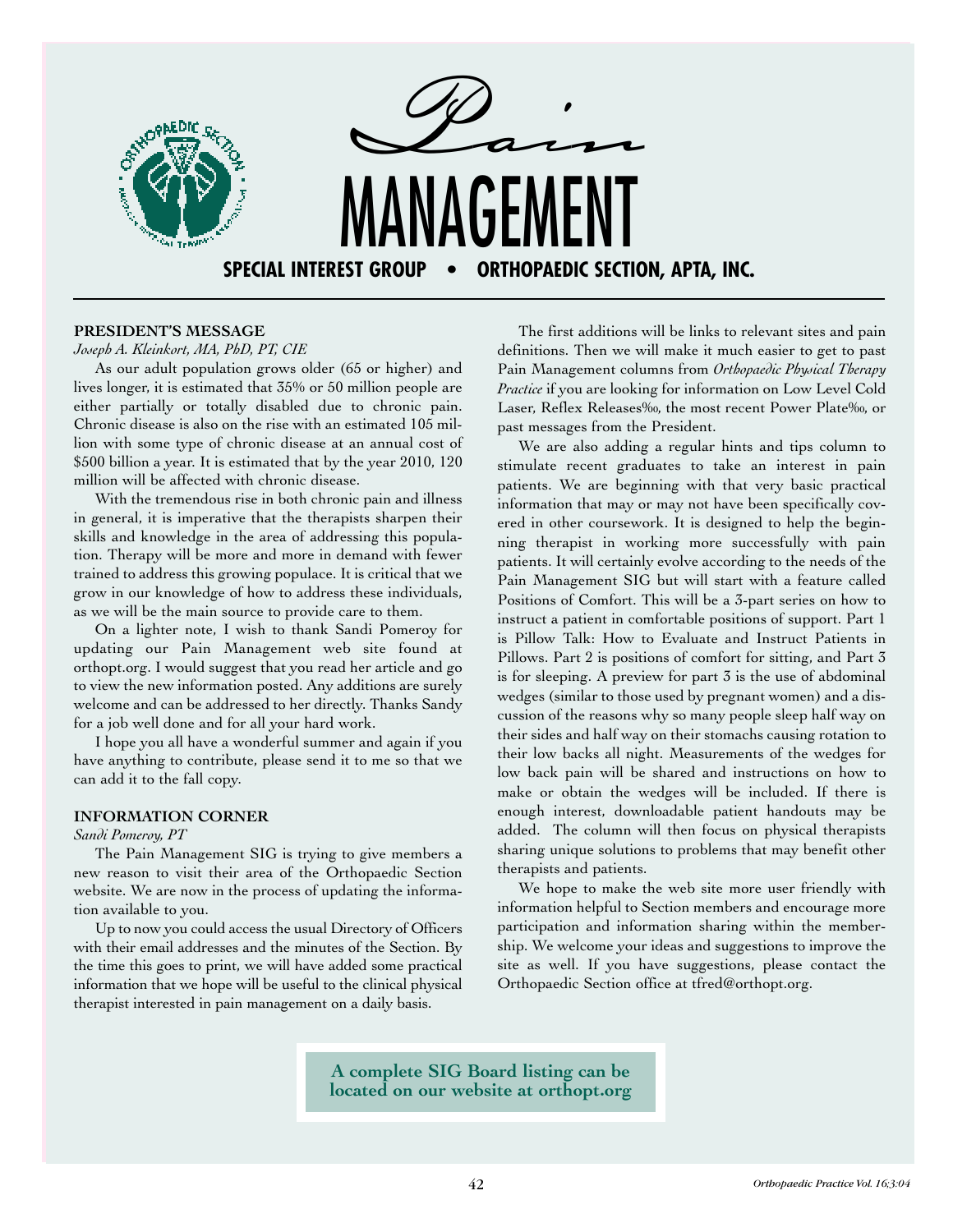# Pain MANAGEMENT

**SPECIAL INTEREST GROUP • ORTHOPAEDIC SECTION, APTA, INC.**

## PRESIDENT'S MESSAGE

*Joseph A. Kleinkort, MA, PhD, PT, CIE*

As our adult population grows older (65 or higher) and lives longer, it is estimated that 35% or 50 million people are either partially or totally disabled due to chronic pain. Chronic disease is also on the rise with an estimated 105 million with some type of chronic disease at an annual cost of $500 billion a year. It is estimated that by the year 2010, 120 million will be affected with chronic disease.

With the tremendous rise in both chronic pain and illness in general, it is imperative that the therapists sharpen their skills and knowledge in the area of addressing this population. Therapy will be more and more in demand with fewer trained to address this growing populace. It is critical that we grow in our knowledge of how to address these individuals, as we will be the main source to provide care to them.

On a lighter note, I wish to thank Sandi Pomeroy for updating our Pain Management web site found at orthopt.org. I would suggest that you read her article and go to view the new information posted. Any additions are surely welcome and can be addressed to her directly. Thanks Sandy for a job well done and for all your hard work.

I hope you all have a wonderful summer and again if you have anything to contribute, please send it to me so that we can add it to the fall copy.

## INFORMATION CORNER

*Sandi Pomeroy, PT*

The Pain Management SIG is trying to give members a new reason to visit their area of the Orthopaedic Section website. We are now in the process of updating the information available to you.

Up to now you could access the usual Directory of Officers with their email addresses and the minutes of the Section. By the time this goes to print, we will have added some practical information that we hope will be useful to the clinical physical therapist interested in pain management on a daily basis.

The first additions will be links to relevant sites and pain definitions. Then we will make it much easier to get to past Pain Management columns from *Orthopaedic Physical Therapy Practice* if you are looking for information on Low Level Cold Laser, Reflex Releases‰, the most recent Power Plate‰, or past messages from the President.

We are also adding a regular hints and tips column to stimulate recent graduates to take an interest in pain patients. We are beginning with that very basic practical information that may or may not have been specifically covered in other coursework. It is designed to help the beginning therapist in working more successfully with pain patients. It will certainly evolve according to the needs of the Pain Management SIG but will start with a feature called Positions of Comfort. This will be a 3-part series on how to instruct a patient in comfortable positions of support. Part 1 is Pillow Talk: How to Evaluate and Instruct Patients in Pillows. Part 2 is positions of comfort for sitting, and Part 3 is for sleeping. A preview for part 3 is the use of abdominal wedges (similar to those used by pregnant women) and a discussion of the reasons why so many people sleep half way on their sides and half way on their stomachs causing rotation to their low backs all night. Measurements of the wedges for low back pain will be shared and instructions on how to make or obtain the wedges will be included. If there is enough interest, downloadable patient handouts may be added. The column will then focus on physical therapists sharing unique solutions to problems that may benefit other therapists and patients.

We hope to make the web site more user friendly with information helpful to Section members and encourage more participation and information sharing within the membership. We welcome your ideas and suggestions to improve the site as well. If you have suggestions, please contact the Orthopaedic Section office at tfred@orthopt.org.

**A complete SIG Board listing can be located on our website at orthopt.org**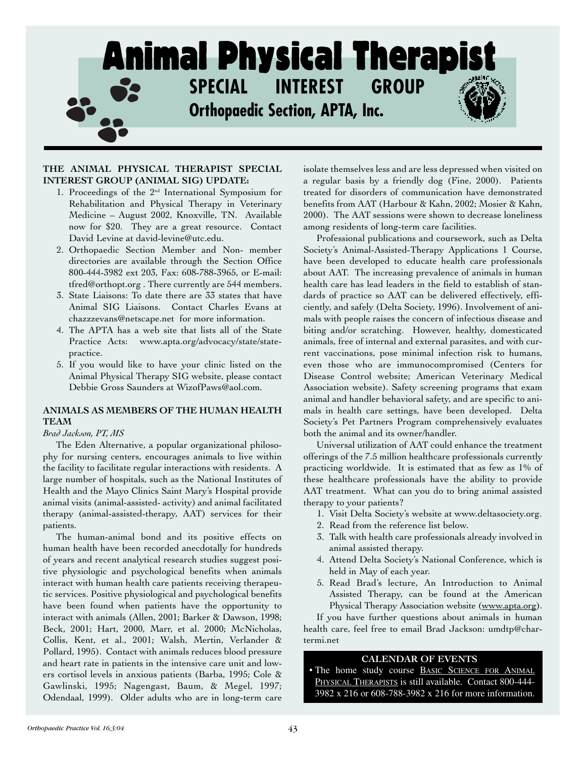# Animal Physical Therapist

## SPECIAL INTEREST GROUP

### Orthopaedic Section, APTA, Inc.

**THE ANIMAL PHYSICAL THERAPIST SPECIAL INTEREST GROUP (ANIMAL SIG) UPDATE:**

1. Proceedings of the 2nd International Symposium for Rehabilitation and Physical Therapy in Veterinary Medicine – August 2002, Knoxville, TN. Available now for $20. They are a great resource. Contact David Levine at david-levine@utc.edu.
2. Orthopaedic Section Member and Non- member directories are available through the Section Office 800-444-3982 ext 203, Fax: 608-788-3965, or E-mail: tfred@orthopt.org . There currently are 544 members.
3. State Liaisons: To date there are 33 states that have Animal SIG Liaisons. Contact Charles Evans at chazzzevans@netscape.net for more information.
4. The APTA has a web site that lists all of the State Practice Acts: www.apta.org/advocacy/state/state-practice.
5. If you would like to have your clinic listed on the Animal Physical Therapy SIG website, please contact Debbie Gross Saunders at WizofPaws@aol.com.

**ANIMALS AS MEMBERS OF THE HUMAN HEALTH TEAM**

*Brad Jackson, PT, MS*

The Eden Alternative, a popular organizational philosophy for nursing centers, encourages animals to live within the facility to facilitate regular interactions with residents. A large number of hospitals, such as the National Institutes of Health and the Mayo Clinics Saint Mary's Hospital provide animal visits (animal-assisted- activity) and animal facilitated therapy (animal-assisted-therapy, AAT) services for their patients.

The human-animal bond and its positive effects on human health have been recorded anecdotally for hundreds of years and recent analytical research studies suggest positive physiologic and psychological benefits when animals interact with human health care patients receiving therapeutic services. Positive physiological and psychological benefits have been found when patients have the opportunity to interact with animals (Allen, 2001; Barker & Dawson, 1998; Beck, 2001; Hart, 2000, Marr, et al. 2000; McNicholas, Collis, Kent, et al., 2001; Walsh, Mertin, Verlander & Pollard, 1995). Contact with animals reduces blood pressure and heart rate in patients in the intensive care unit and lowers cortisol levels in anxious patients (Barba, 1995; Cole & Gawlinski, 1995; Nagengast, Baum, & Megel, 1997; Odendaal, 1999). Older adults who are in long-term care isolate themselves less and are less depressed when visited on a regular basis by a friendly dog (Fine, 2000). Patients treated for disorders of communication have demonstrated benefits from AAT (Harbour & Kahn, 2002; Mosier & Kahn, 2000). The AAT sessions were shown to decrease loneliness among residents of long-term care facilities.

Professional publications and coursework, such as Delta Society's Animal-Assisted-Therapy Applications 1 Course, have been developed to educate health care professionals about AAT. The increasing prevalence of animals in human health care has lead leaders in the field to establish of standards of practice so AAT can be delivered effectively, efficiently, and safely (Delta Society, 1996). Involvement of animals with people raises the concern of infectious disease and biting and/or scratching. However, healthy, domesticated animals, free of internal and external parasites, and with current vaccinations, pose minimal infection risk to humans, even those who are immunocompromised (Centers for Disease Control website; American Veterinary Medical Association website). Safety screening programs that exam animal and handler behavioral safety, and are specific to animals in health care settings, have been developed. Delta Society's Pet Partners Program comprehensively evaluates both the animal and its owner/handler.

Universal utilization of AAT could enhance the treatment offerings of the 7.5 million healthcare professionals currently practicing worldwide. It is estimated that as few as 1% of these healthcare professionals have the ability to provide AAT treatment. What can you do to bring animal assisted therapy to your patients?

1. Visit Delta Society's website at www.deltasociety.org.
2. Read from the reference list below.
3. Talk with health care professionals already involved in animal assisted therapy.
4. Attend Delta Society's National Conference, which is held in May of each year.
5. Read Brad's lecture, An Introduction to Animal Assisted Therapy, can be found at the American Physical Therapy Association website (www.apta.org).

If you have further questions about animals in human health care, feel free to email Brad Jackson: umdtp@chartermi.net

**CALENDAR OF EVENTS**

- The home study course Basic Science for Animal Physical Therapists is still available. Contact 800-444-3982 x 216 or 608-788-3982 x 216 for more information.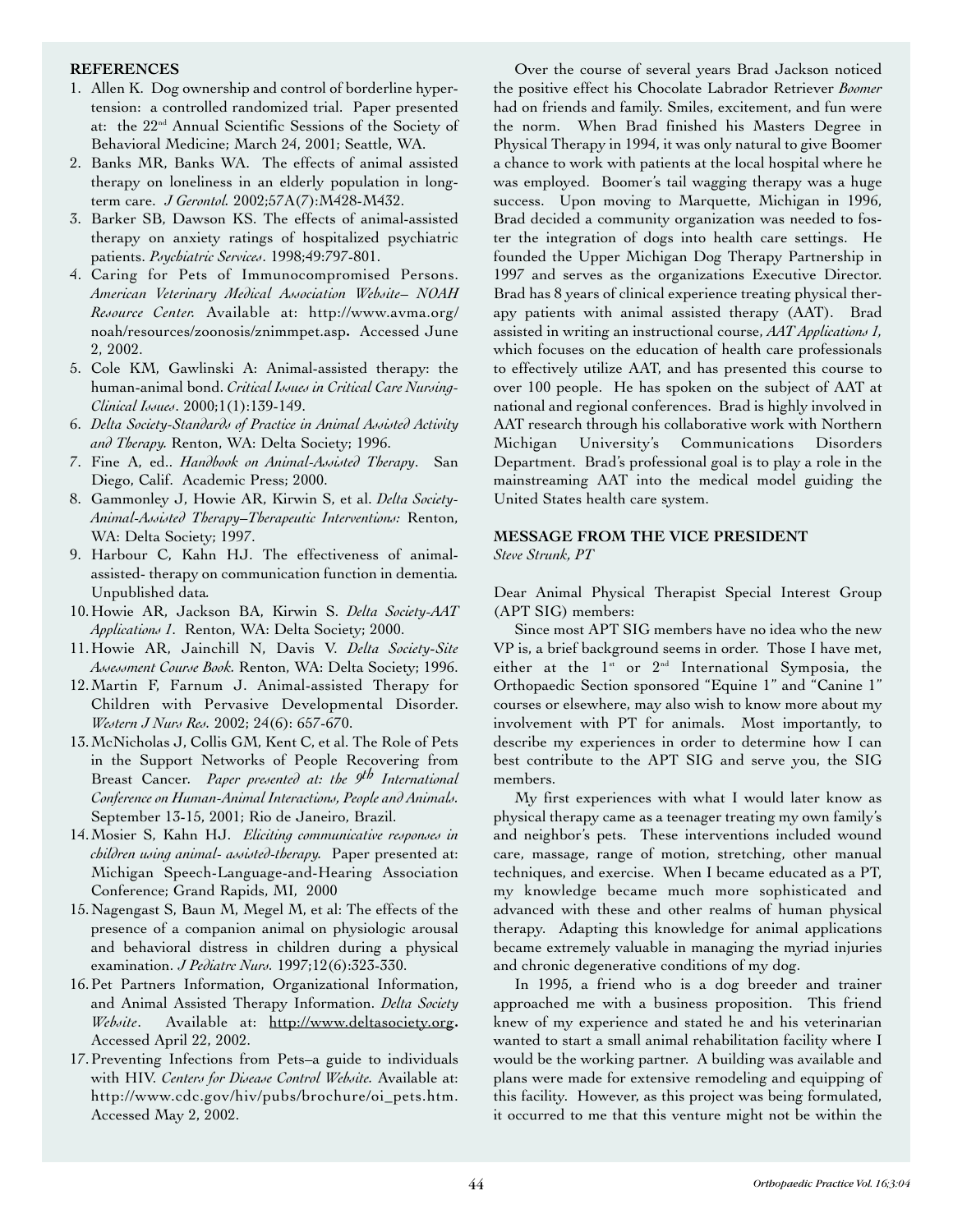## REFERENCES

1. Allen K. Dog ownership and control of borderline hypertension: a controlled randomized trial. Paper presented at: the 22nd Annual Scientific Sessions of the Society of Behavioral Medicine; March 24, 2001; Seattle, WA.
2. Banks MR, Banks WA. The effects of animal assisted therapy on loneliness in an elderly population in long-term care. *J Gerontol.* 2002;57A(7):M428-M432.
3. Barker SB, Dawson KS. The effects of animal-assisted therapy on anxiety ratings of hospitalized psychiatric patients. *Psychiatric Services*. 1998;49:797-801.
4. Caring for Pets of Immunocompromised Persons. *American Veterinary Medical Association Website– NOAH Resource Center.* Available at: http://www.avma.org/noah/resources/zoonosis/znimmpet.asp**.** Accessed June 2, 2002.
5. Cole KM, Gawlinski A: Animal-assisted therapy: the human-animal bond. *Critical Issues in Critical Care Nursing-Clinical Issues*. 2000;1(1):139-149.
6. *Delta Society-Standards of Practice in Animal Assisted Activity and Therapy.* Renton, WA: Delta Society; 1996.
7. Fine A, ed.. *Handbook on Animal-Assisted Therapy*. San Diego, Calif. Academic Press; 2000.
8. Gammonley J, Howie AR, Kirwin S, et al. *Delta Society-Animal-Assisted Therapy–Therapeutic Interventions:* Renton, WA: Delta Society; 1997.
9. Harbour C, Kahn HJ. The effectiveness of animal-assisted- therapy on communication function in dementia*.* Unpublished data*.*
10. Howie AR, Jackson BA, Kirwin S. *Delta Society-AAT Applications 1*. Renton, WA: Delta Society; 2000.
11. Howie AR, Jainchill N, Davis V. *Delta Society-Site Assessment Course Book.* Renton, WA: Delta Society; 1996.
12. Martin F, Farnum J. Animal-assisted Therapy for Children with Pervasive Developmental Disorder. *Western J Nurs Res.* 2002; 24(6): 657-670.
13. McNicholas J, Collis GM, Kent C, et al. The Role of Pets in the Support Networks of People Recovering from Breast Cancer. *Paper presented at: the 9th International Conference on Human-Animal Interactions, People and Animals.* September 13-15, 2001; Rio de Janeiro, Brazil.
14. Mosier S, Kahn HJ. *Eliciting communicative responses in children using animal- assisted-therapy*. Paper presented at: Michigan Speech-Language-and-Hearing Association Conference; Grand Rapids, MI, 2000
15. Nagengast S, Baun M, Megel M, et al: The effects of the presence of a companion animal on physiologic arousal and behavioral distress in children during a physical examination. *J Pediatrc Nurs.* 1997;12(6):323-330.
16. Pet Partners Information, Organizational Information, and Animal Assisted Therapy Information. *Delta Society Website*. Available at: http://www.deltasociety.org**.** Accessed April 22, 2002.
17. Preventing Infections from Pets–a guide to individuals with HIV. *Centers for Disease Control Website.* Available at: http://www.cdc.gov/hiv/pubs/brochure/oi_pets.htm. Accessed May 2, 2002.

Over the course of several years Brad Jackson noticed the positive effect his Chocolate Labrador Retriever *Boomer* had on friends and family. Smiles, excitement, and fun were the norm. When Brad finished his Masters Degree in Physical Therapy in 1994, it was only natural to give Boomer a chance to work with patients at the local hospital where he was employed. Boomer's tail wagging therapy was a huge success. Upon moving to Marquette, Michigan in 1996, Brad decided a community organization was needed to foster the integration of dogs into health care settings. He founded the Upper Michigan Dog Therapy Partnership in 1997 and serves as the organizations Executive Director. Brad has 8 years of clinical experience treating physical therapy patients with animal assisted therapy (AAT). Brad assisted in writing an instructional course, *AAT Applications 1,* which focuses on the education of health care professionals to effectively utilize AAT, and has presented this course to over 100 people. He has spoken on the subject of AAT at national and regional conferences. Brad is highly involved in AAT research through his collaborative work with Northern Michigan University's Communications Disorders Department. Brad's professional goal is to play a role in the mainstreaming AAT into the medical model guiding the United States health care system.

## MESSAGE FROM THE VICE PRESIDENT

*Steve Strunk, PT*

Dear Animal Physical Therapist Special Interest Group (APT SIG) members:

Since most APT SIG members have no idea who the new VP is, a brief background seems in order. Those I have met, either at the 1st or 2nd International Symposia, the Orthopaedic Section sponsored "Equine 1" and "Canine 1" courses or elsewhere, may also wish to know more about my involvement with PT for animals. Most importantly, to describe my experiences in order to determine how I can best contribute to the APT SIG and serve you, the SIG members.

My first experiences with what I would later know as physical therapy came as a teenager treating my own family's and neighbor's pets. These interventions included wound care, massage, range of motion, stretching, other manual techniques, and exercise. When I became educated as a PT, my knowledge became much more sophisticated and advanced with these and other realms of human physical therapy. Adapting this knowledge for animal applications became extremely valuable in managing the myriad injuries and chronic degenerative conditions of my dog.

In 1995, a friend who is a dog breeder and trainer approached me with a business proposition. This friend knew of my experience and stated he and his veterinarian wanted to start a small animal rehabilitation facility where I would be the working partner. A building was available and plans were made for extensive remodeling and equipping of this facility. However, as this project was being formulated, it occurred to me that this venture might not be within the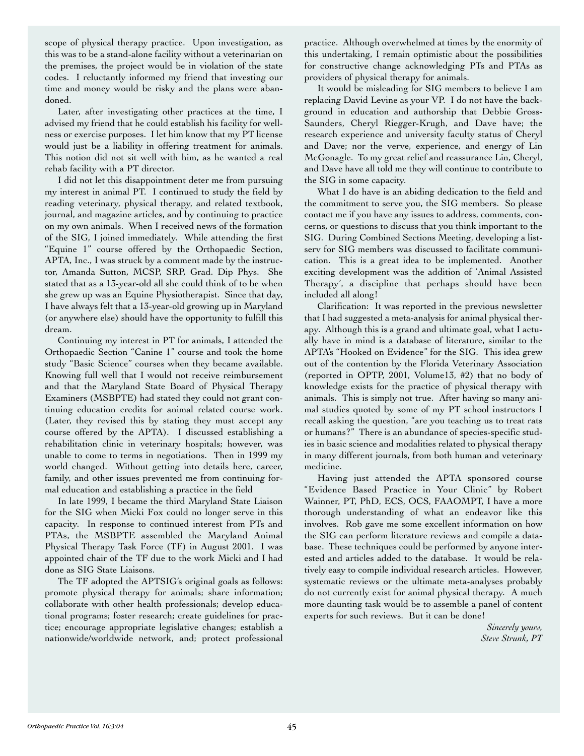scope of physical therapy practice. Upon investigation, as this was to be a stand-alone facility without a veterinarian on the premises, the project would be in violation of the state codes. I reluctantly informed my friend that investing our time and money would be risky and the plans were abandoned.

Later, after investigating other practices at the time, I advised my friend that he could establish his facility for wellness or exercise purposes. I let him know that my PT license would just be a liability in offering treatment for animals. This notion did not sit well with him, as he wanted a real rehab facility with a PT director.

I did not let this disappointment deter me from pursuing my interest in animal PT. I continued to study the field by reading veterinary, physical therapy, and related textbook, journal, and magazine articles, and by continuing to practice on my own animals. When I received news of the formation of the SIG, I joined immediately. While attending the first "Equine 1" course offered by the Orthopaedic Section, APTA, Inc., I was struck by a comment made by the instructor, Amanda Sutton, MCSP, SRP, Grad. Dip Phys. She stated that as a 13-year-old all she could think of to be when she grew up was an Equine Physiotherapist. Since that day, I have always felt that a 13-year-old growing up in Maryland (or anywhere else) should have the opportunity to fulfill this dream.

Continuing my interest in PT for animals, I attended the Orthopaedic Section "Canine 1" course and took the home study "Basic Science" courses when they became available. Knowing full well that I would not receive reimbursement and that the Maryland State Board of Physical Therapy Examiners (MSBPTE) had stated they could not grant continuing education credits for animal related course work. (Later, they revised this by stating they must accept any course offered by the APTA). I discussed establishing a rehabilitation clinic in veterinary hospitals; however, was unable to come to terms in negotiations. Then in 1999 my world changed. Without getting into details here, career, family, and other issues prevented me from continuing formal education and establishing a practice in the field

In late 1999, I became the third Maryland State Liaison for the SIG when Micki Fox could no longer serve in this capacity. In response to continued interest from PTs and PTAs, the MSBPTE assembled the Maryland Animal Physical Therapy Task Force (TF) in August 2001. I was appointed chair of the TF due to the work Micki and I had done as SIG State Liaisons.

The TF adopted the APTSIG's original goals as follows: promote physical therapy for animals; share information; collaborate with other health professionals; develop educational programs; foster research; create guidelines for practice; encourage appropriate legislative changes; establish a nationwide/worldwide network, and; protect professional practice. Although overwhelmed at times by the enormity of this undertaking, I remain optimistic about the possibilities for constructive change acknowledging PTs and PTAs as providers of physical therapy for animals.

It would be misleading for SIG members to believe I am replacing David Levine as your VP. I do not have the background in education and authorship that Debbie Gross-Saunders, Cheryl Riegger-Krugh, and Dave have; the research experience and university faculty status of Cheryl and Dave; nor the verve, experience, and energy of Lin McGonagle. To my great relief and reassurance Lin, Cheryl, and Dave have all told me they will continue to contribute to the SIG in some capacity.

What I do have is an abiding dedication to the field and the commitment to serve you, the SIG members. So please contact me if you have any issues to address, comments, concerns, or questions to discuss that you think important to the SIG. During Combined Sections Meeting, developing a listserv for SIG members was discussed to facilitate communication. This is a great idea to be implemented. Another exciting development was the addition of 'Animal Assisted Therapy', a discipline that perhaps should have been included all along!

Clarification: It was reported in the previous newsletter that I had suggested a meta-analysis for animal physical therapy. Although this is a grand and ultimate goal, what I actually have in mind is a database of literature, similar to the APTA's "Hooked on Evidence" for the SIG. This idea grew out of the contention by the Florida Veterinary Association (reported in OPTP, 2001, Volume13, #2) that no body of knowledge exists for the practice of physical therapy with animals. This is simply not true. After having so many animal studies quoted by some of my PT school instructors I recall asking the question, "are you teaching us to treat rats or humans?" There is an abundance of species-specific studies in basic science and modalities related to physical therapy in many different journals, from both human and veterinary medicine.

Having just attended the APTA sponsored course "Evidence Based Practice in Your Clinic" by Robert Wainner, PT, PhD, ECS, OCS, FAAOMPT, I have a more thorough understanding of what an endeavor like this involves. Rob gave me some excellent information on how the SIG can perform literature reviews and compile a database. These techniques could be performed by anyone interested and articles added to the database. It would be relatively easy to compile individual research articles. However, systematic reviews or the ultimate meta-analyses probably do not currently exist for animal physical therapy. A much more daunting task would be to assemble a panel of content experts for such reviews. But it can be done!

*Sincerely yours,*
*Steve Strunk, PT*